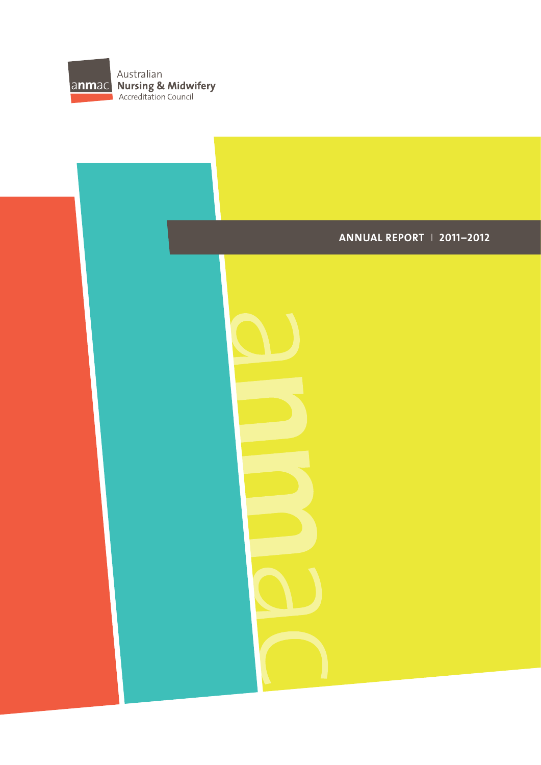anmac Australian Nursing & Midwifery Accreditation Council

# ANNUAL REPORT | 2011–2012

anmac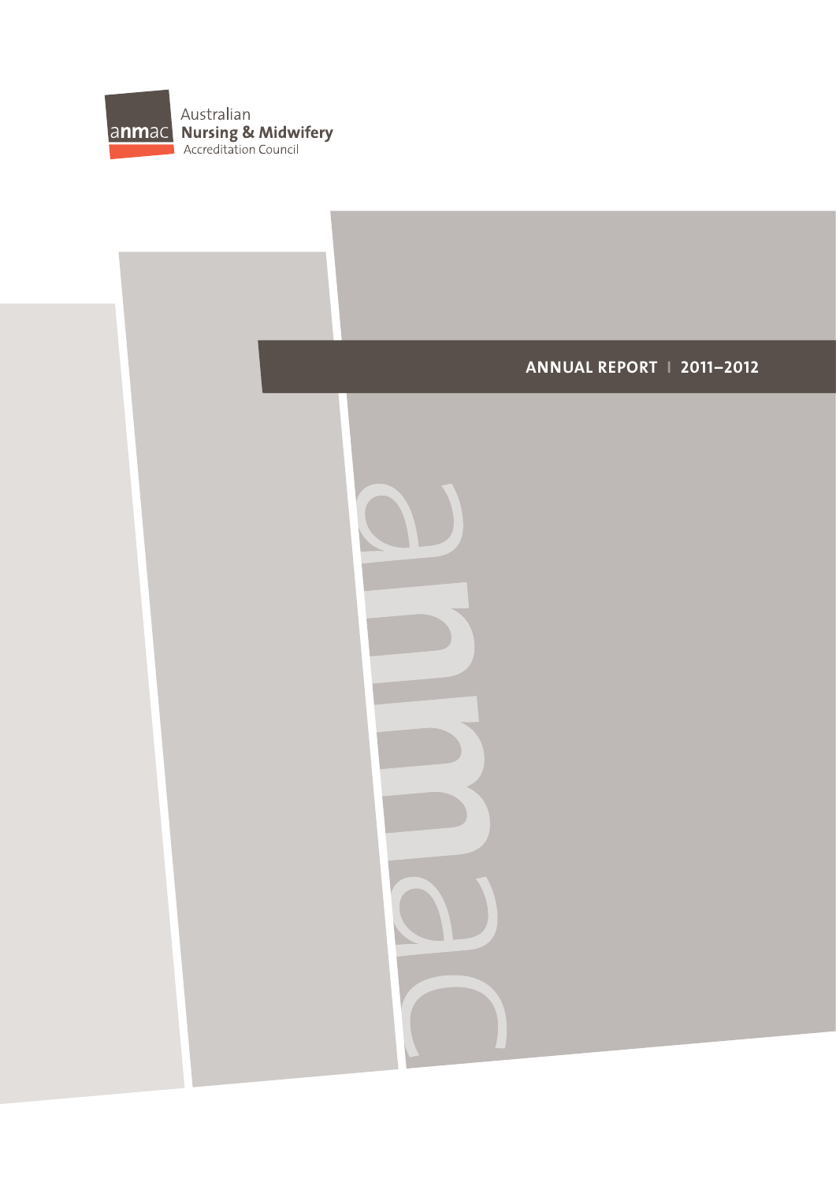anmac Australian Nursing & Midwifery Accreditation Council

# ANNUAL REPORT | 2011–2012

anmac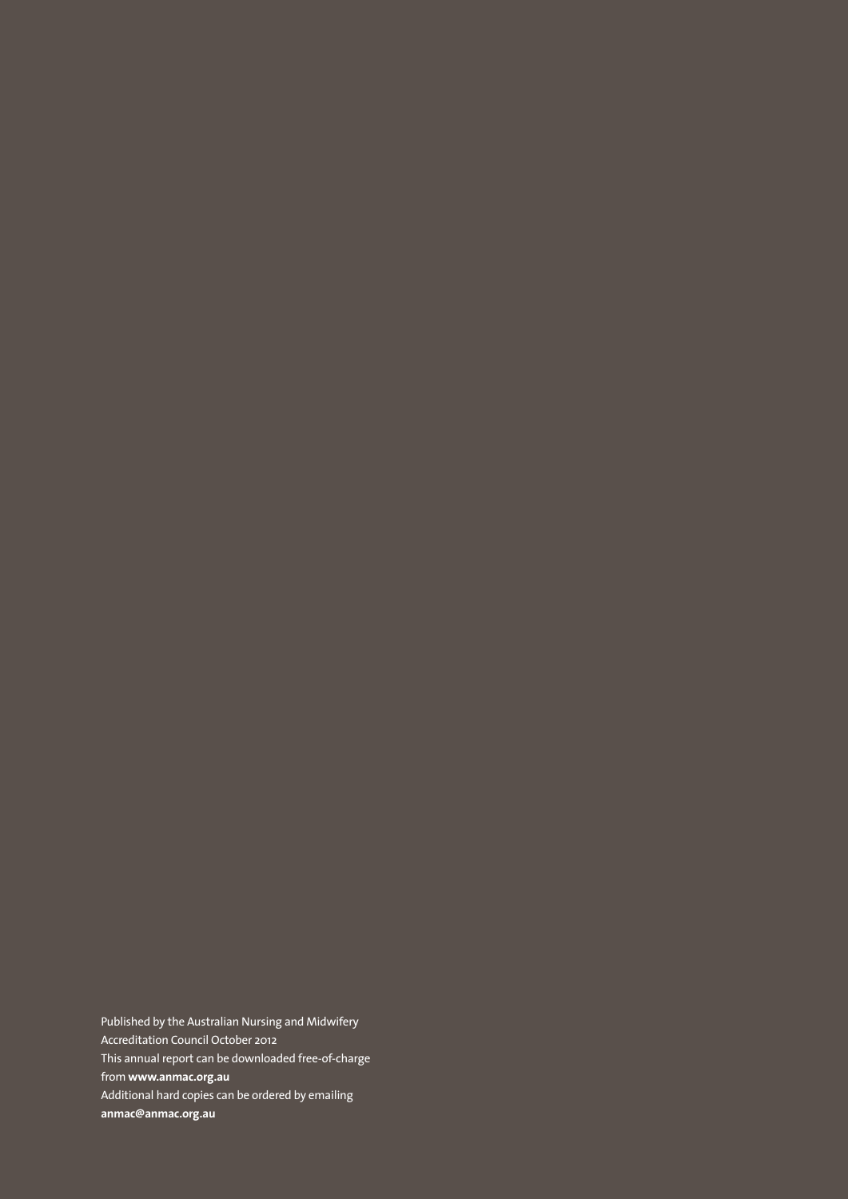Published by the Australian Nursing and Midwifery Accreditation Council October 2012

This annual report can be downloaded free-of-charge from **www.anmac.org.au**

Additional hard copies can be ordered by emailing **anmac@anmac.org.au**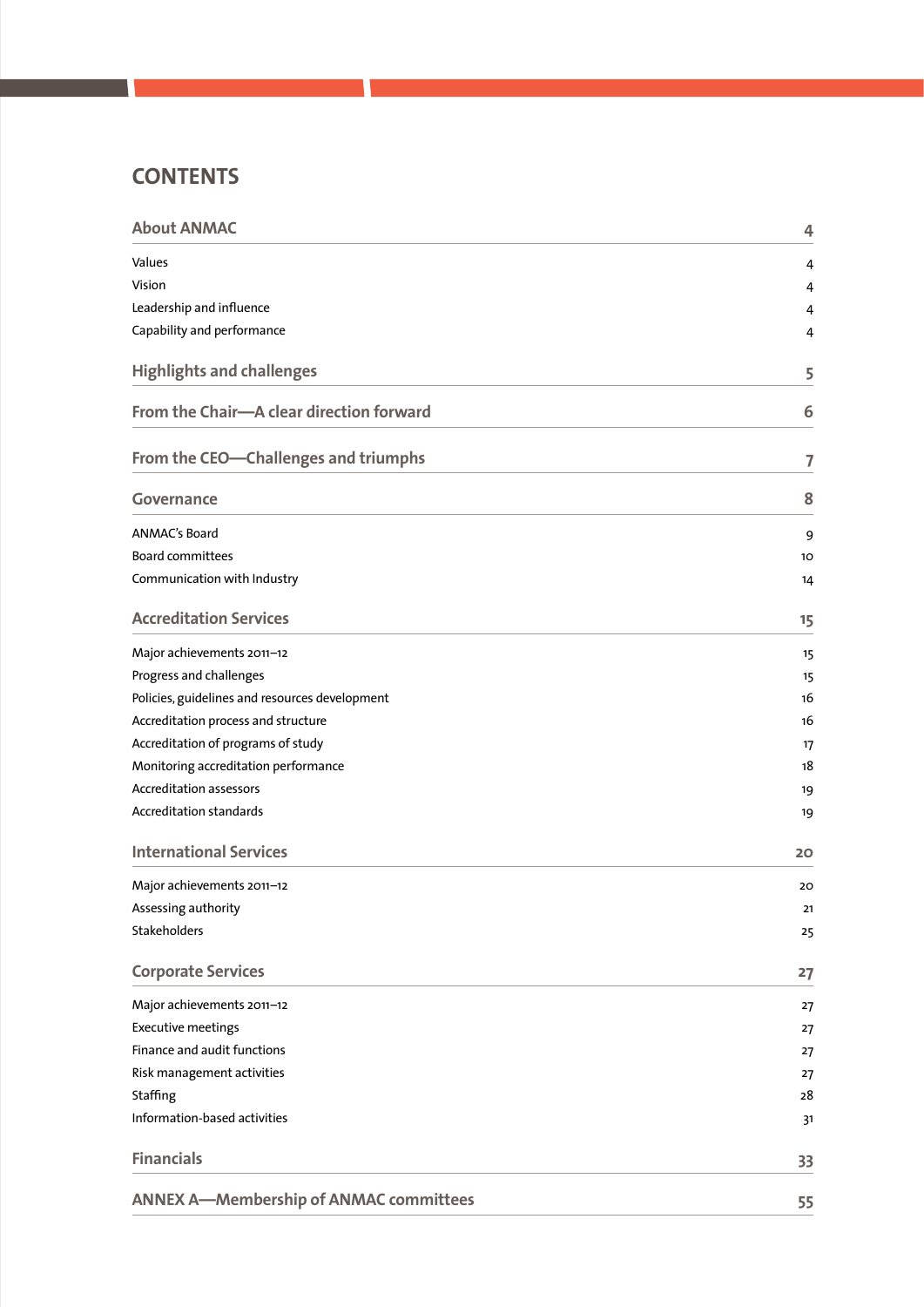# CONTENTS

| | |
|---|---|
| **About ANMAC** | **4** |
| Values | 4 |
| Vision | 4 |
| Leadership and influence | 4 |
| Capability and performance | 4 |
| **Highlights and challenges** | **5** |
| **From the Chair—A clear direction forward** | **6** |
| **From the CEO—Challenges and triumphs** | **7** |
| **Governance** | **8** |
| ANMAC's Board | 9 |
| Board committees | 10 |
| Communication with Industry | 14 |
| **Accreditation Services** | **15** |
| Major achievements 2011–12 | 15 |
| Progress and challenges | 15 |
| Policies, guidelines and resources development | 16 |
| Accreditation process and structure | 16 |
| Accreditation of programs of study | 17 |
| Monitoring accreditation performance | 18 |
| Accreditation assessors | 19 |
| Accreditation standards | 19 |
| **International Services** | **20** |
| Major achievements 2011–12 | 20 |
| Assessing authority | 21 |
| Stakeholders | 25 |
| **Corporate Services** | **27** |
| Major achievements 2011–12 | 27 |
| Executive meetings | 27 |
| Finance and audit functions | 27 |
| Risk management activities | 27 |
| Staffing | 28 |
| Information-based activities | 31 |
| **Financials** | **33** |
| **ANNEX A—Membership of ANMAC committees** | **55** |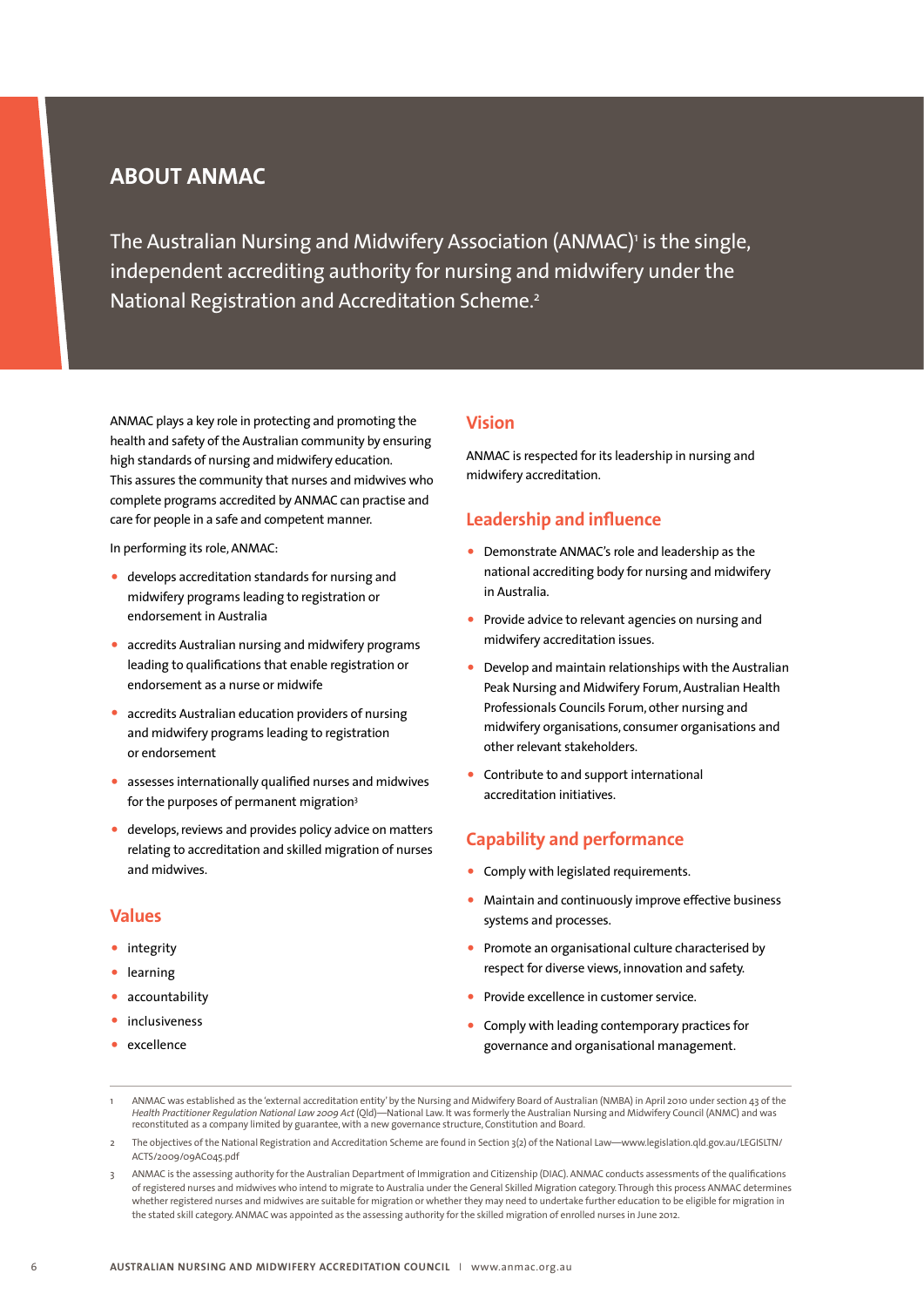# ABOUT ANMAC

The Australian Nursing and Midwifery Association (ANMAC)[1] is the single, independent accrediting authority for nursing and midwifery under the National Registration and Accreditation Scheme.[2]

ANMAC plays a key role in protecting and promoting the health and safety of the Australian community by ensuring high standards of nursing and midwifery education. This assures the community that nurses and midwives who complete programs accredited by ANMAC can practise and care for people in a safe and competent manner.

In performing its role, ANMAC:

- develops accreditation standards for nursing and midwifery programs leading to registration or endorsement in Australia
- accredits Australian nursing and midwifery programs leading to qualifications that enable registration or endorsement as a nurse or midwife
- accredits Australian education providers of nursing and midwifery programs leading to registration or endorsement
- assesses internationally qualified nurses and midwives for the purposes of permanent migration[3]
- develops, reviews and provides policy advice on matters relating to accreditation and skilled migration of nurses and midwives.

## Values

- integrity
- learning
- accountability
- inclusiveness
- excellence

## Vision

ANMAC is respected for its leadership in nursing and midwifery accreditation.

## Leadership and influence

- Demonstrate ANMAC's role and leadership as the national accrediting body for nursing and midwifery in Australia.
- Provide advice to relevant agencies on nursing and midwifery accreditation issues.
- Develop and maintain relationships with the Australian Peak Nursing and Midwifery Forum, Australian Health Professionals Councils Forum, other nursing and midwifery organisations, consumer organisations and other relevant stakeholders.
- Contribute to and support international accreditation initiatives.

## Capability and performance

- Comply with legislated requirements.
- Maintain and continuously improve effective business systems and processes.
- Promote an organisational culture characterised by respect for diverse views, innovation and safety.
- Provide excellence in customer service.
- Comply with leading contemporary practices for governance and organisational management.

---

1 ANMAC was established as the 'external accreditation entity' by the Nursing and Midwifery Board of Australian (NMBA) in April 2010 under section 43 of the *Health Practitioner Regulation National Law 2009 Act* (Qld)—National Law. It was formerly the Australian Nursing and Midwifery Council (ANMC) and was reconstituted as a company limited by guarantee, with a new governance structure, Constitution and Board.

2 The objectives of the National Registration and Accreditation Scheme are found in Section 3(2) of the National Law—www.legislation.qld.gov.au/LEGISLTN/ACTS/2009/09AC045.pdf

3 ANMAC is the assessing authority for the Australian Department of Immigration and Citizenship (DIAC). ANMAC conducts assessments of the qualifications of registered nurses and midwives who intend to migrate to Australia under the General Skilled Migration category. Through this process ANMAC determines whether registered nurses and midwives are suitable for migration or whether they may need to undertake further education to be eligible for migration in the stated skill category. ANMAC was appointed as the assessing authority for the skilled migration of enrolled nurses in June 2012.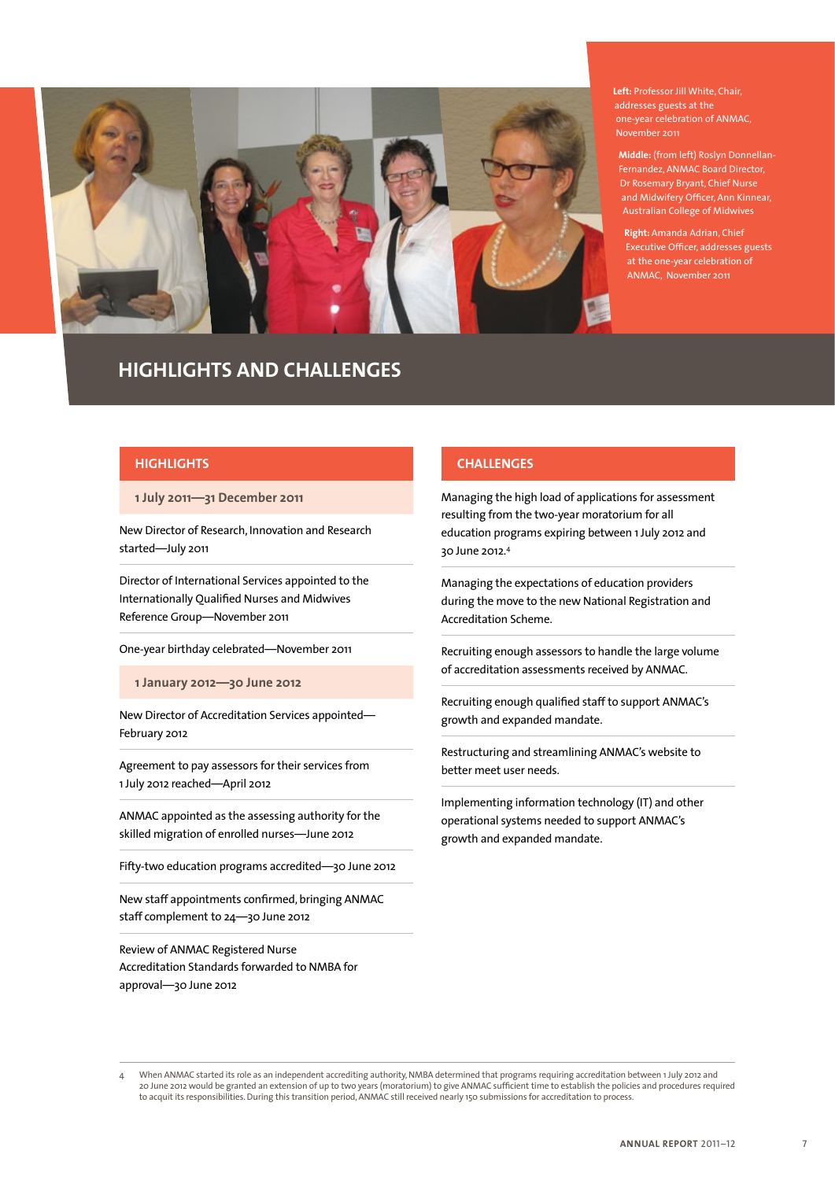Left: Professor Jill White, Chair, addresses guests at the one-year celebration of ANMAC, November 2011

Middle: (from left) Roslyn Donnellan-Fernandez, ANMAC Board Director, Dr Rosemary Bryant, Chief Nurse and Midwifery Officer, Ann Kinnear, Australian College of Midwives

Right: Amanda Adrian, Chief Executive Officer, addresses guests at the one-year celebration of ANMAC, November 2011

# HIGHLIGHTS AND CHALLENGES

## HIGHLIGHTS

### 1 July 2011—31 December 2011

New Director of Research, Innovation and Research started—July 2011

Director of International Services appointed to the Internationally Qualified Nurses and Midwives Reference Group—November 2011

One-year birthday celebrated—November 2011

### 1 January 2012—30 June 2012

New Director of Accreditation Services appointed—February 2012

Agreement to pay assessors for their services from 1 July 2012 reached—April 2012

ANMAC appointed as the assessing authority for the skilled migration of enrolled nurses—June 2012

Fifty-two education programs accredited—30 June 2012

New staff appointments confirmed, bringing ANMAC staff complement to 24—30 June 2012

Review of ANMAC Registered Nurse Accreditation Standards forwarded to NMBA for approval—30 June 2012

## CHALLENGES

Managing the high load of applications for assessment resulting from the two-year moratorium for all education programs expiring between 1 July 2012 and 30 June 2012.[4]

Managing the expectations of education providers during the move to the new National Registration and Accreditation Scheme.

Recruiting enough assessors to handle the large volume of accreditation assessments received by ANMAC.

Recruiting enough qualified staff to support ANMAC's growth and expanded mandate.

Restructuring and streamlining ANMAC's website to better meet user needs.

Implementing information technology (IT) and other operational systems needed to support ANMAC's growth and expanded mandate.

---

4 When ANMAC started its role as an independent accrediting authority, NMBA determined that programs requiring accreditation between 1 July 2012 and 20 June 2012 would be granted an extension of up to two years (moratorium) to give ANMAC sufficient time to establish the policies and procedures required to acquit its responsibilities. During this transition period, ANMAC still received nearly 150 submissions for accreditation to process.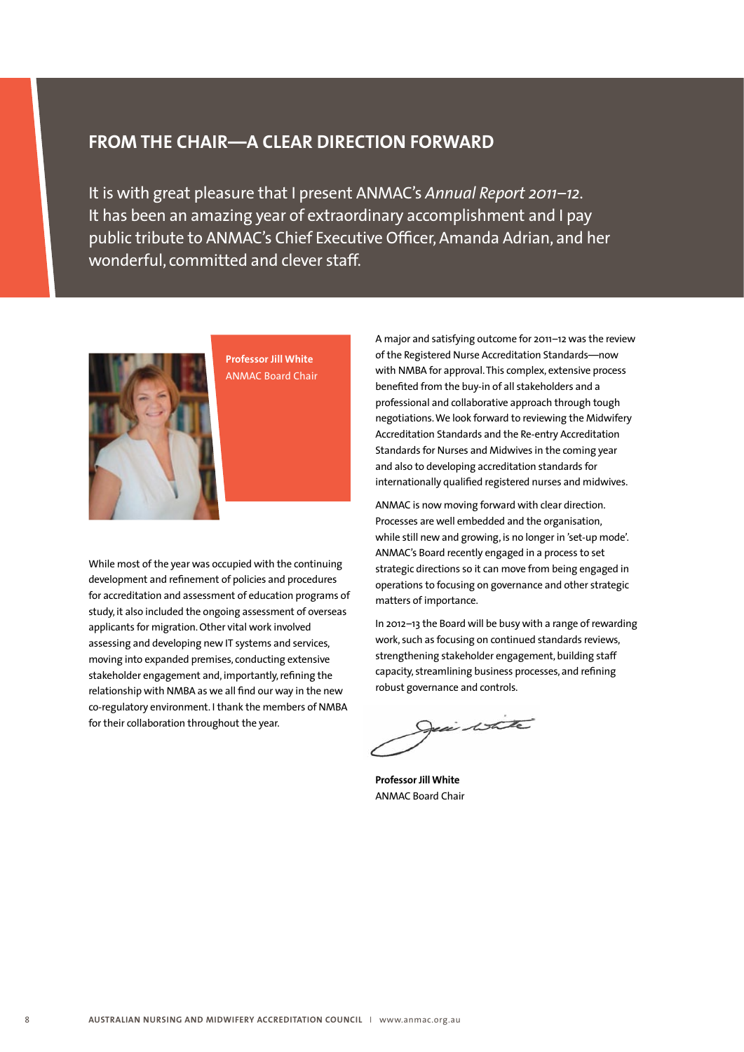## FROM THE CHAIR—A CLEAR DIRECTION FORWARD

It is with great pleasure that I present ANMAC's *Annual Report 2011–12*. It has been an amazing year of extraordinary accomplishment and I pay public tribute to ANMAC's Chief Executive Officer, Amanda Adrian, and her wonderful, committed and clever staff.

**Professor Jill White**
ANMAC Board Chair

While most of the year was occupied with the continuing development and refinement of policies and procedures for accreditation and assessment of education programs of study, it also included the ongoing assessment of overseas applicants for migration. Other vital work involved assessing and developing new IT systems and services, moving into expanded premises, conducting extensive stakeholder engagement and, importantly, refining the relationship with NMBA as we all find our way in the new co-regulatory environment. I thank the members of NMBA for their collaboration throughout the year.

A major and satisfying outcome for 2011–12 was the review of the Registered Nurse Accreditation Standards—now with NMBA for approval. This complex, extensive process benefited from the buy-in of all stakeholders and a professional and collaborative approach through tough negotiations. We look forward to reviewing the Midwifery Accreditation Standards and the Re-entry Accreditation Standards for Nurses and Midwives in the coming year and also to developing accreditation standards for internationally qualified registered nurses and midwives.

ANMAC is now moving forward with clear direction. Processes are well embedded and the organisation, while still new and growing, is no longer in 'set-up mode'. ANMAC's Board recently engaged in a process to set strategic directions so it can move from being engaged in operations to focusing on governance and other strategic matters of importance.

In 2012–13 the Board will be busy with a range of rewarding work, such as focusing on continued standards reviews, strengthening stakeholder engagement, building staff capacity, streamlining business processes, and refining robust governance and controls.

**Professor Jill White**
ANMAC Board Chair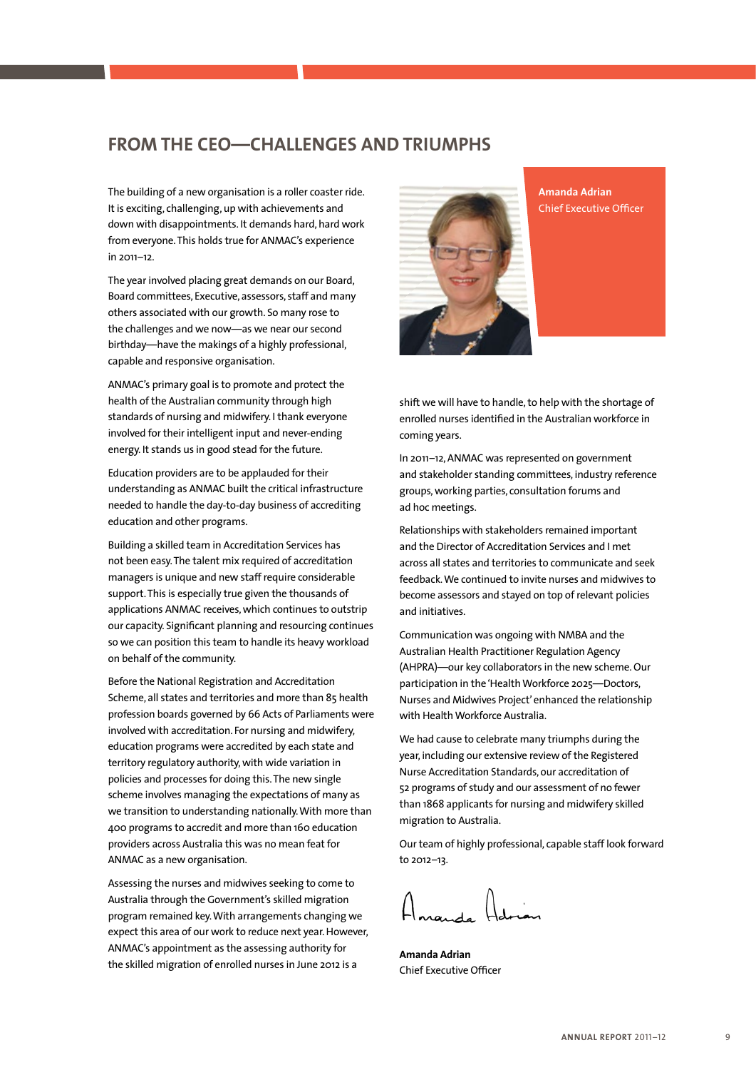# FROM THE CEO—CHALLENGES AND TRIUMPHS

**Amanda Adrian**
Chief Executive Officer

The building of a new organisation is a roller coaster ride. It is exciting, challenging, up with achievements and down with disappointments. It demands hard, hard work from everyone. This holds true for ANMAC's experience in 2011–12.

The year involved placing great demands on our Board, Board committees, Executive, assessors, staff and many others associated with our growth. So many rose to the challenges and we now—as we near our second birthday—have the makings of a highly professional, capable and responsive organisation.

ANMAC's primary goal is to promote and protect the health of the Australian community through high standards of nursing and midwifery. I thank everyone involved for their intelligent input and never-ending energy. It stands us in good stead for the future.

Education providers are to be applauded for their understanding as ANMAC built the critical infrastructure needed to handle the day-to-day business of accrediting education and other programs.

Building a skilled team in Accreditation Services has not been easy. The talent mix required of accreditation managers is unique and new staff require considerable support. This is especially true given the thousands of applications ANMAC receives, which continues to outstrip our capacity. Significant planning and resourcing continues so we can position this team to handle its heavy workload on behalf of the community.

Before the National Registration and Accreditation Scheme, all states and territories and more than 85 health profession boards governed by 66 Acts of Parliaments were involved with accreditation. For nursing and midwifery, education programs were accredited by each state and territory regulatory authority, with wide variation in policies and processes for doing this. The new single scheme involves managing the expectations of many as we transition to understanding nationally. With more than 400 programs to accredit and more than 160 education providers across Australia this was no mean feat for ANMAC as a new organisation.

Assessing the nurses and midwives seeking to come to Australia through the Government's skilled migration program remained key. With arrangements changing we expect this area of our work to reduce next year. However, ANMAC's appointment as the assessing authority for the skilled migration of enrolled nurses in June 2012 is a shift we will have to handle, to help with the shortage of enrolled nurses identified in the Australian workforce in coming years.

In 2011–12, ANMAC was represented on government and stakeholder standing committees, industry reference groups, working parties, consultation forums and ad hoc meetings.

Relationships with stakeholders remained important and the Director of Accreditation Services and I met across all states and territories to communicate and seek feedback. We continued to invite nurses and midwives to become assessors and stayed on top of relevant policies and initiatives.

Communication was ongoing with NMBA and the Australian Health Practitioner Regulation Agency (AHPRA)—our key collaborators in the new scheme. Our participation in the 'Health Workforce 2025—Doctors, Nurses and Midwives Project' enhanced the relationship with Health Workforce Australia.

We had cause to celebrate many triumphs during the year, including our extensive review of the Registered Nurse Accreditation Standards, our accreditation of 52 programs of study and our assessment of no fewer than 1868 applicants for nursing and midwifery skilled migration to Australia.

Our team of highly professional, capable staff look forward to 2012–13.

Amanda Adrian

**Amanda Adrian**
Chief Executive Officer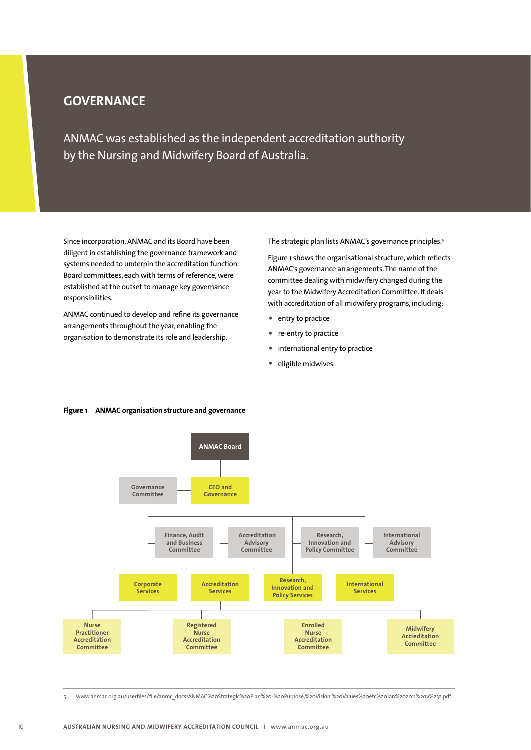# GOVERNANCE

ANMAC was established as the independent accreditation authority by the Nursing and Midwifery Board of Australia.

Since incorporation, ANMAC and its Board have been diligent in establishing the governance framework and systems needed to underpin the accreditation function. Board committees, each with terms of reference, were established at the outset to manage key governance responsibilities.

ANMAC continued to develop and refine its governance arrangements throughout the year, enabling the organisation to demonstrate its role and leadership.

The strategic plan lists ANMAC's governance principles.[5]

Figure 1 shows the organisational structure, which reflects ANMAC's governance arrangements. The name of the committee dealing with midwifery changed during the year to the Midwifery Accreditation Committee. It deals with accreditation of all midwifery programs, including:

- entry to practice
- re-entry to practice
- international entry to practice
- eligible midwives.

**Figure 1 ANMAC organisation structure and governance**

- ANMAC Board
  - CEO and Governance (with Governance Committee)
    - Finance, Audit and Business Committee
    - Accreditation Advisory Committee
    - Research, Innovation and Policy Committee
    - International Advisory Committee
    - Corporate Services
    - Accreditation Services
      - Nurse Practitioner Accreditation Committee
      - Registered Nurse Accreditation Committee
      - Enrolled Nurse Accreditation Committee
      - Midwifery Accreditation Committee
    - Research, Innovation and Policy Services
    - International Services

5 www.anmac.org.au/userfiles/file/anmc_docs/ANMAC%20Strategic%20Plan%20-%20Purpose,%20Vision,%20Values%20etc%20Jan%202011%20v%232.pdf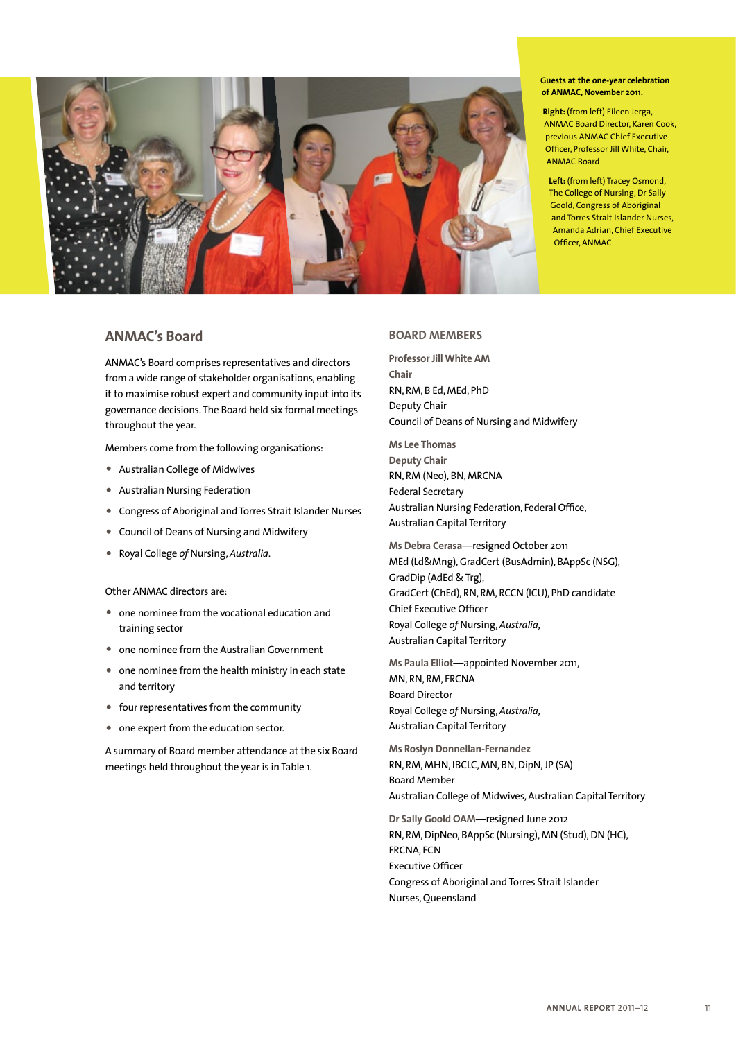**Guests at the one-year celebration of ANMAC, November 2011.**

**Right:** (from left) Eileen Jerga, ANMAC Board Director, Karen Cook, previous ANMAC Chief Executive Officer, Professor Jill White, Chair, ANMAC Board

**Left:** (from left) Tracey Osmond, The College of Nursing, Dr Sally Goold, Congress of Aboriginal and Torres Strait Islander Nurses, Amanda Adrian, Chief Executive Officer, ANMAC

## ANMAC's Board

ANMAC's Board comprises representatives and directors from a wide range of stakeholder organisations, enabling it to maximise robust expert and community input into its governance decisions. The Board held six formal meetings throughout the year.

Members come from the following organisations:

- Australian College of Midwives
- Australian Nursing Federation
- Congress of Aboriginal and Torres Strait Islander Nurses
- Council of Deans of Nursing and Midwifery
- Royal College *of* Nursing, *Australia*.

Other ANMAC directors are:

- one nominee from the vocational education and training sector
- one nominee from the Australian Government
- one nominee from the health ministry in each state and territory
- four representatives from the community
- one expert from the education sector.

A summary of Board member attendance at the six Board meetings held throughout the year is in Table 1.

## BOARD MEMBERS

**Professor Jill White AM**
**Chair**
RN, RM, B Ed, MEd, PhD
Deputy Chair
Council of Deans of Nursing and Midwifery

**Ms Lee Thomas**
**Deputy Chair**
RN, RM (Neo), BN, MRCNA
Federal Secretary
Australian Nursing Federation, Federal Office, Australian Capital Territory

**Ms Debra Cerasa**—resigned October 2011
MEd (Ld&Mng), GradCert (BusAdmin), BAppSc (NSG), GradDip (AdEd & Trg),
GradCert (ChEd), RN, RM, RCCN (ICU), PhD candidate
Chief Executive Officer
Royal College *of* Nursing, *Australia*,
Australian Capital Territory

**Ms Paula Elliot**—appointed November 2011,
MN, RN, RM, FRCNA
Board Director
Royal College *of* Nursing, *Australia*,
Australian Capital Territory

**Ms Roslyn Donnellan-Fernandez**
RN, RM, MHN, IBCLC, MN, BN, DipN, JP (SA)
Board Member
Australian College of Midwives, Australian Capital Territory

**Dr Sally Goold OAM**—resigned June 2012
RN, RM, DipNeo, BAppSc (Nursing), MN (Stud), DN (HC), FRCNA, FCN
Executive Officer
Congress of Aboriginal and Torres Strait Islander Nurses, Queensland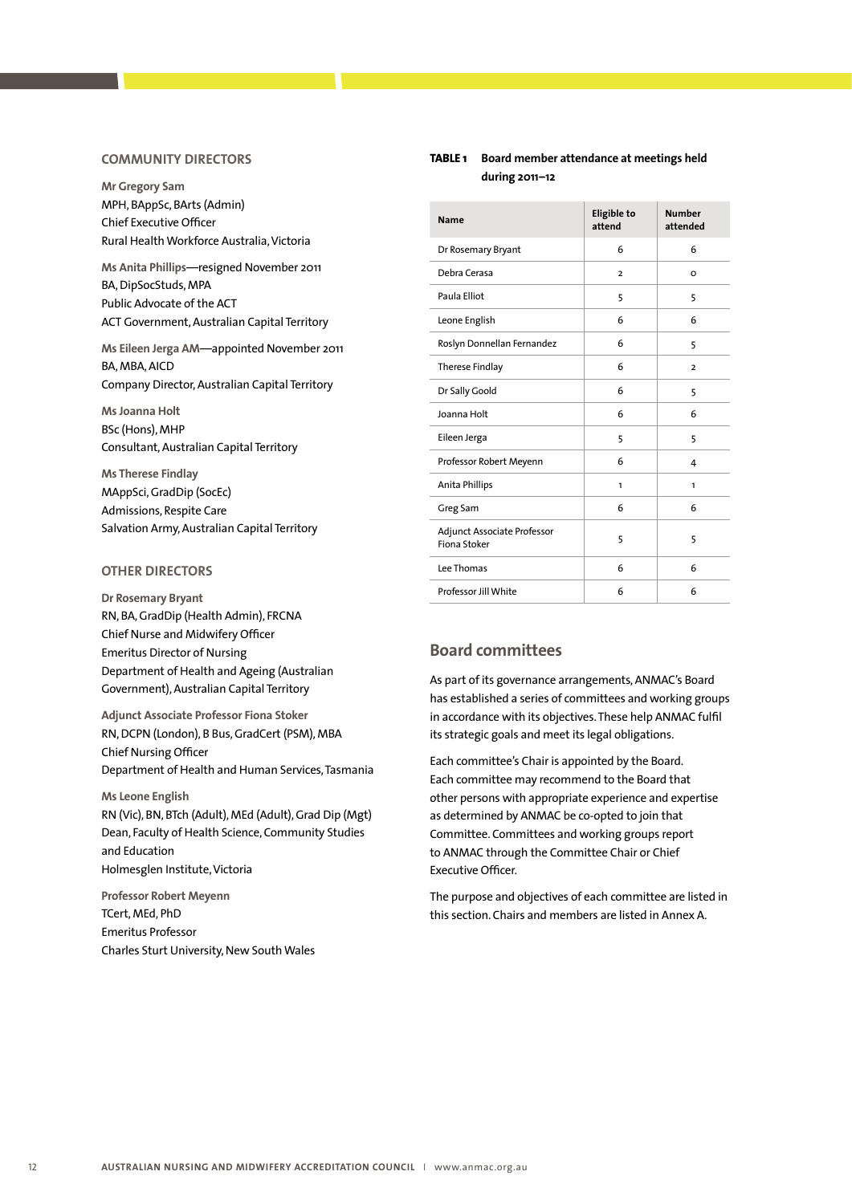### COMMUNITY DIRECTORS

**Mr Gregory Sam**
MPH, BAppSc, BArts (Admin)
Chief Executive Officer
Rural Health Workforce Australia, Victoria

**Ms Anita Phillips**—resigned November 2011
BA, DipSocStuds, MPA
Public Advocate of the ACT
ACT Government, Australian Capital Territory

**Ms Eileen Jerga AM**—appointed November 2011
BA, MBA, AICD
Company Director, Australian Capital Territory

**Ms Joanna Holt**
BSc (Hons), MHP
Consultant, Australian Capital Territory

**Ms Therese Findlay**
MAppSci, GradDip (SocEc)
Admissions, Respite Care
Salvation Army, Australian Capital Territory

### OTHER DIRECTORS

**Dr Rosemary Bryant**
RN, BA, GradDip (Health Admin), FRCNA
Chief Nurse and Midwifery Officer
Emeritus Director of Nursing
Department of Health and Ageing (Australian Government), Australian Capital Territory

**Adjunct Associate Professor Fiona Stoker**
RN, DCPN (London), B Bus, GradCert (PSM), MBA
Chief Nursing Officer
Department of Health and Human Services, Tasmania

**Ms Leone English**
RN (Vic), BN, BTch (Adult), MEd (Adult), Grad Dip (Mgt)
Dean, Faculty of Health Science, Community Studies and Education
Holmesglen Institute, Victoria

**Professor Robert Meyenn**
TCert, MEd, PhD
Emeritus Professor
Charles Sturt University, New South Wales

**TABLE 1** Board member attendance at meetings held during 2011–12

| Name | Eligible to attend | Number attended |
|---|---|---|
| Dr Rosemary Bryant | 6 | 6 |
| Debra Cerasa | 2 | 0 |
| Paula Elliot | 5 | 5 |
| Leone English | 6 | 6 |
| Roslyn Donnellan Fernandez | 6 | 5 |
| Therese Findlay | 6 | 2 |
| Dr Sally Goold | 6 | 5 |
| Joanna Holt | 6 | 6 |
| Eileen Jerga | 5 | 5 |
| Professor Robert Meyenn | 6 | 4 |
| Anita Phillips | 1 | 1 |
| Greg Sam | 6 | 6 |
| Adjunct Associate Professor Fiona Stoker | 5 | 5 |
| Lee Thomas | 6 | 6 |
| Professor Jill White | 6 | 6 |

## Board committees

As part of its governance arrangements, ANMAC's Board has established a series of committees and working groups in accordance with its objectives. These help ANMAC fulfil its strategic goals and meet its legal obligations.

Each committee's Chair is appointed by the Board. Each committee may recommend to the Board that other persons with appropriate experience and expertise as determined by ANMAC be co-opted to join that Committee. Committees and working groups report to ANMAC through the Committee Chair or Chief Executive Officer.

The purpose and objectives of each committee are listed in this section. Chairs and members are listed in Annex A.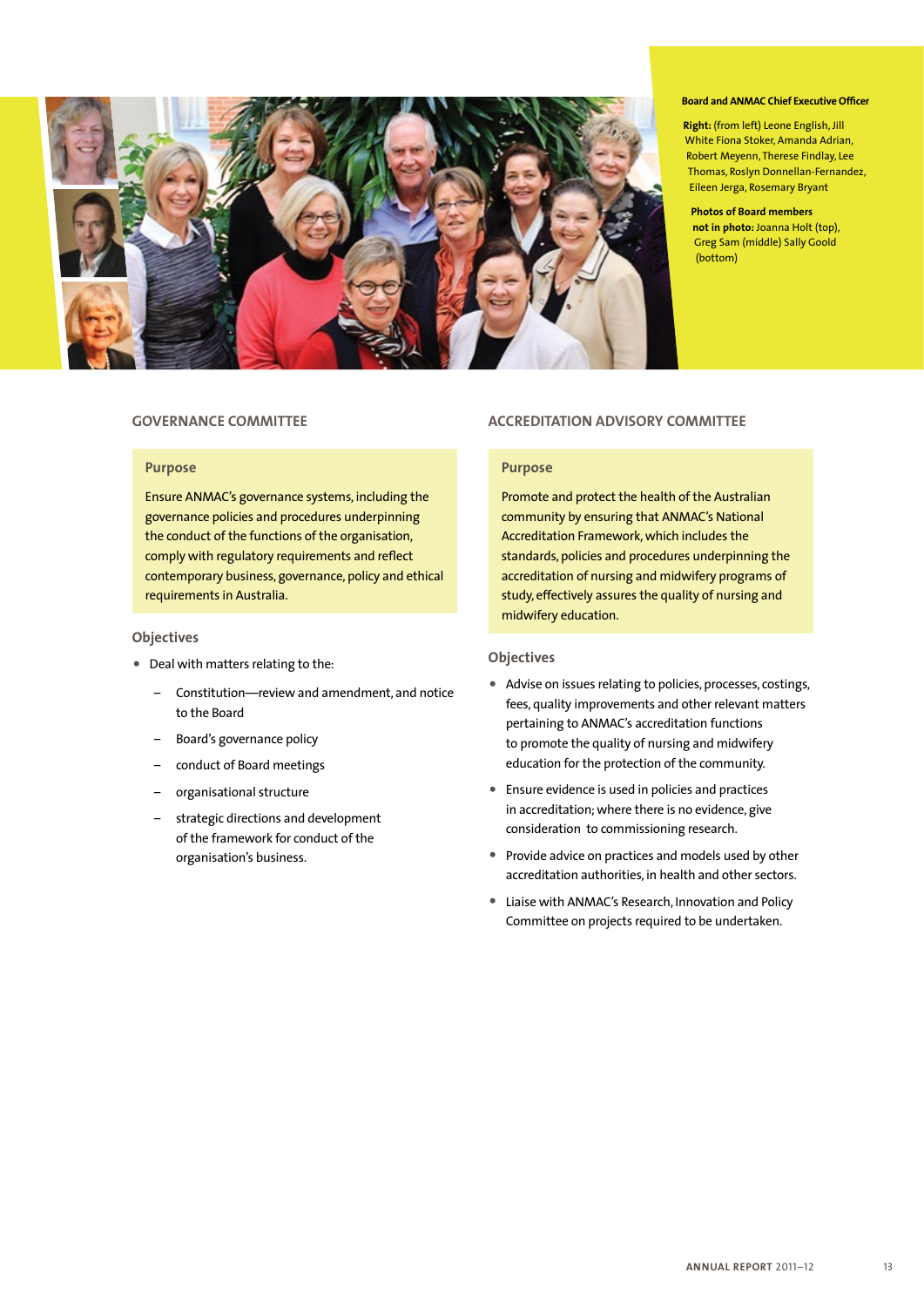**Board and ANMAC Chief Executive Officer**

**Right:** (from left) Leone English, Jill White Fiona Stoker, Amanda Adrian, Robert Meyenn, Therese Findlay, Lee Thomas, Roslyn Donnellan-Fernandez, Eileen Jerga, Rosemary Bryant

**Photos of Board members not in photo:** Joanna Holt (top), Greg Sam (middle) Sally Goold (bottom)

## GOVERNANCE COMMITTEE

### Purpose

Ensure ANMAC's governance systems, including the governance policies and procedures underpinning the conduct of the functions of the organisation, comply with regulatory requirements and reflect contemporary business, governance, policy and ethical requirements in Australia.

### Objectives

- Deal with matters relating to the:
  - Constitution—review and amendment, and notice to the Board
  - Board's governance policy
  - conduct of Board meetings
  - organisational structure
  - strategic directions and development of the framework for conduct of the organisation's business.

## ACCREDITATION ADVISORY COMMITTEE

### Purpose

Promote and protect the health of the Australian community by ensuring that ANMAC's National Accreditation Framework, which includes the standards, policies and procedures underpinning the accreditation of nursing and midwifery programs of study, effectively assures the quality of nursing and midwifery education.

### Objectives

- Advise on issues relating to policies, processes, costings, fees, quality improvements and other relevant matters pertaining to ANMAC's accreditation functions to promote the quality of nursing and midwifery education for the protection of the community.
- Ensure evidence is used in policies and practices in accreditation; where there is no evidence, give consideration to commissioning research.
- Provide advice on practices and models used by other accreditation authorities, in health and other sectors.
- Liaise with ANMAC's Research, Innovation and Policy Committee on projects required to be undertaken.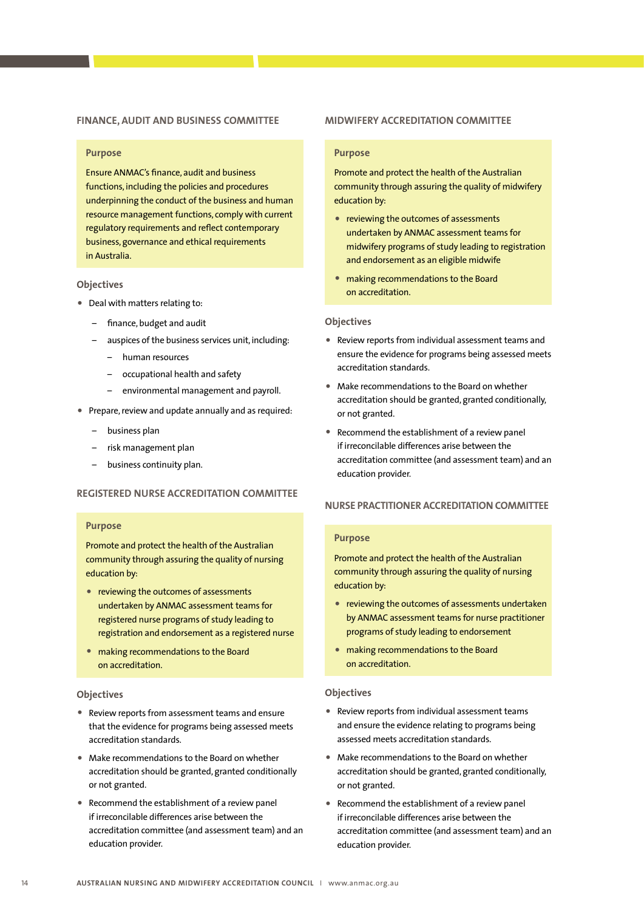## FINANCE, AUDIT AND BUSINESS COMMITTEE

### Purpose

Ensure ANMAC's finance, audit and business functions, including the policies and procedures underpinning the conduct of the business and human resource management functions, comply with current regulatory requirements and reflect contemporary business, governance and ethical requirements in Australia.

### Objectives

- Deal with matters relating to:
  - finance, budget and audit
  - auspices of the business services unit, including:
    - human resources
    - occupational health and safety
    - environmental management and payroll.
- Prepare, review and update annually and as required:
  - business plan
  - risk management plan
  - business continuity plan.

## REGISTERED NURSE ACCREDITATION COMMITTEE

### Purpose

Promote and protect the health of the Australian community through assuring the quality of nursing education by:

- reviewing the outcomes of assessments undertaken by ANMAC assessment teams for registered nurse programs of study leading to registration and endorsement as a registered nurse
- making recommendations to the Board on accreditation.

### Objectives

- Review reports from assessment teams and ensure that the evidence for programs being assessed meets accreditation standards.
- Make recommendations to the Board on whether accreditation should be granted, granted conditionally or not granted.
- Recommend the establishment of a review panel if irreconcilable differences arise between the accreditation committee (and assessment team) and an education provider.

## MIDWIFERY ACCREDITATION COMMITTEE

### Purpose

Promote and protect the health of the Australian community through assuring the quality of midwifery education by:

- reviewing the outcomes of assessments undertaken by ANMAC assessment teams for midwifery programs of study leading to registration and endorsement as an eligible midwife
- making recommendations to the Board on accreditation.

### Objectives

- Review reports from individual assessment teams and ensure the evidence for programs being assessed meets accreditation standards.
- Make recommendations to the Board on whether accreditation should be granted, granted conditionally, or not granted.
- Recommend the establishment of a review panel if irreconcilable differences arise between the accreditation committee (and assessment team) and an education provider.

## NURSE PRACTITIONER ACCREDITATION COMMITTEE

### Purpose

Promote and protect the health of the Australian community through assuring the quality of nursing education by:

- reviewing the outcomes of assessments undertaken by ANMAC assessment teams for nurse practitioner programs of study leading to endorsement
- making recommendations to the Board on accreditation.

### Objectives

- Review reports from individual assessment teams and ensure the evidence relating to programs being assessed meets accreditation standards.
- Make recommendations to the Board on whether accreditation should be granted, granted conditionally, or not granted.
- Recommend the establishment of a review panel if irreconcilable differences arise between the accreditation committee (and assessment team) and an education provider.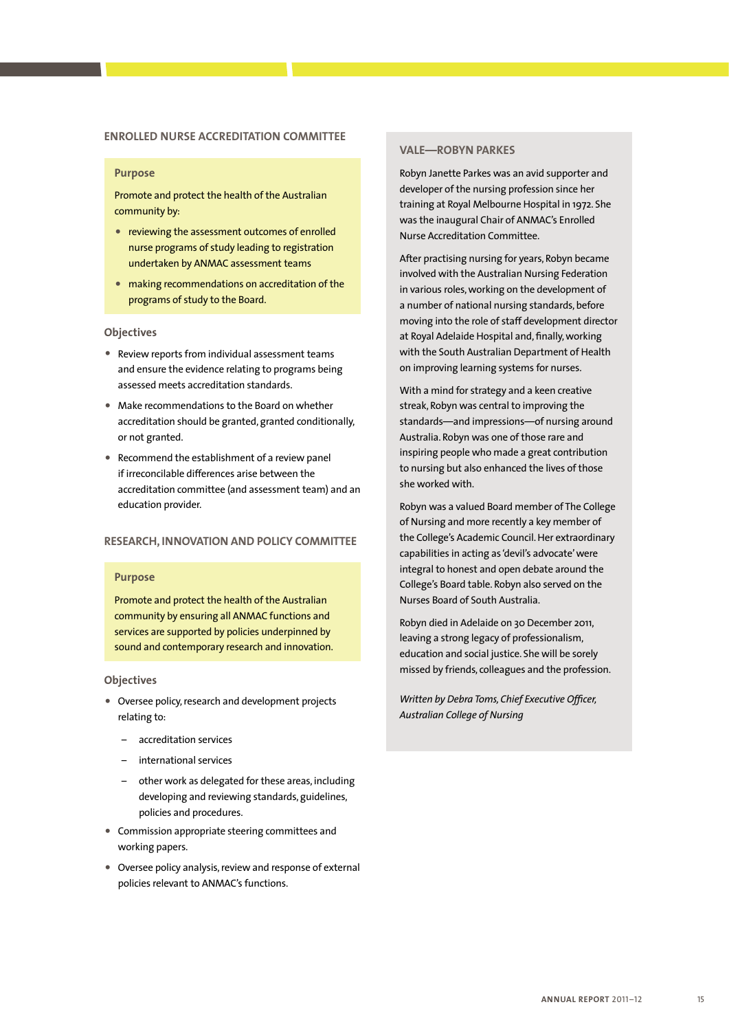## ENROLLED NURSE ACCREDITATION COMMITTEE

### Purpose

Promote and protect the health of the Australian community by:

- reviewing the assessment outcomes of enrolled nurse programs of study leading to registration undertaken by ANMAC assessment teams
- making recommendations on accreditation of the programs of study to the Board.

### Objectives

- Review reports from individual assessment teams and ensure the evidence relating to programs being assessed meets accreditation standards.
- Make recommendations to the Board on whether accreditation should be granted, granted conditionally, or not granted.
- Recommend the establishment of a review panel if irreconcilable differences arise between the accreditation committee (and assessment team) and an education provider.

## RESEARCH, INNOVATION AND POLICY COMMITTEE

### Purpose

Promote and protect the health of the Australian community by ensuring all ANMAC functions and services are supported by policies underpinned by sound and contemporary research and innovation.

### Objectives

- Oversee policy, research and development projects relating to:
  - accreditation services
  - international services
  - other work as delegated for these areas, including developing and reviewing standards, guidelines, policies and procedures.
- Commission appropriate steering committees and working papers.
- Oversee policy analysis, review and response of external policies relevant to ANMAC's functions.

## VALE—ROBYN PARKES

Robyn Janette Parkes was an avid supporter and developer of the nursing profession since her training at Royal Melbourne Hospital in 1972. She was the inaugural Chair of ANMAC's Enrolled Nurse Accreditation Committee.

After practising nursing for years, Robyn became involved with the Australian Nursing Federation in various roles, working on the development of a number of national nursing standards, before moving into the role of staff development director at Royal Adelaide Hospital and, finally, working with the South Australian Department of Health on improving learning systems for nurses.

With a mind for strategy and a keen creative streak, Robyn was central to improving the standards—and impressions—of nursing around Australia. Robyn was one of those rare and inspiring people who made a great contribution to nursing but also enhanced the lives of those she worked with.

Robyn was a valued Board member of The College of Nursing and more recently a key member of the College's Academic Council. Her extraordinary capabilities in acting as 'devil's advocate' were integral to honest and open debate around the College's Board table. Robyn also served on the Nurses Board of South Australia.

Robyn died in Adelaide on 30 December 2011, leaving a strong legacy of professionalism, education and social justice. She will be sorely missed by friends, colleagues and the profession.

*Written by Debra Toms, Chief Executive Officer, Australian College of Nursing*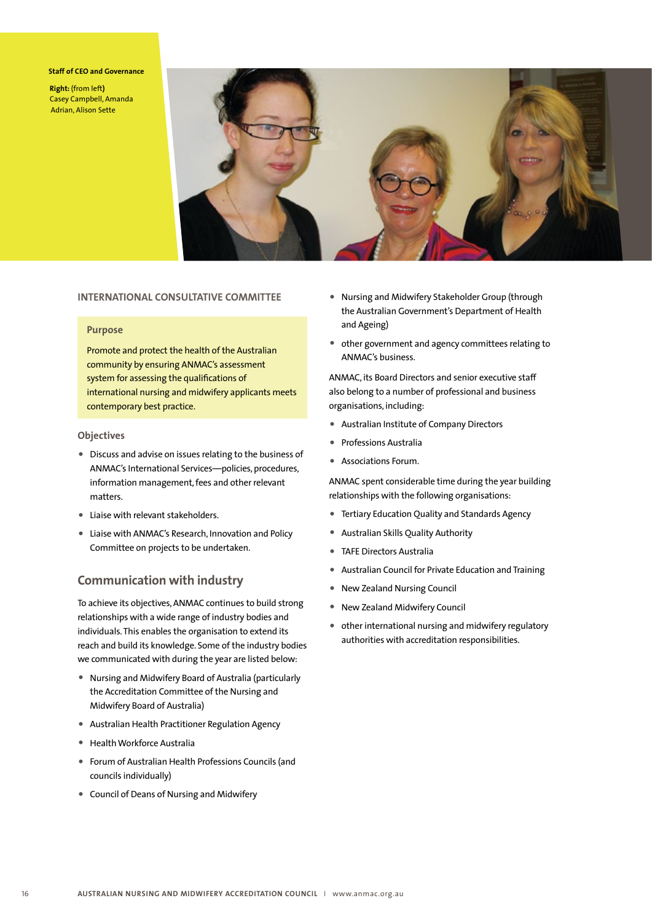**Staff of CEO and Governance**

**Right:** (from left) Casey Campbell, Amanda Adrian, Alison Sette

## INTERNATIONAL CONSULTATIVE COMMITTEE

### Purpose

Promote and protect the health of the Australian community by ensuring ANMAC's assessment system for assessing the qualifications of international nursing and midwifery applicants meets contemporary best practice.

### Objectives

- Discuss and advise on issues relating to the business of ANMAC's International Services—policies, procedures, information management, fees and other relevant matters.
- Liaise with relevant stakeholders.
- Liaise with ANMAC's Research, Innovation and Policy Committee on projects to be undertaken.

## Communication with industry

To achieve its objectives, ANMAC continues to build strong relationships with a wide range of industry bodies and individuals. This enables the organisation to extend its reach and build its knowledge. Some of the industry bodies we communicated with during the year are listed below:

- Nursing and Midwifery Board of Australia (particularly the Accreditation Committee of the Nursing and Midwifery Board of Australia)
- Australian Health Practitioner Regulation Agency
- Health Workforce Australia
- Forum of Australian Health Professions Councils (and councils individually)
- Council of Deans of Nursing and Midwifery
- Nursing and Midwifery Stakeholder Group (through the Australian Government's Department of Health and Ageing)
- other government and agency committees relating to ANMAC's business.

ANMAC, its Board Directors and senior executive staff also belong to a number of professional and business organisations, including:

- Australian Institute of Company Directors
- Professions Australia
- Associations Forum.

ANMAC spent considerable time during the year building relationships with the following organisations:

- Tertiary Education Quality and Standards Agency
- Australian Skills Quality Authority
- TAFE Directors Australia
- Australian Council for Private Education and Training
- New Zealand Nursing Council
- New Zealand Midwifery Council
- other international nursing and midwifery regulatory authorities with accreditation responsibilities.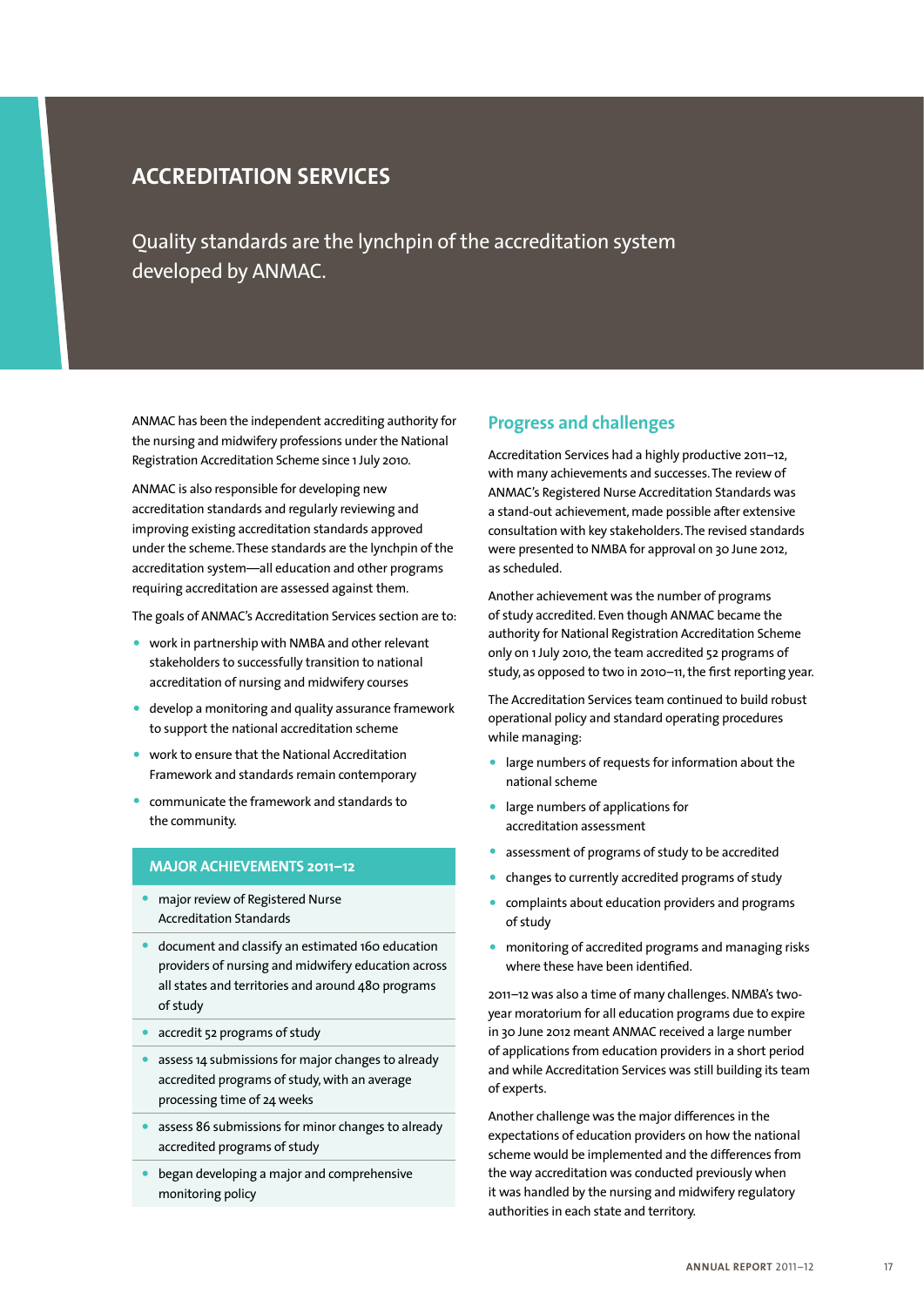# ACCREDITATION SERVICES

Quality standards are the lynchpin of the accreditation system developed by ANMAC.

ANMAC has been the independent accrediting authority for the nursing and midwifery professions under the National Registration Accreditation Scheme since 1 July 2010.

ANMAC is also responsible for developing new accreditation standards and regularly reviewing and improving existing accreditation standards approved under the scheme. These standards are the lynchpin of the accreditation system—all education and other programs requiring accreditation are assessed against them.

The goals of ANMAC's Accreditation Services section are to:

- work in partnership with NMBA and other relevant stakeholders to successfully transition to national accreditation of nursing and midwifery courses
- develop a monitoring and quality assurance framework to support the national accreditation scheme
- work to ensure that the National Accreditation Framework and standards remain contemporary
- communicate the framework and standards to the community.

### MAJOR ACHIEVEMENTS 2011–12

- major review of Registered Nurse Accreditation Standards
- document and classify an estimated 160 education providers of nursing and midwifery education across all states and territories and around 480 programs of study
- accredit 52 programs of study
- assess 14 submissions for major changes to already accredited programs of study, with an average processing time of 24 weeks
- assess 86 submissions for minor changes to already accredited programs of study
- began developing a major and comprehensive monitoring policy

## Progress and challenges

Accreditation Services had a highly productive 2011–12, with many achievements and successes. The review of ANMAC's Registered Nurse Accreditation Standards was a stand-out achievement, made possible after extensive consultation with key stakeholders. The revised standards were presented to NMBA for approval on 30 June 2012, as scheduled.

Another achievement was the number of programs of study accredited. Even though ANMAC became the authority for National Registration Accreditation Scheme only on 1 July 2010, the team accredited 52 programs of study, as opposed to two in 2010–11, the first reporting year.

The Accreditation Services team continued to build robust operational policy and standard operating procedures while managing:

- large numbers of requests for information about the national scheme
- large numbers of applications for accreditation assessment
- assessment of programs of study to be accredited
- changes to currently accredited programs of study
- complaints about education providers and programs of study
- monitoring of accredited programs and managing risks where these have been identified.

2011–12 was also a time of many challenges. NMBA's two-year moratorium for all education programs due to expire in 30 June 2012 meant ANMAC received a large number of applications from education providers in a short period and while Accreditation Services was still building its team of experts.

Another challenge was the major differences in the expectations of education providers on how the national scheme would be implemented and the differences from the way accreditation was conducted previously when it was handled by the nursing and midwifery regulatory authorities in each state and territory.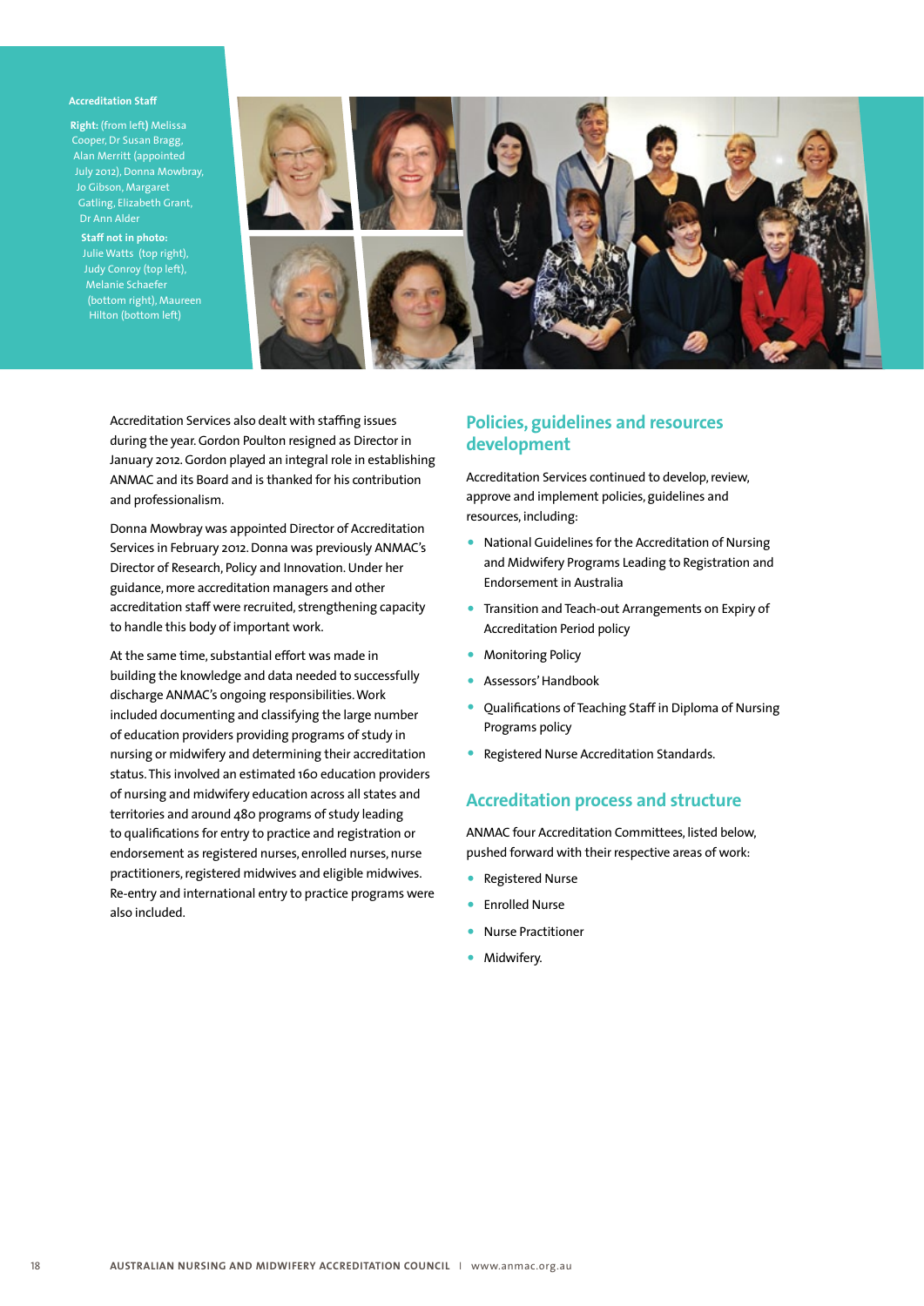**Accreditation Staff**

**Right:** (from left) Melissa Cooper, Dr Susan Bragg, Alan Merritt (appointed July 2012), Donna Mowbray, Jo Gibson, Margaret Gatling, Elizabeth Grant, Dr Ann Alder

**Staff not in photo:** Julie Watts (top right), Judy Conroy (top left), Melanie Schaefer (bottom right), Maureen Hilton (bottom left)

Accreditation Services also dealt with staffing issues during the year. Gordon Poulton resigned as Director in January 2012. Gordon played an integral role in establishing ANMAC and its Board and is thanked for his contribution and professionalism.

Donna Mowbray was appointed Director of Accreditation Services in February 2012. Donna was previously ANMAC's Director of Research, Policy and Innovation. Under her guidance, more accreditation managers and other accreditation staff were recruited, strengthening capacity to handle this body of important work.

At the same time, substantial effort was made in building the knowledge and data needed to successfully discharge ANMAC's ongoing responsibilities. Work included documenting and classifying the large number of education providers providing programs of study in nursing or midwifery and determining their accreditation status. This involved an estimated 160 education providers of nursing and midwifery education across all states and territories and around 480 programs of study leading to qualifications for entry to practice and registration or endorsement as registered nurses, enrolled nurses, nurse practitioners, registered midwives and eligible midwives. Re-entry and international entry to practice programs were also included.

## Policies, guidelines and resources development

Accreditation Services continued to develop, review, approve and implement policies, guidelines and resources, including:

- National Guidelines for the Accreditation of Nursing and Midwifery Programs Leading to Registration and Endorsement in Australia
- Transition and Teach-out Arrangements on Expiry of Accreditation Period policy
- Monitoring Policy
- Assessors' Handbook
- Qualifications of Teaching Staff in Diploma of Nursing Programs policy
- Registered Nurse Accreditation Standards.

## Accreditation process and structure

ANMAC four Accreditation Committees, listed below, pushed forward with their respective areas of work:

- Registered Nurse
- Enrolled Nurse
- Nurse Practitioner
- Midwifery.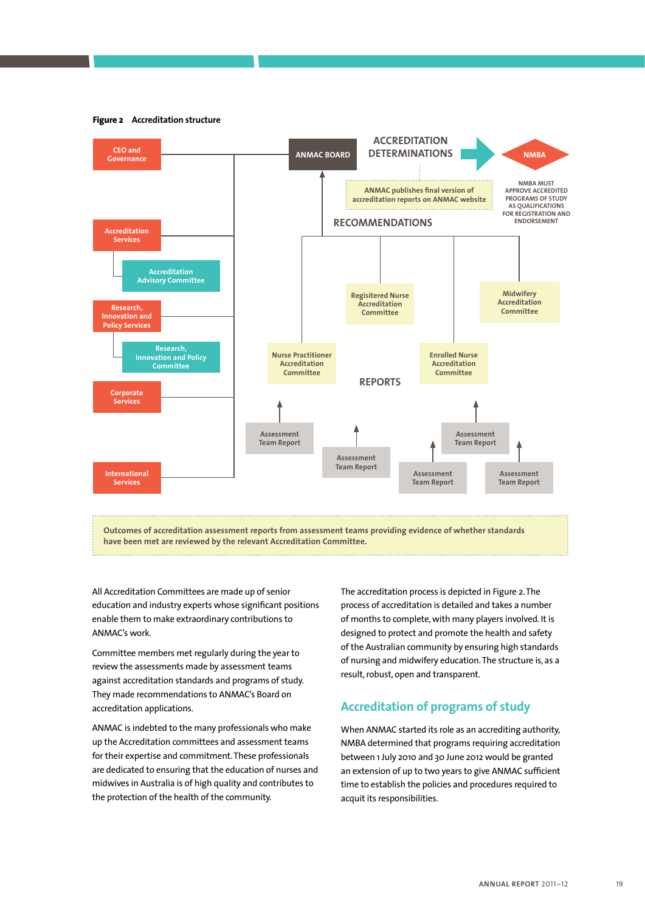**Figure 2** Accreditation structure

CEO and Governance

Accreditation Services

Accreditation Advisory Committee

Research, Innovation and Policy Services

Research, Innovation and Policy Committee

Corporate Services

International Services

ANMAC BOARD

ACCREDITATION DETERMINATIONS

NMBA

NMBA MUST APPROVE ACCREDITED PROGRAMS OF STUDY AS QUALIFICATIONS FOR REGISTRATION AND ENDORSEMENT

ANMAC publishes final version of accreditation reports on ANMAC website

RECOMMENDATIONS

Regisitered Nurse Accreditation Committee

Midwifery Accreditation Committee

Nurse Practitioner Accreditation Committee

Enrolled Nurse Accreditation Committee

REPORTS

Assessment Team Report

Assessment Team Report

Assessment Team Report

Assessment Team Report

Assessment Team Report

Outcomes of accreditation assessment reports from assessment teams providing evidence of whether standards have been met are reviewed by the relevant Accreditation Committee.

All Accreditation Committees are made up of senior education and industry experts whose significant positions enable them to make extraordinary contributions to ANMAC's work.

Committee members met regularly during the year to review the assessments made by assessment teams against accreditation standards and programs of study. They made recommendations to ANMAC's Board on accreditation applications.

ANMAC is indebted to the many professionals who make up the Accreditation committees and assessment teams for their expertise and commitment. These professionals are dedicated to ensuring that the education of nurses and midwives in Australia is of high quality and contributes to the protection of the health of the community.

The accreditation process is depicted in Figure 2. The process of accreditation is detailed and takes a number of months to complete, with many players involved. It is designed to protect and promote the health and safety of the Australian community by ensuring high standards of nursing and midwifery education. The structure is, as a result, robust, open and transparent.

## Accreditation of programs of study

When ANMAC started its role as an accrediting authority, NMBA determined that programs requiring accreditation between 1 July 2010 and 30 June 2012 would be granted an extension of up to two years to give ANMAC sufficient time to establish the policies and procedures required to acquit its responsibilities.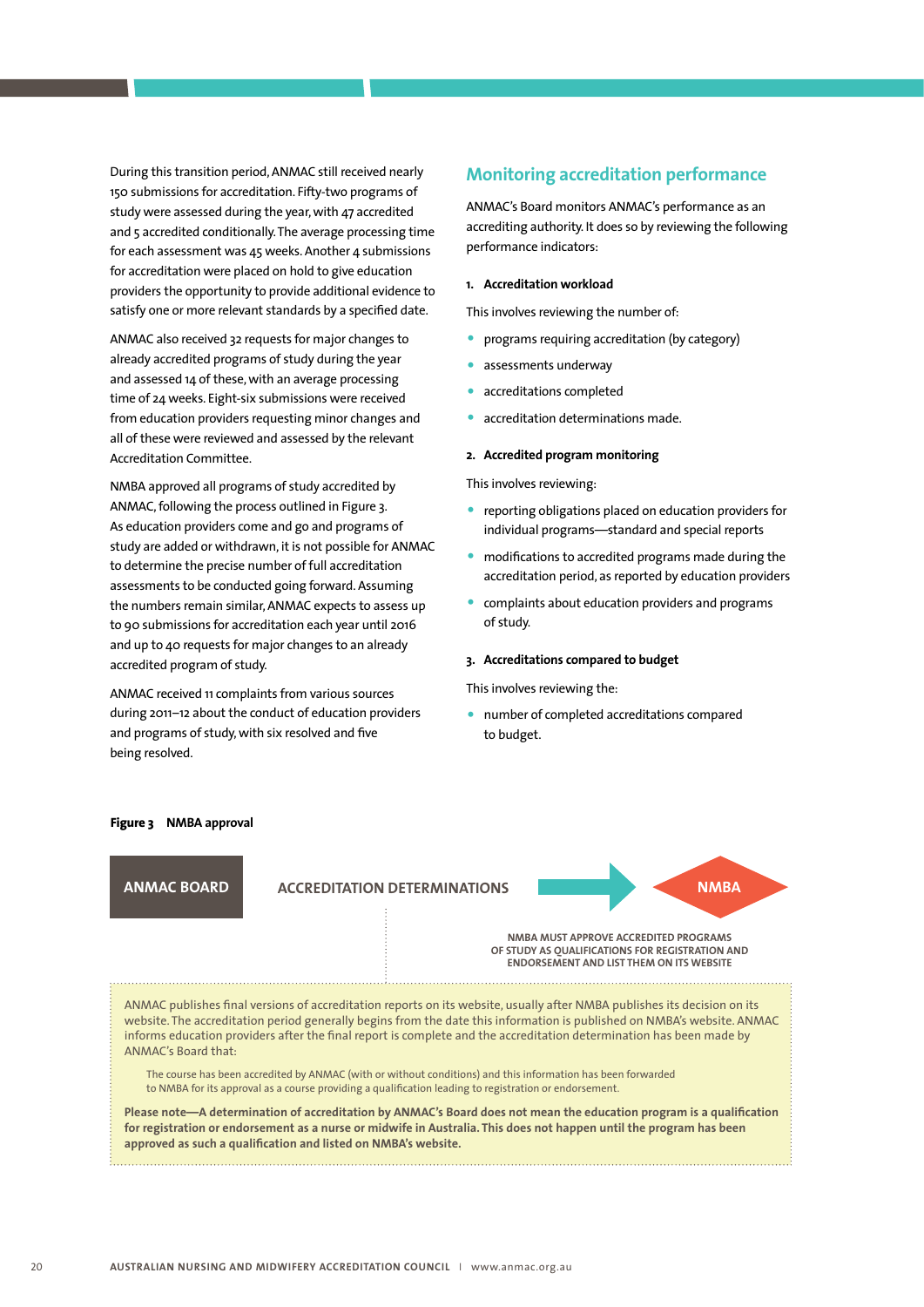During this transition period, ANMAC still received nearly 150 submissions for accreditation. Fifty-two programs of study were assessed during the year, with 47 accredited and 5 accredited conditionally. The average processing time for each assessment was 45 weeks. Another 4 submissions for accreditation were placed on hold to give education providers the opportunity to provide additional evidence to satisfy one or more relevant standards by a specified date.

ANMAC also received 32 requests for major changes to already accredited programs of study during the year and assessed 14 of these, with an average processing time of 24 weeks. Eight-six submissions were received from education providers requesting minor changes and all of these were reviewed and assessed by the relevant Accreditation Committee.

NMBA approved all programs of study accredited by ANMAC, following the process outlined in Figure 3. As education providers come and go and programs of study are added or withdrawn, it is not possible for ANMAC to determine the precise number of full accreditation assessments to be conducted going forward. Assuming the numbers remain similar, ANMAC expects to assess up to 90 submissions for accreditation each year until 2016 and up to 40 requests for major changes to an already accredited program of study.

ANMAC received 11 complaints from various sources during 2011–12 about the conduct of education providers and programs of study, with six resolved and five being resolved.

## Monitoring accreditation performance

ANMAC's Board monitors ANMAC's performance as an accrediting authority. It does so by reviewing the following performance indicators:

**1. Accreditation workload**

This involves reviewing the number of:

- programs requiring accreditation (by category)
- assessments underway
- accreditations completed
- accreditation determinations made.

**2. Accredited program monitoring**

This involves reviewing:

- reporting obligations placed on education providers for individual programs—standard and special reports
- modifications to accredited programs made during the accreditation period, as reported by education providers
- complaints about education providers and programs of study.

**3. Accreditations compared to budget**

This involves reviewing the:

- number of completed accreditations compared to budget.

**Figure 3** NMBA approval

ANMAC BOARD → ACCREDITATION DETERMINATIONS → NMBA

NMBA MUST APPROVE ACCREDITED PROGRAMS OF STUDY AS QUALIFICATIONS FOR REGISTRATION AND ENDORSEMENT AND LIST THEM ON ITS WEBSITE

ANMAC publishes final versions of accreditation reports on its website, usually after NMBA publishes its decision on its website. The accreditation period generally begins from the date this information is published on NMBA's website. ANMAC informs education providers after the final report is complete and the accreditation determination has been made by ANMAC's Board that:

> The course has been accredited by ANMAC (with or without conditions) and this information has been forwarded to NMBA for its approval as a course providing a qualification leading to registration or endorsement.

**Please note—A determination of accreditation by ANMAC's Board does not mean the education program is a qualification for registration or endorsement as a nurse or midwife in Australia. This does not happen until the program has been approved as such a qualification and listed on NMBA's website.**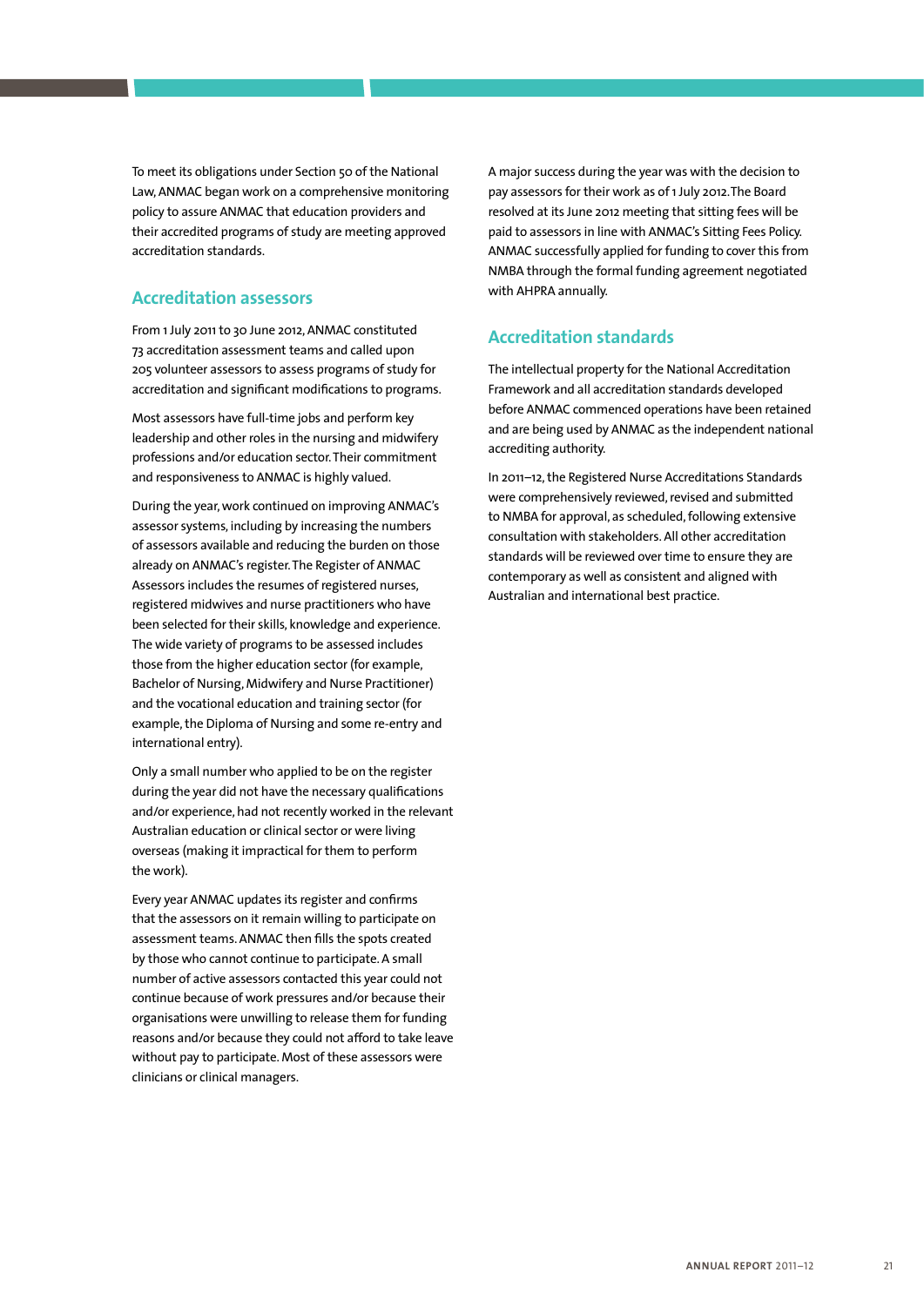To meet its obligations under Section 50 of the National Law, ANMAC began work on a comprehensive monitoring policy to assure ANMAC that education providers and their accredited programs of study are meeting approved accreditation standards.

## Accreditation assessors

From 1 July 2011 to 30 June 2012, ANMAC constituted 73 accreditation assessment teams and called upon 205 volunteer assessors to assess programs of study for accreditation and significant modifications to programs.

Most assessors have full-time jobs and perform key leadership and other roles in the nursing and midwifery professions and/or education sector. Their commitment and responsiveness to ANMAC is highly valued.

During the year, work continued on improving ANMAC's assessor systems, including by increasing the numbers of assessors available and reducing the burden on those already on ANMAC's register. The Register of ANMAC Assessors includes the resumes of registered nurses, registered midwives and nurse practitioners who have been selected for their skills, knowledge and experience. The wide variety of programs to be assessed includes those from the higher education sector (for example, Bachelor of Nursing, Midwifery and Nurse Practitioner) and the vocational education and training sector (for example, the Diploma of Nursing and some re-entry and international entry).

Only a small number who applied to be on the register during the year did not have the necessary qualifications and/or experience, had not recently worked in the relevant Australian education or clinical sector or were living overseas (making it impractical for them to perform the work).

Every year ANMAC updates its register and confirms that the assessors on it remain willing to participate on assessment teams. ANMAC then fills the spots created by those who cannot continue to participate. A small number of active assessors contacted this year could not continue because of work pressures and/or because their organisations were unwilling to release them for funding reasons and/or because they could not afford to take leave without pay to participate. Most of these assessors were clinicians or clinical managers.

A major success during the year was with the decision to pay assessors for their work as of 1 July 2012. The Board resolved at its June 2012 meeting that sitting fees will be paid to assessors in line with ANMAC's Sitting Fees Policy. ANMAC successfully applied for funding to cover this from NMBA through the formal funding agreement negotiated with AHPRA annually.

## Accreditation standards

The intellectual property for the National Accreditation Framework and all accreditation standards developed before ANMAC commenced operations have been retained and are being used by ANMAC as the independent national accrediting authority.

In 2011–12, the Registered Nurse Accreditations Standards were comprehensively reviewed, revised and submitted to NMBA for approval, as scheduled, following extensive consultation with stakeholders. All other accreditation standards will be reviewed over time to ensure they are contemporary as well as consistent and aligned with Australian and international best practice.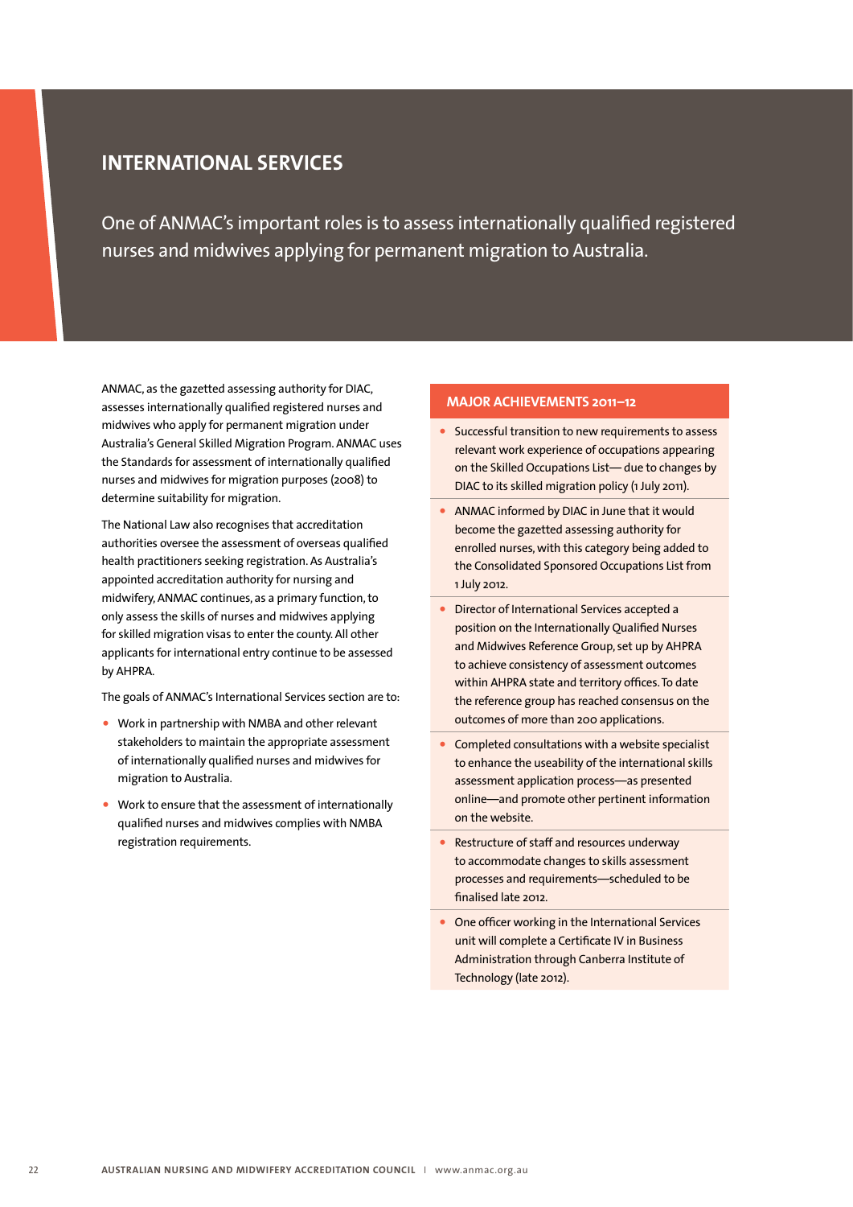# INTERNATIONAL SERVICES

One of ANMAC's important roles is to assess internationally qualified registered nurses and midwives applying for permanent migration to Australia.

ANMAC, as the gazetted assessing authority for DIAC, assesses internationally qualified registered nurses and midwives who apply for permanent migration under Australia's General Skilled Migration Program. ANMAC uses the Standards for assessment of internationally qualified nurses and midwives for migration purposes (2008) to determine suitability for migration.

The National Law also recognises that accreditation authorities oversee the assessment of overseas qualified health practitioners seeking registration. As Australia's appointed accreditation authority for nursing and midwifery, ANMAC continues, as a primary function, to only assess the skills of nurses and midwives applying for skilled migration visas to enter the county. All other applicants for international entry continue to be assessed by AHPRA.

The goals of ANMAC's International Services section are to:

- Work in partnership with NMBA and other relevant stakeholders to maintain the appropriate assessment of internationally qualified nurses and midwives for migration to Australia.
- Work to ensure that the assessment of internationally qualified nurses and midwives complies with NMBA registration requirements.

## MAJOR ACHIEVEMENTS 2011–12

- Successful transition to new requirements to assess relevant work experience of occupations appearing on the Skilled Occupations List— due to changes by DIAC to its skilled migration policy (1 July 2011).
- ANMAC informed by DIAC in June that it would become the gazetted assessing authority for enrolled nurses, with this category being added to the Consolidated Sponsored Occupations List from 1 July 2012.
- Director of International Services accepted a position on the Internationally Qualified Nurses and Midwives Reference Group, set up by AHPRA to achieve consistency of assessment outcomes within AHPRA state and territory offices. To date the reference group has reached consensus on the outcomes of more than 200 applications.
- Completed consultations with a website specialist to enhance the useability of the international skills assessment application process—as presented online—and promote other pertinent information on the website.
- Restructure of staff and resources underway to accommodate changes to skills assessment processes and requirements—scheduled to be finalised late 2012.
- One officer working in the International Services unit will complete a Certificate IV in Business Administration through Canberra Institute of Technology (late 2012).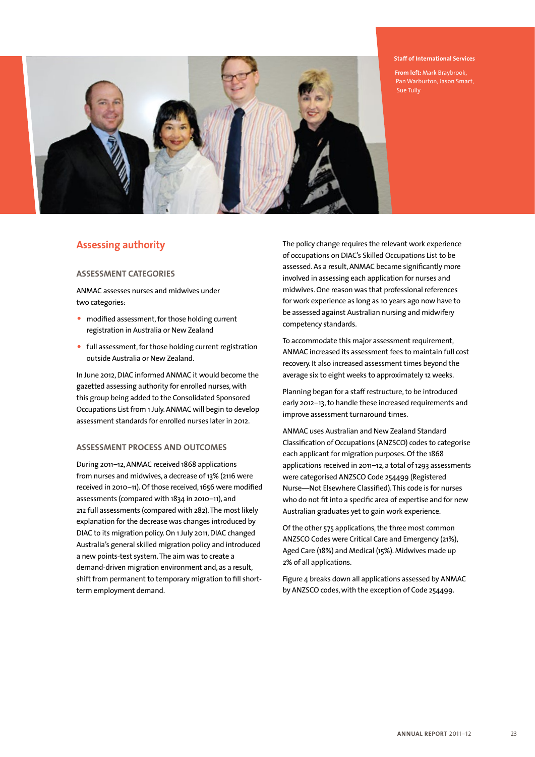Staff of International Services

**From left:** Mark Braybrook, Pan Warburton, Jason Smart, Sue Tully

## Assessing authority

### ASSESSMENT CATEGORIES

ANMAC assesses nurses and midwives under two categories:

- modified assessment, for those holding current registration in Australia or New Zealand
- full assessment, for those holding current registration outside Australia or New Zealand.

In June 2012, DIAC informed ANMAC it would become the gazetted assessing authority for enrolled nurses, with this group being added to the Consolidated Sponsored Occupations List from 1 July. ANMAC will begin to develop assessment standards for enrolled nurses later in 2012.

### ASSESSMENT PROCESS AND OUTCOMES

During 2011–12, ANMAC received 1868 applications from nurses and midwives, a decrease of 13% (2116 were received in 2010–11). Of those received, 1656 were modified assessments (compared with 1834 in 2010–11), and 212 full assessments (compared with 282). The most likely explanation for the decrease was changes introduced by DIAC to its migration policy. On 1 July 2011, DIAC changed Australia's general skilled migration policy and introduced a new points-test system. The aim was to create a demand-driven migration environment and, as a result, shift from permanent to temporary migration to fill short-term employment demand.

The policy change requires the relevant work experience of occupations on DIAC's Skilled Occupations List to be assessed. As a result, ANMAC became significantly more involved in assessing each application for nurses and midwives. One reason was that professional references for work experience as long as 10 years ago now have to be assessed against Australian nursing and midwifery competency standards.

To accommodate this major assessment requirement, ANMAC increased its assessment fees to maintain full cost recovery. It also increased assessment times beyond the average six to eight weeks to approximately 12 weeks.

Planning began for a staff restructure, to be introduced early 2012–13, to handle these increased requirements and improve assessment turnaround times.

ANMAC uses Australian and New Zealand Standard Classification of Occupations (ANZSCO) codes to categorise each applicant for migration purposes. Of the 1868 applications received in 2011–12, a total of 1293 assessments were categorised ANZSCO Code 254499 (Registered Nurse—Not Elsewhere Classified). This code is for nurses who do not fit into a specific area of expertise and for new Australian graduates yet to gain work experience.

Of the other 575 applications, the three most common ANZSCO Codes were Critical Care and Emergency (21%), Aged Care (18%) and Medical (15%). Midwives made up 2% of all applications.

Figure 4 breaks down all applications assessed by ANMAC by ANZSCO codes, with the exception of Code 254499.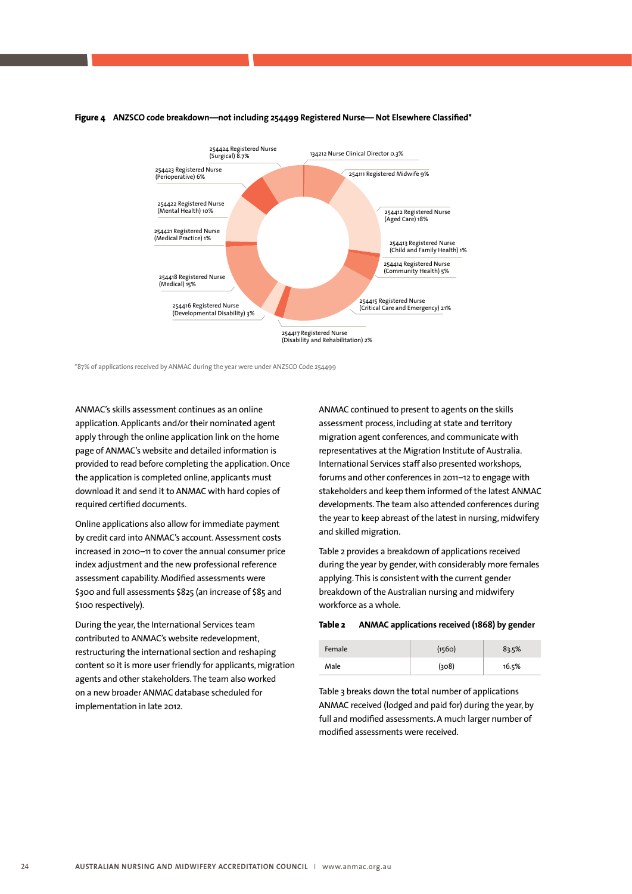**Figure 4 ANZSCO code breakdown—not including 254499 Registered Nurse— Not Elsewhere Classified***

- 254424 Registered Nurse (Surgical) 8.7%
- 134212 Nurse Clinical Director 0.3%
- 254111 Registered Midwife 9%
- 254412 Registered Nurse (Aged Care) 18%
- 254413 Registered Nurse (Child and Family Health) 1%
- 254414 Registered Nurse (Community Health) 5%
- 254415 Registered Nurse (Critical Care and Emergency) 21%
- 254417 Registered Nurse (Disability and Rehabilitation) 2%
- 254416 Registered Nurse (Developmental Disability) 3%
- 254418 Registered Nurse (Medical) 15%
- 254421 Registered Nurse (Medical Practice) 1%
- 254422 Registered Nurse (Mental Health) 10%
- 254423 Registered Nurse (Perioperative) 6%

*87% of applications received by ANMAC during the year were under ANZSCO Code 254499

ANMAC's skills assessment continues as an online application. Applicants and/or their nominated agent apply through the online application link on the home page of ANMAC's website and detailed information is provided to read before completing the application. Once the application is completed online, applicants must download it and send it to ANMAC with hard copies of required certified documents.

Online applications also allow for immediate payment by credit card into ANMAC's account. Assessment costs increased in 2010–11 to cover the annual consumer price index adjustment and the new professional reference assessment capability. Modified assessments were $300 and full assessments $825 (an increase of $85 and $100 respectively).

During the year, the International Services team contributed to ANMAC's website redevelopment, restructuring the international section and reshaping content so it is more user friendly for applicants, migration agents and other stakeholders. The team also worked on a new broader ANMAC database scheduled for implementation in late 2012.

ANMAC continued to present to agents on the skills assessment process, including at state and territory migration agent conferences, and communicate with representatives at the Migration Institute of Australia. International Services staff also presented workshops, forums and other conferences in 2011–12 to engage with stakeholders and keep them informed of the latest ANMAC developments. The team also attended conferences during the year to keep abreast of the latest in nursing, midwifery and skilled migration.

Table 2 provides a breakdown of applications received during the year by gender, with considerably more females applying. This is consistent with the current gender breakdown of the Australian nursing and midwifery workforce as a whole.

**Table 2 ANMAC applications received (1868) by gender**

| | | |
|---|---|---|
| Female | (1560) | 83.5% |
| Male | (308) | 16.5% |

Table 3 breaks down the total number of applications ANMAC received (lodged and paid for) during the year, by full and modified assessments. A much larger number of modified assessments were received.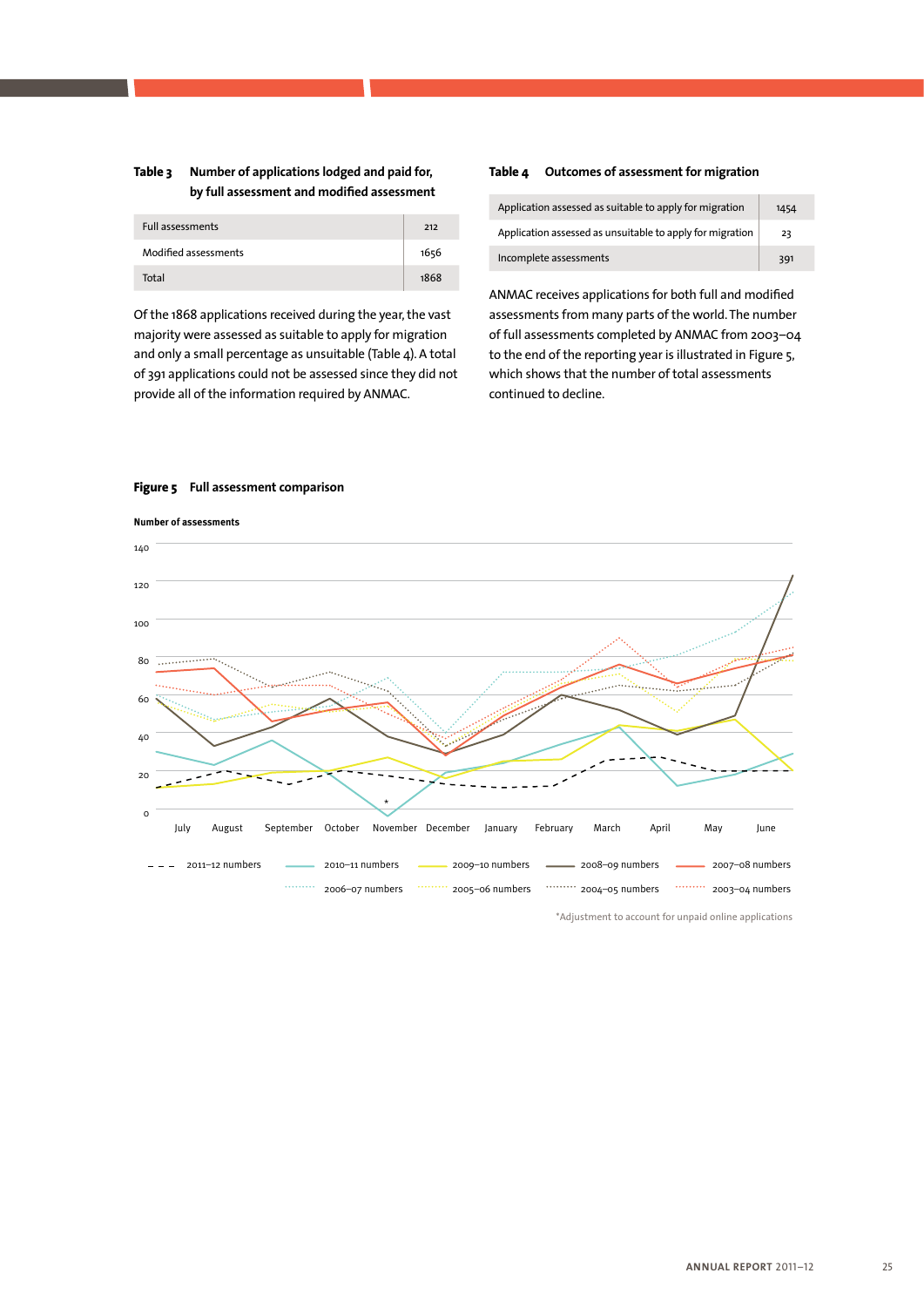**Table 3** Number of applications lodged and paid for, by full assessment and modified assessment

| | |
|---|---|
| Full assessments | 212 |
| Modified assessments | 1656 |
| Total | 1868 |

Of the 1868 applications received during the year, the vast majority were assessed as suitable to apply for migration and only a small percentage as unsuitable (Table 4). A total of 391 applications could not be assessed since they did not provide all of the information required by ANMAC.

**Table 4** Outcomes of assessment for migration

| | |
|---|---|
| Application assessed as suitable to apply for migration | 1454 |
| Application assessed as unsuitable to apply for migration | 23 |
| Incomplete assessments | 391 |

ANMAC receives applications for both full and modified assessments from many parts of the world. The number of full assessments completed by ANMAC from 2003–04 to the end of the reporting year is illustrated in Figure 5, which shows that the number of total assessments continued to decline.

**Figure 5** Full assessment comparison

Number of assessments

Legend: 2011–12 numbers; 2010–11 numbers; 2009–10 numbers; 2008–09 numbers; 2007–08 numbers; 2006–07 numbers; 2005–06 numbers; 2004–05 numbers; 2003–04 numbers

Months: July, August, September, October, November*, December, January, February, March, April, May, June

*Adjustment to account for unpaid online applications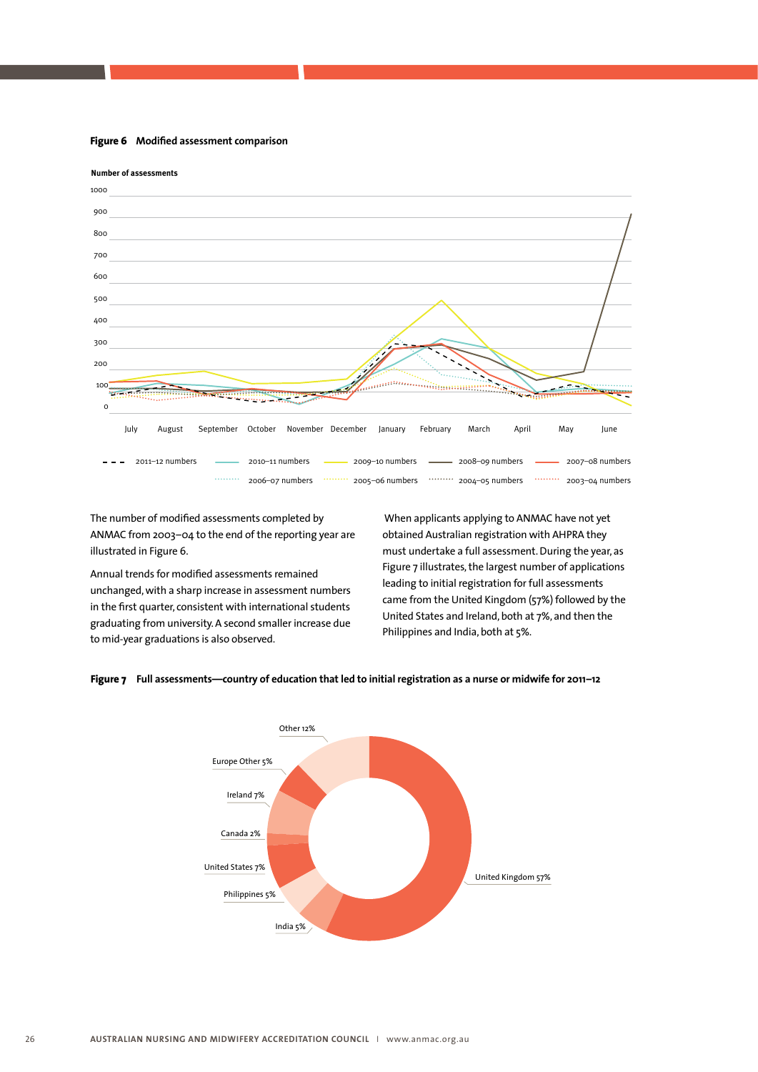**Figure 6 Modified assessment comparison**

**Figure 7 Full assessments—country of education that led to initial registration as a nurse or midwife for 2011–12**

The number of modified assessments completed by ANMAC from 2003–04 to the end of the reporting year are illustrated in Figure 6.

Annual trends for modified assessments remained unchanged, with a sharp increase in assessment numbers in the first quarter, consistent with international students graduating from university. A second smaller increase due to mid-year graduations is also observed.

When applicants applying to ANMAC have not yet obtained Australian registration with AHPRA they must undertake a full assessment. During the year, as Figure 7 illustrates, the largest number of applications leading to initial registration for full assessments came from the United Kingdom (57%) followed by the United States and Ireland, both at 7%, and then the Philippines and India, both at 5%.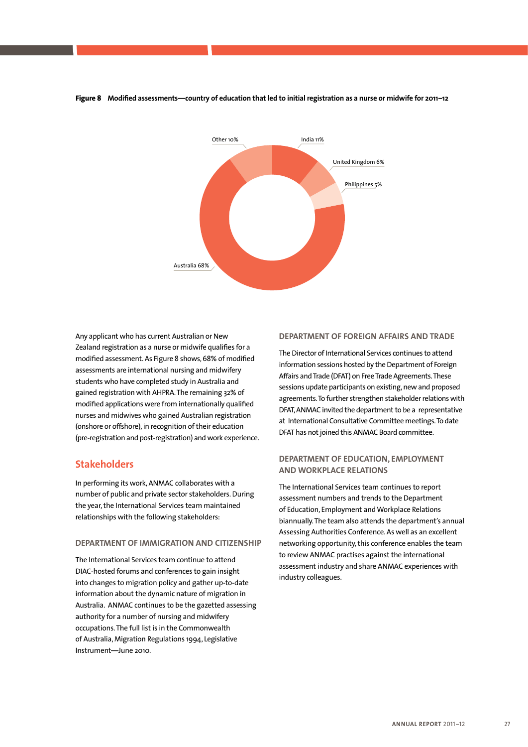**Figure 8 Modified assessments—country of education that led to initial registration as a nurse or midwife for 2011–12**

Other 10%
India 11%
United Kingdom 6%
Philippines 5%
Australia 68%

Any applicant who has current Australian or New Zealand registration as a nurse or midwife qualifies for a modified assessment. As Figure 8 shows, 68% of modified assessments are international nursing and midwifery students who have completed study in Australia and gained registration with AHPRA. The remaining 32% of modified applications were from internationally qualified nurses and midwives who gained Australian registration (onshore or offshore), in recognition of their education (pre-registration and post-registration) and work experience.

## Stakeholders

In performing its work, ANMAC collaborates with a number of public and private sector stakeholders. During the year, the International Services team maintained relationships with the following stakeholders:

### DEPARTMENT OF IMMIGRATION AND CITIZENSHIP

The International Services team continue to attend DIAC-hosted forums and conferences to gain insight into changes to migration policy and gather up-to-date information about the dynamic nature of migration in Australia. ANMAC continues to be the gazetted assessing authority for a number of nursing and midwifery occupations. The full list is in the Commonwealth of Australia, Migration Regulations 1994, Legislative Instrument—June 2010.

### DEPARTMENT OF FOREIGN AFFAIRS AND TRADE

The Director of International Services continues to attend information sessions hosted by the Department of Foreign Affairs and Trade (DFAT) on Free Trade Agreements. These sessions update participants on existing, new and proposed agreements. To further strengthen stakeholder relations with DFAT, ANMAC invited the department to be a representative at International Consultative Committee meetings. To date DFAT has not joined this ANMAC Board committee.

### DEPARTMENT OF EDUCATION, EMPLOYMENT AND WORKPLACE RELATIONS

The International Services team continues to report assessment numbers and trends to the Department of Education, Employment and Workplace Relations biannually. The team also attends the department's annual Assessing Authorities Conference. As well as an excellent networking opportunity, this conference enables the team to review ANMAC practises against the international assessment industry and share ANMAC experiences with industry colleagues.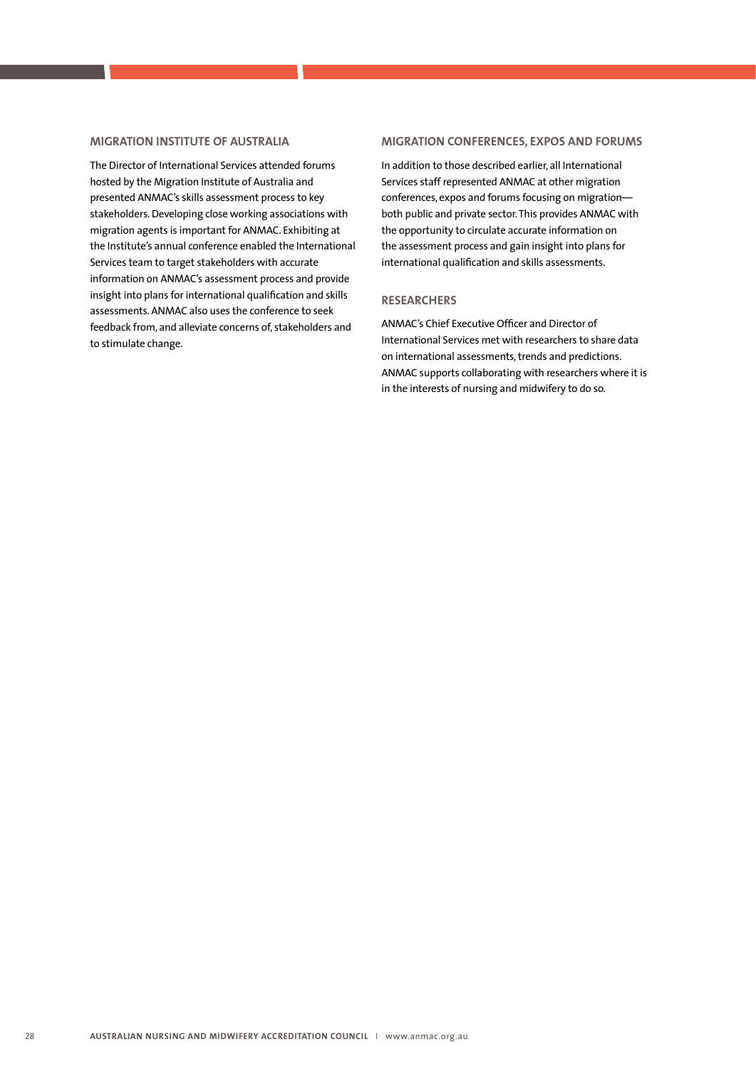## MIGRATION INSTITUTE OF AUSTRALIA

The Director of International Services attended forums hosted by the Migration Institute of Australia and presented ANMAC's skills assessment process to key stakeholders. Developing close working associations with migration agents is important for ANMAC. Exhibiting at the Institute's annual conference enabled the International Services team to target stakeholders with accurate information on ANMAC's assessment process and provide insight into plans for international qualification and skills assessments. ANMAC also uses the conference to seek feedback from, and alleviate concerns of, stakeholders and to stimulate change.

## MIGRATION CONFERENCES, EXPOS AND FORUMS

In addition to those described earlier, all International Services staff represented ANMAC at other migration conferences, expos and forums focusing on migration—both public and private sector. This provides ANMAC with the opportunity to circulate accurate information on the assessment process and gain insight into plans for international qualification and skills assessments.

## RESEARCHERS

ANMAC's Chief Executive Officer and Director of International Services met with researchers to share data on international assessments, trends and predictions. ANMAC supports collaborating with researchers where it is in the interests of nursing and midwifery to do so.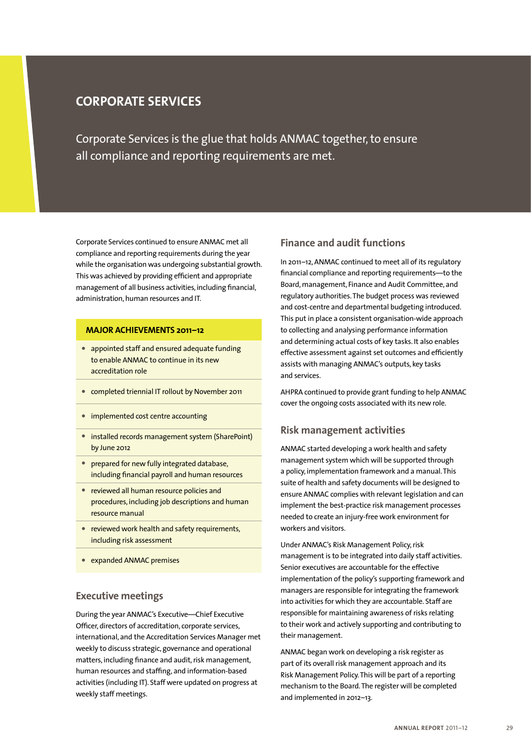# CORPORATE SERVICES

Corporate Services is the glue that holds ANMAC together, to ensure all compliance and reporting requirements are met.

Corporate Services continued to ensure ANMAC met all compliance and reporting requirements during the year while the organisation was undergoing substantial growth. This was achieved by providing efficient and appropriate management of all business activities, including financial, administration, human resources and IT.

**MAJOR ACHIEVEMENTS 2011–12**

- appointed staff and ensured adequate funding to enable ANMAC to continue in its new accreditation role
- completed triennial IT rollout by November 2011
- implemented cost centre accounting
- installed records management system (SharePoint) by June 2012
- prepared for new fully integrated database, including financial payroll and human resources
- reviewed all human resource policies and procedures, including job descriptions and human resource manual
- reviewed work health and safety requirements, including risk assessment
- expanded ANMAC premises

## Executive meetings

During the year ANMAC's Executive—Chief Executive Officer, directors of accreditation, corporate services, international, and the Accreditation Services Manager met weekly to discuss strategic, governance and operational matters, including finance and audit, risk management, human resources and staffing, and information-based activities (including IT). Staff were updated on progress at weekly staff meetings.

## Finance and audit functions

In 2011–12, ANMAC continued to meet all of its regulatory financial compliance and reporting requirements—to the Board, management, Finance and Audit Committee, and regulatory authorities. The budget process was reviewed and cost-centre and departmental budgeting introduced. This put in place a consistent organisation-wide approach to collecting and analysing performance information and determining actual costs of key tasks. It also enables effective assessment against set outcomes and efficiently assists with managing ANMAC's outputs, key tasks and services.

AHPRA continued to provide grant funding to help ANMAC cover the ongoing costs associated with its new role.

## Risk management activities

ANMAC started developing a work health and safety management system which will be supported through a policy, implementation framework and a manual. This suite of health and safety documents will be designed to ensure ANMAC complies with relevant legislation and can implement the best-practice risk management processes needed to create an injury-free work environment for workers and visitors.

Under ANMAC's Risk Management Policy, risk management is to be integrated into daily staff activities. Senior executives are accountable for the effective implementation of the policy's supporting framework and managers are responsible for integrating the framework into activities for which they are accountable. Staff are responsible for maintaining awareness of risks relating to their work and actively supporting and contributing to their management.

ANMAC began work on developing a risk register as part of its overall risk management approach and its Risk Management Policy. This will be part of a reporting mechanism to the Board. The register will be completed and implemented in 2012–13.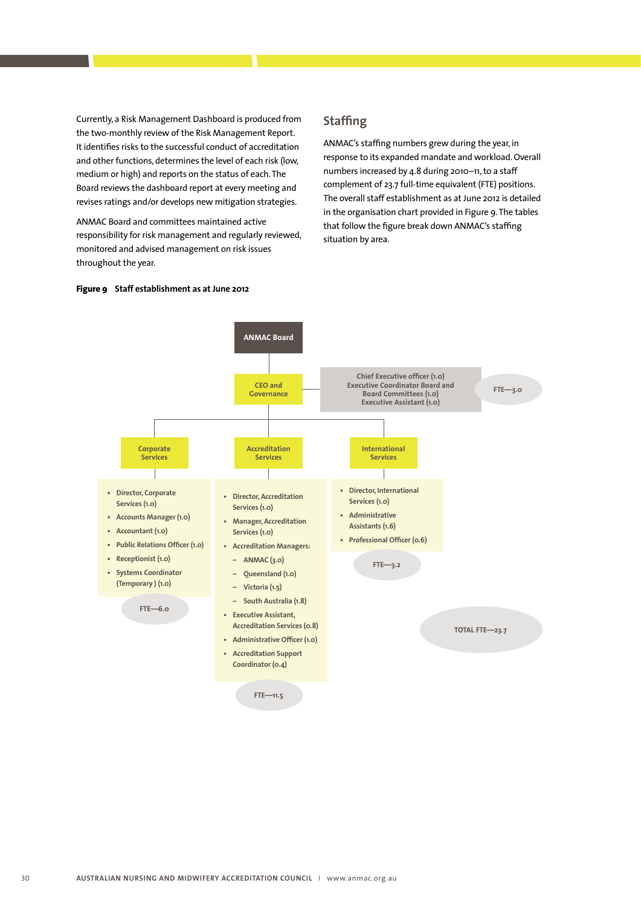Currently, a Risk Management Dashboard is produced from the two-monthly review of the Risk Management Report. It identifies risks to the successful conduct of accreditation and other functions, determines the level of each risk (low, medium or high) and reports on the status of each. The Board reviews the dashboard report at every meeting and revises ratings and/or develops new mitigation strategies.

ANMAC Board and committees maintained active responsibility for risk management and regularly reviewed, monitored and advised management on risk issues throughout the year.

## Staffing

ANMAC's staffing numbers grew during the year, in response to its expanded mandate and workload. Overall numbers increased by 4.8 during 2010–11, to a staff complement of 23.7 full-time equivalent (FTE) positions. The overall staff establishment as at June 2012 is detailed in the organisation chart provided in Figure 9. The tables that follow the figure break down ANMAC's staffing situation by area.

**Figure 9 Staff establishment as at June 2012**

ANMAC Board

CEO and Governance

- Chief Executive officer (1.0)
- Executive Coordinator Board and Board Committees (1.0)
- Executive Assistant (1.0)

FTE—3.0

Corporate Services

- Director, Corporate Services (1.0)
- Accounts Manager (1.0)
- Accountant (1.0)
- Public Relations Officer (1.0)
- Receptionist (1.0)
- Systems Coordinator (Temporary ) (1.0)

FTE—6.0

Accreditation Services

- Director, Accreditation Services (1.0)
- Manager, Accreditation Services (1.0)
- Accreditation Managers:
  - ANMAC (3.0)
  - Queensland (1.0)
  - Victoria (1.5)
  - South Australia (1.8)
- Executive Assistant, Accreditation Services (0.8)
- Administrative Officer (1.0)
- Accreditation Support Coordinator (0.4)

FTE—11.5

International Services

- Director, International Services (1.0)
- Administrative Assistants (1.6)
- Professional Officer (0.6)

FTE—3.2

TOTAL FTE—23.7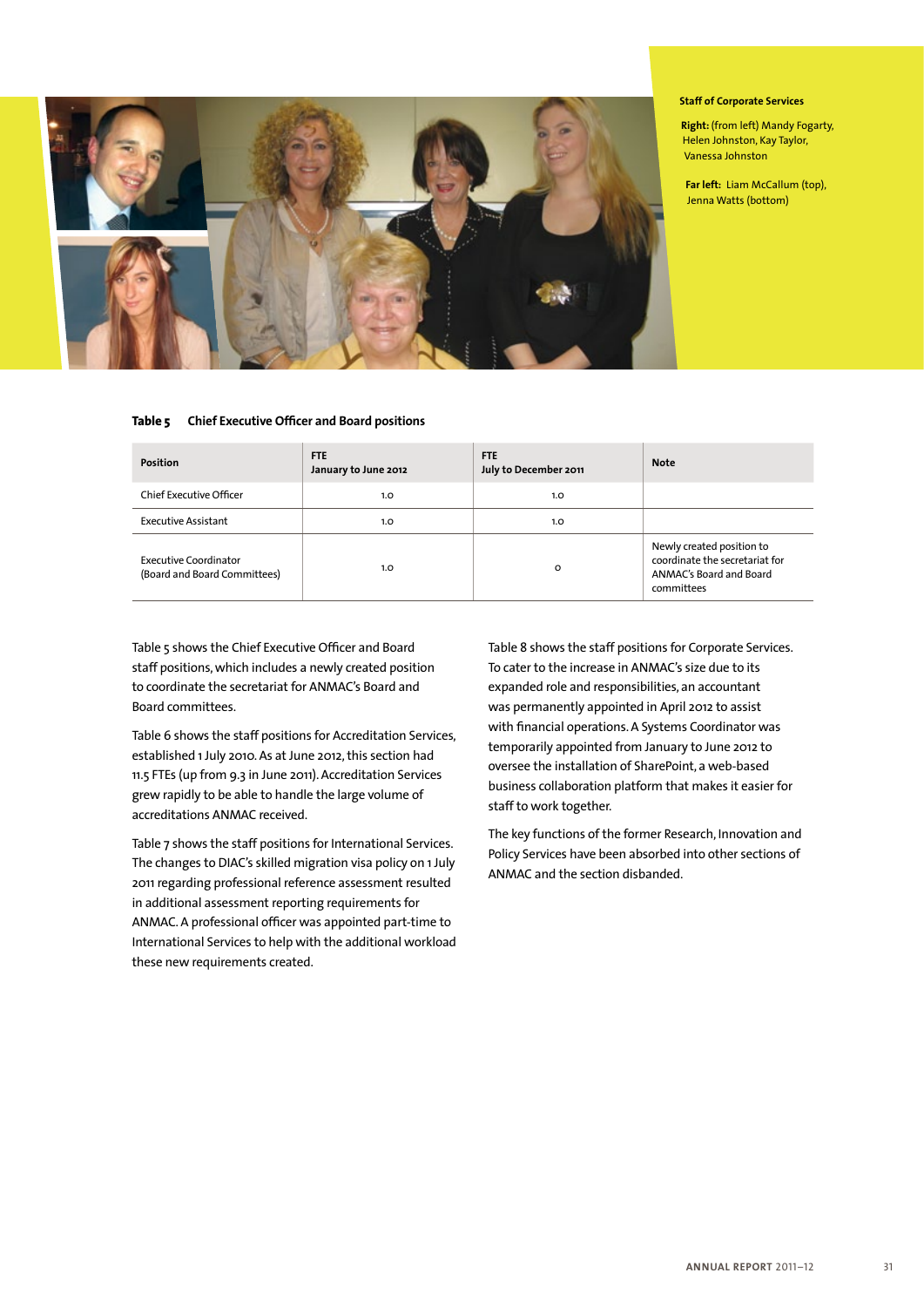**Staff of Corporate Services**

**Right:** (from left) Mandy Fogarty, Helen Johnston, Kay Taylor, Vanessa Johnston

**Far left:** Liam McCallum (top), Jenna Watts (bottom)

**Table 5 Chief Executive Officer and Board positions**

| Position | FTE January to June 2012 | FTE July to December 2011 | Note |
|---|---|---|---|
| Chief Executive Officer | 1.0 | 1.0 | |
| Executive Assistant | 1.0 | 1.0 | |
| Executive Coordinator (Board and Board Committees) | 1.0 | 0 | Newly created position to coordinate the secretariat for ANMAC's Board and Board committees |

Table 5 shows the Chief Executive Officer and Board staff positions, which includes a newly created position to coordinate the secretariat for ANMAC's Board and Board committees.

Table 6 shows the staff positions for Accreditation Services, established 1 July 2010. As at June 2012, this section had 11.5 FTEs (up from 9.3 in June 2011). Accreditation Services grew rapidly to be able to handle the large volume of accreditations ANMAC received.

Table 7 shows the staff positions for International Services. The changes to DIAC's skilled migration visa policy on 1 July 2011 regarding professional reference assessment resulted in additional assessment reporting requirements for ANMAC. A professional officer was appointed part-time to International Services to help with the additional workload these new requirements created.

Table 8 shows the staff positions for Corporate Services. To cater to the increase in ANMAC's size due to its expanded role and responsibilities, an accountant was permanently appointed in April 2012 to assist with financial operations. A Systems Coordinator was temporarily appointed from January to June 2012 to oversee the installation of SharePoint, a web-based business collaboration platform that makes it easier for staff to work together.

The key functions of the former Research, Innovation and Policy Services have been absorbed into other sections of ANMAC and the section disbanded.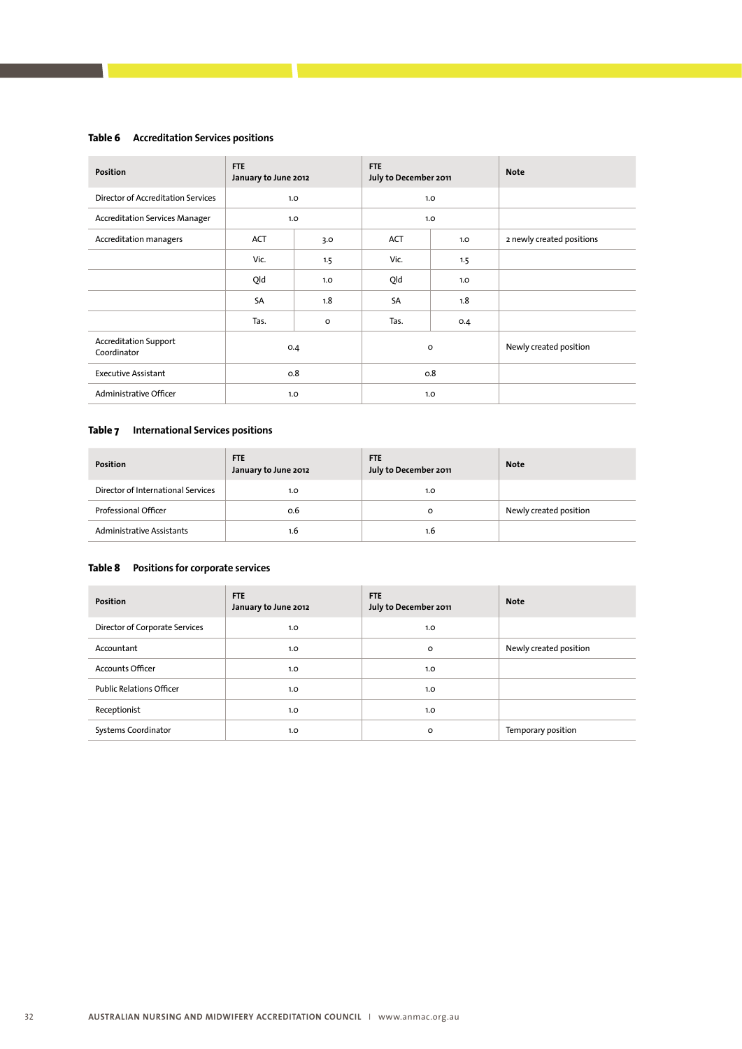**Table 6 Accreditation Services positions**

| Position | FTE January to June 2012 | | FTE July to December 2011 | | Note |
|---|---|---|---|---|---|
| Director of Accreditation Services | 1.0 | | 1.0 | | |
| Accreditation Services Manager | 1.0 | | 1.0 | | |
| Accreditation managers | ACT | 3.0 | ACT | 1.0 | 2 newly created positions |
| | Vic. | 1.5 | Vic. | 1.5 | |
| | Qld | 1.0 | Qld | 1.0 | |
| | SA | 1.8 | SA | 1.8 | |
| | Tas. | 0 | Tas. | 0.4 | |
| Accreditation Support Coordinator | 0.4 | | 0 | | Newly created position |
| Executive Assistant | 0.8 | | 0.8 | | |
| Administrative Officer | 1.0 | | 1.0 | | |

**Table 7 International Services positions**

| Position | FTE January to June 2012 | FTE July to December 2011 | Note |
|---|---|---|---|
| Director of International Services | 1.0 | 1.0 | |
| Professional Officer | 0.6 | 0 | Newly created position |
| Administrative Assistants | 1.6 | 1.6 | |

**Table 8 Positions for corporate services**

| Position | FTE January to June 2012 | FTE July to December 2011 | Note |
|---|---|---|---|
| Director of Corporate Services | 1.0 | 1.0 | |
| Accountant | 1.0 | 0 | Newly created position |
| Accounts Officer | 1.0 | 1.0 | |
| Public Relations Officer | 1.0 | 1.0 | |
| Receptionist | 1.0 | 1.0 | |
| Systems Coordinator | 1.0 | 0 | Temporary position |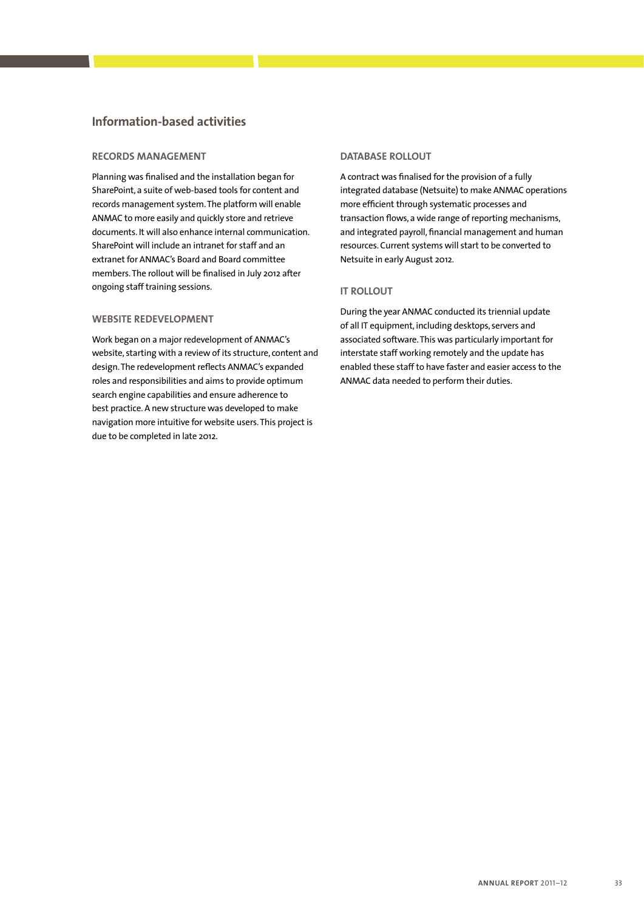## Information-based activities

### RECORDS MANAGEMENT

Planning was finalised and the installation began for SharePoint, a suite of web-based tools for content and records management system. The platform will enable ANMAC to more easily and quickly store and retrieve documents. It will also enhance internal communication. SharePoint will include an intranet for staff and an extranet for ANMAC's Board and Board committee members. The rollout will be finalised in July 2012 after ongoing staff training sessions.

### WEBSITE REDEVELOPMENT

Work began on a major redevelopment of ANMAC's website, starting with a review of its structure, content and design. The redevelopment reflects ANMAC's expanded roles and responsibilities and aims to provide optimum search engine capabilities and ensure adherence to best practice. A new structure was developed to make navigation more intuitive for website users. This project is due to be completed in late 2012.

### DATABASE ROLLOUT

A contract was finalised for the provision of a fully integrated database (Netsuite) to make ANMAC operations more efficient through systematic processes and transaction flows, a wide range of reporting mechanisms, and integrated payroll, financial management and human resources. Current systems will start to be converted to Netsuite in early August 2012.

### IT ROLLOUT

During the year ANMAC conducted its triennial update of all IT equipment, including desktops, servers and associated software. This was particularly important for interstate staff working remotely and the update has enabled these staff to have faster and easier access to the ANMAC data needed to perform their duties.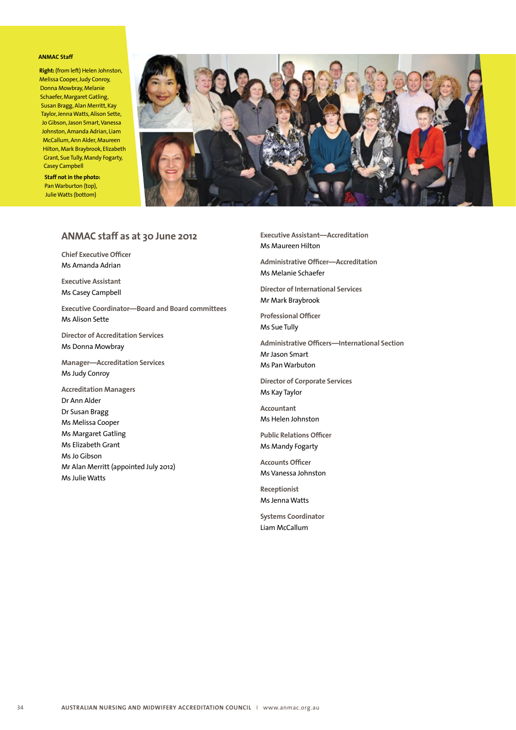**ANMAC Staff**

**Right:** (from left) Helen Johnston, Melissa Cooper, Judy Conroy, Donna Mowbray, Melanie Schaefer, Margaret Gatling, Susan Bragg, Alan Merritt, Kay Taylor, Jenna Watts, Alison Sette, Jo Gibson, Jason Smart, Vanessa Johnston, Amanda Adrian, Liam McCallum, Ann Alder, Maureen Hilton, Mark Braybrook, Elizabeth Grant, Sue Tully, Mandy Fogarty, Casey Campbell

**Staff not in the photo:** Pan Warburton (top), Julie Watts (bottom)

## ANMAC staff as at 30 June 2012

**Chief Executive Officer**
Ms Amanda Adrian

**Executive Assistant**
Ms Casey Campbell

**Executive Coordinator—Board and Board committees**
Ms Alison Sette

**Director of Accreditation Services**
Ms Donna Mowbray

**Manager—Accreditation Services**
Ms Judy Conroy

**Accreditation Managers**
Dr Ann Alder
Dr Susan Bragg
Ms Melissa Cooper
Ms Margaret Gatling
Ms Elizabeth Grant
Ms Jo Gibson
Mr Alan Merritt (appointed July 2012)
Ms Julie Watts

**Executive Assistant—Accreditation**
Ms Maureen Hilton

**Administrative Officer—Accreditation**
Ms Melanie Schaefer

**Director of International Services**
Mr Mark Braybrook

**Professional Officer**
Ms Sue Tully

**Administrative Officers—International Section**
Mr Jason Smart
Ms Pan Warbuton

**Director of Corporate Services**
Ms Kay Taylor

**Accountant**
Ms Helen Johnston

**Public Relations Officer**
Ms Mandy Fogarty

**Accounts Officer**
Ms Vanessa Johnston

**Receptionist**
Ms Jenna Watts

**Systems Coordinator**
Liam McCallum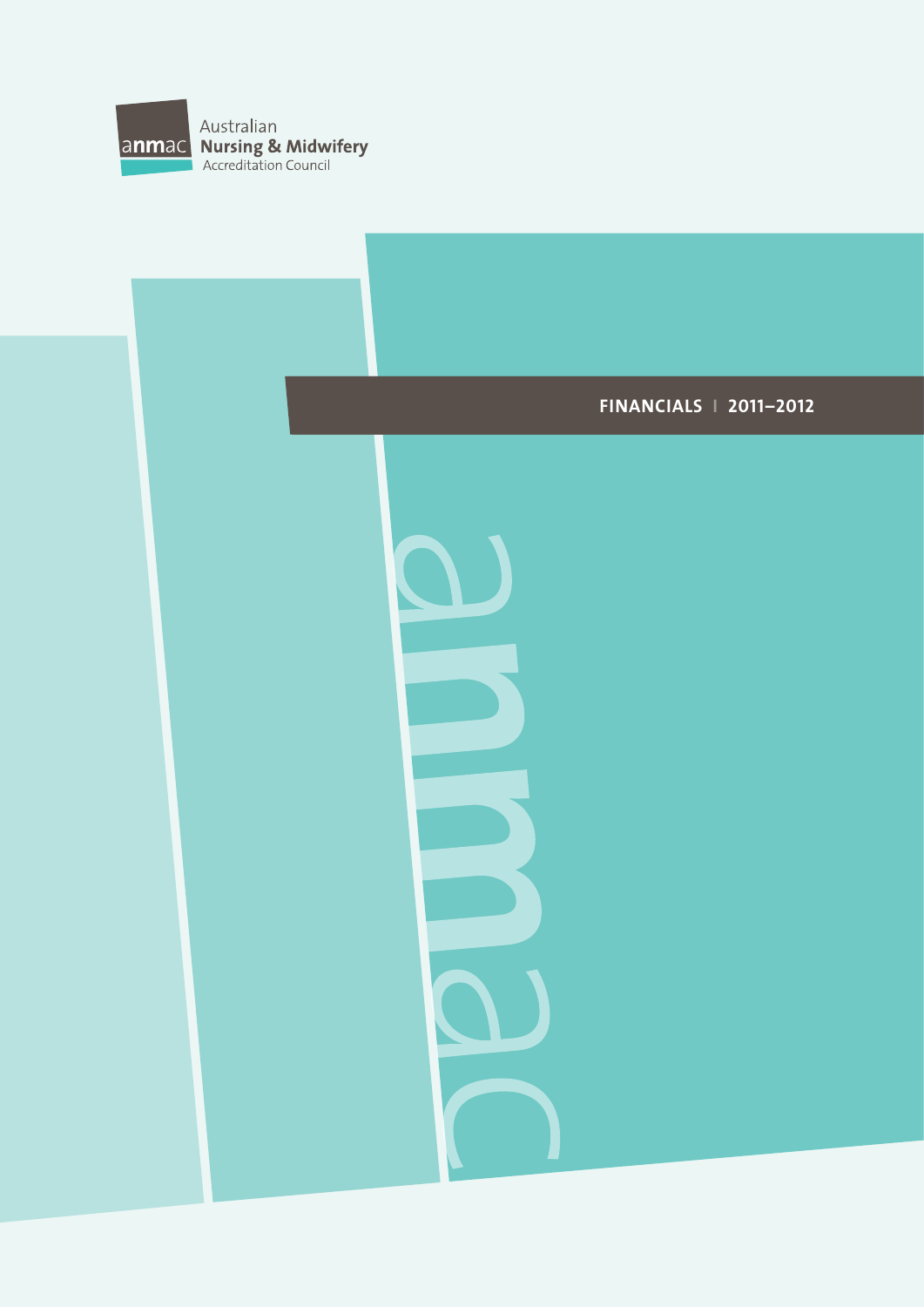Australian

**Nursing & Midwifery**

Accreditation Council

# FINANCIALS | 2011–2012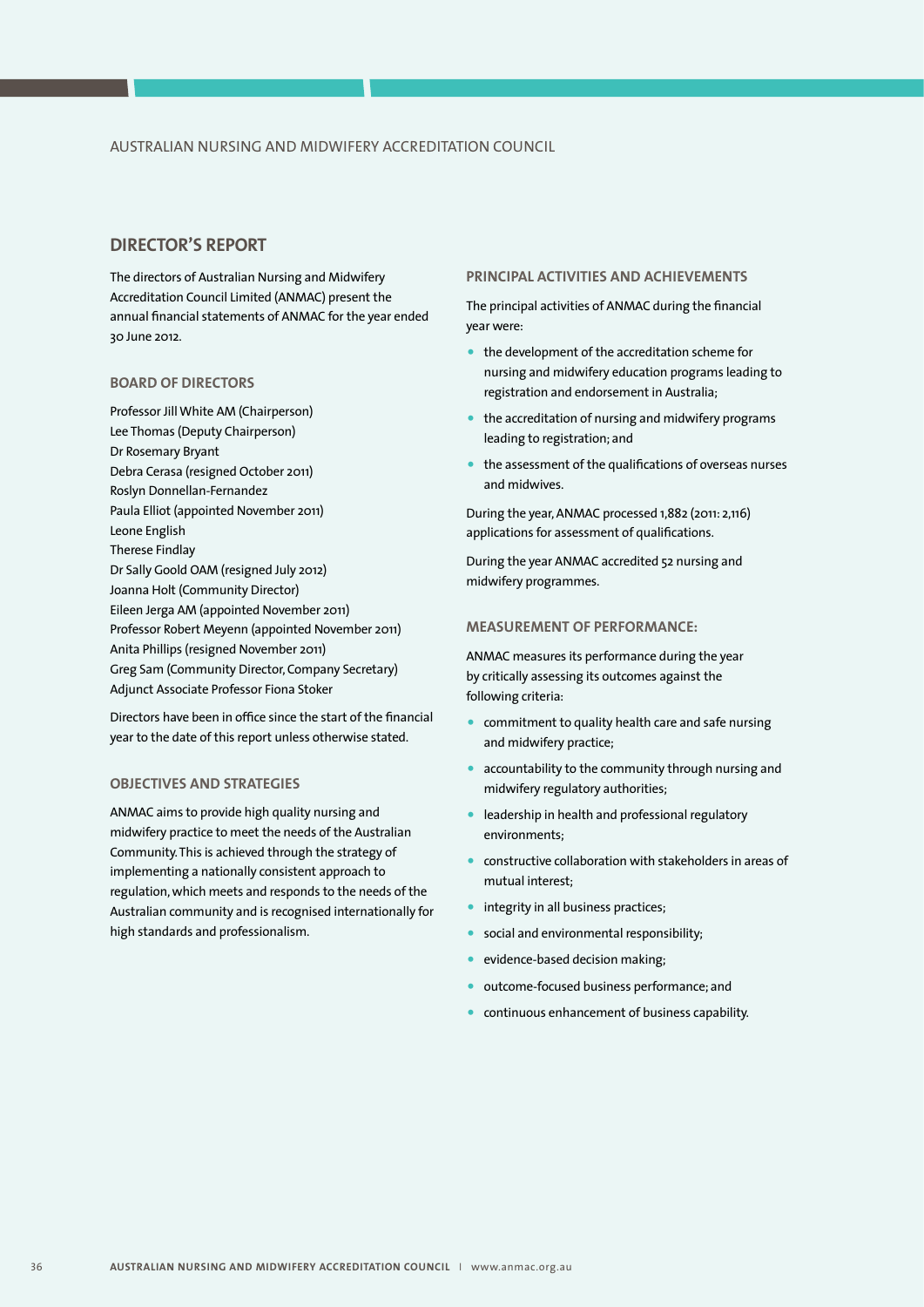## DIRECTOR'S REPORT

The directors of Australian Nursing and Midwifery Accreditation Council Limited (ANMAC) present the annual financial statements of ANMAC for the year ended 30 June 2012.

### BOARD OF DIRECTORS

Professor Jill White AM (Chairperson)
Lee Thomas (Deputy Chairperson)
Dr Rosemary Bryant
Debra Cerasa (resigned October 2011)
Roslyn Donnellan-Fernandez
Paula Elliot (appointed November 2011)
Leone English
Therese Findlay
Dr Sally Goold OAM (resigned July 2012)
Joanna Holt (Community Director)
Eileen Jerga AM (appointed November 2011)
Professor Robert Meyenn (appointed November 2011)
Anita Phillips (resigned November 2011)
Greg Sam (Community Director, Company Secretary)
Adjunct Associate Professor Fiona Stoker

Directors have been in office since the start of the financial year to the date of this report unless otherwise stated.

### OBJECTIVES AND STRATEGIES

ANMAC aims to provide high quality nursing and midwifery practice to meet the needs of the Australian Community. This is achieved through the strategy of implementing a nationally consistent approach to regulation, which meets and responds to the needs of the Australian community and is recognised internationally for high standards and professionalism.

### PRINCIPAL ACTIVITIES AND ACHIEVEMENTS

The principal activities of ANMAC during the financial year were:

- the development of the accreditation scheme for nursing and midwifery education programs leading to registration and endorsement in Australia;
- the accreditation of nursing and midwifery programs leading to registration; and
- the assessment of the qualifications of overseas nurses and midwives.

During the year, ANMAC processed 1,882 (2011: 2,116) applications for assessment of qualifications.

During the year ANMAC accredited 52 nursing and midwifery programmes.

### MEASUREMENT OF PERFORMANCE:

ANMAC measures its performance during the year by critically assessing its outcomes against the following criteria:

- commitment to quality health care and safe nursing and midwifery practice;
- accountability to the community through nursing and midwifery regulatory authorities;
- leadership in health and professional regulatory environments;
- constructive collaboration with stakeholders in areas of mutual interest;
- integrity in all business practices;
- social and environmental responsibility;
- evidence-based decision making;
- outcome-focused business performance; and
- continuous enhancement of business capability.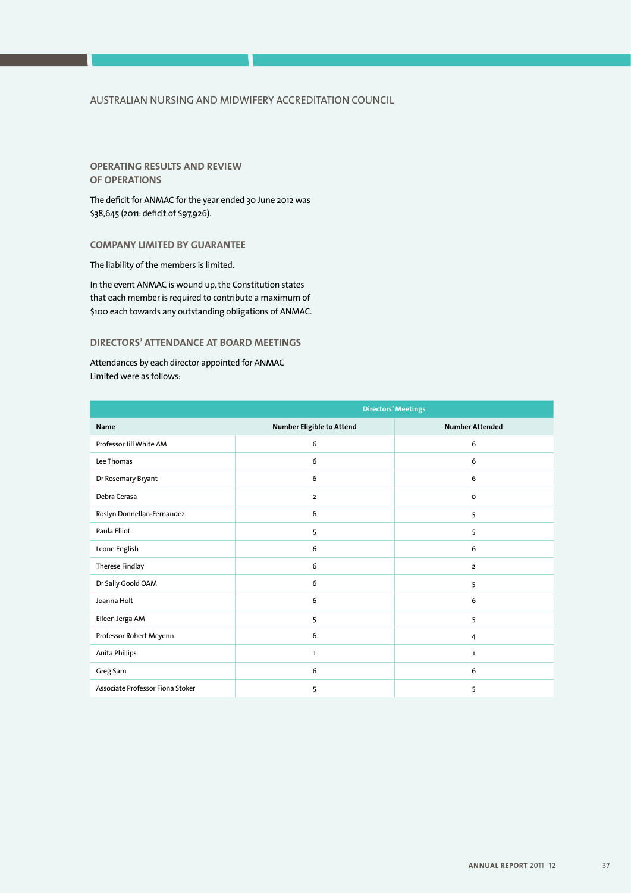AUSTRALIAN NURSING AND MIDWIFERY ACCREDITATION COUNCIL

## OPERATING RESULTS AND REVIEW OF OPERATIONS

The deficit for ANMAC for the year ended 30 June 2012 was $38,645 (2011: deficit of $97,926).

## COMPANY LIMITED BY GUARANTEE

The liability of the members is limited.

In the event ANMAC is wound up, the Constitution states that each member is required to contribute a maximum of $100 each towards any outstanding obligations of ANMAC.

## DIRECTORS' ATTENDANCE AT BOARD MEETINGS

Attendances by each director appointed for ANMAC Limited were as follows:

| | Directors' Meetings | |
|---|---|---|
| **Name** | **Number Eligible to Attend** | **Number Attended** |
| Professor Jill White AM | 6 | 6 |
| Lee Thomas | 6 | 6 |
| Dr Rosemary Bryant | 6 | 6 |
| Debra Cerasa | 2 | 0 |
| Roslyn Donnellan-Fernandez | 6 | 5 |
| Paula Elliot | 5 | 5 |
| Leone English | 6 | 6 |
| Therese Findlay | 6 | 2 |
| Dr Sally Goold OAM | 6 | 5 |
| Joanna Holt | 6 | 6 |
| Eileen Jerga AM | 5 | 5 |
| Professor Robert Meyenn | 6 | 4 |
| Anita Phillips | 1 | 1 |
| Greg Sam | 6 | 6 |
| Associate Professor Fiona Stoker | 5 | 5 |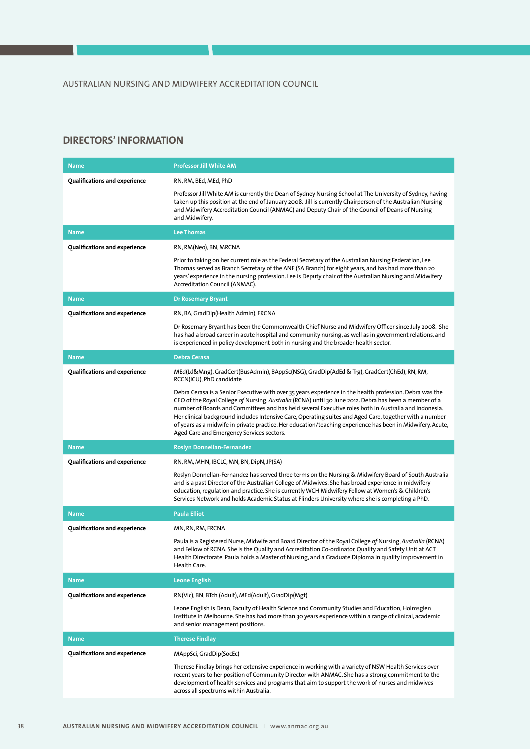## DIRECTORS' INFORMATION

| Name | Professor Jill White AM |
|---|---|
| **Qualifications and experience** | RN, RM, BEd, MEd, PhD<br><br>Professor Jill White AM is currently the Dean of Sydney Nursing School at The University of Sydney, having taken up this position at the end of January 2008. Jill is currently Chairperson of the Australian Nursing and Midwifery Accreditation Council (ANMAC) and Deputy Chair of the Council of Deans of Nursing and Midwifery. |
| **Name** | **Lee Thomas** |
| **Qualifications and experience** | RN, RM(Neo), BN, MRCNA<br><br>Prior to taking on her current role as the Federal Secretary of the Australian Nursing Federation, Lee Thomas served as Branch Secretary of the ANF (SA Branch) for eight years, and has had more than 20 years' experience in the nursing profession. Lee is Deputy chair of the Australian Nursing and Midwifery Accreditation Council (ANMAC). |
| **Name** | **Dr Rosemary Bryant** |
| **Qualifications and experience** | RN, BA, GradDip(Health Admin), FRCNA<br><br>Dr Rosemary Bryant has been the Commonwealth Chief Nurse and Midwifery Officer since July 2008. She has had a broad career in acute hospital and community nursing, as well as in government relations, and is experienced in policy development both in nursing and the broader health sector. |
| **Name** | **Debra Cerasa** |
| **Qualifications and experience** | MEd(Ld&Mng), GradCert(BusAdmin), BAppSc(NSG), GradDip(AdEd & Trg), GradCert(ChEd), RN, RM, RCCN(ICU), PhD candidate<br><br>Debra Cerasa is a Senior Executive with over 35 years experience in the health profession. Debra was the CEO of the Royal College *of* Nursing, *Australia* (RCNA) until 30 June 2012. Debra has been a member of a number of Boards and Committees and has held several Executive roles both in Australia and Indonesia. Her clinical background includes Intensive Care, Operating suites and Aged Care, together with a number of years as a midwife in private practice. Her education/teaching experience has been in Midwifery, Acute, Aged Care and Emergency Services sectors. |
| **Name** | **Roslyn Donnellan-Fernandez** |
| **Qualifications and experience** | RN, RM, MHN, IBCLC, MN, BN, DipN, JP(SA)<br><br>Roslyn Donnellan-Fernandez has served three terms on the Nursing & Midwifery Board of South Australia and is a past Director of the Australian College of Midwives. She has broad experience in midwifery education, regulation and practice. She is currently WCH Midwifery Fellow at Women's & Children's Services Network and holds Academic Status at Flinders University where she is completing a PhD. |
| **Name** | **Paula Elliot** |
| **Qualifications and experience** | MN, RN, RM, FRCNA<br><br>Paula is a Registered Nurse, Midwife and Board Director of the Royal College *of* Nursing, *Australia* (RCNA) and Fellow of RCNA. She is the Quality and Accreditation Co-ordinator, Quality and Safety Unit at ACT Health Directorate. Paula holds a Master of Nursing, and a Graduate Diploma in quality improvement in Health Care. |
| **Name** | **Leone English** |
| **Qualifications and experience** | RN(Vic), BN, BTch (Adult), MEd(Adult), GradDip(Mgt)<br><br>Leone English is Dean, Faculty of Health Science and Community Studies and Education, Holmsglen Institute in Melbourne. She has had more than 30 years experience within a range of clinical, academic and senior management positions. |
| **Name** | **Therese Findlay** |
| **Qualifications and experience** | MAppSci, GradDip(SocEc)<br><br>Therese Findlay brings her extensive experience in working with a variety of NSW Health Services over recent years to her position of Community Director with ANMAC. She has a strong commitment to the development of health services and programs that aim to support the work of nurses and midwives across all spectrums within Australia. |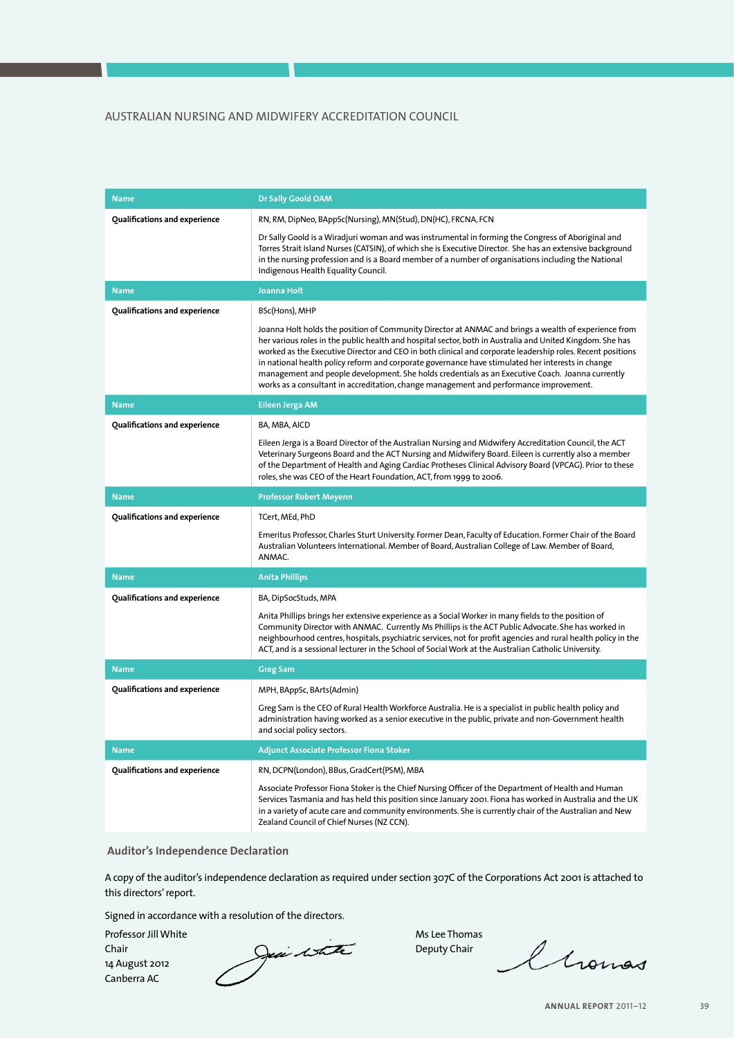AUSTRALIAN NURSING AND MIDWIFERY ACCREDITATION COUNCIL

| Name | Dr Sally Goold OAM |
|---|---|
| Qualifications and experience | RN, RM, DipNeo, BAppSc(Nursing), MN(Stud), DN(HC), FRCNA, FCN<br><br>Dr Sally Goold is a Wiradjuri woman and was instrumental in forming the Congress of Aboriginal and Torres Strait Island Nurses (CATSIN), of which she is Executive Director. She has an extensive background in the nursing profession and is a Board member of a number of organisations including the National Indigenous Health Equality Council. |
| **Name** | **Joanna Holt** |
| Qualifications and experience | BSc(Hons), MHP<br><br>Joanna Holt holds the position of Community Director at ANMAC and brings a wealth of experience from her various roles in the public health and hospital sector, both in Australia and United Kingdom. She has worked as the Executive Director and CEO in both clinical and corporate leadership roles. Recent positions in national health policy reform and corporate governance have stimulated her interests in change management and people development. She holds credentials as an Executive Coach. Joanna currently works as a consultant in accreditation, change management and performance improvement. |
| **Name** | **Eileen Jerga AM** |
| Qualifications and experience | BA, MBA, AICD<br><br>Eileen Jerga is a Board Director of the Australian Nursing and Midwifery Accreditation Council, the ACT Veterinary Surgeons Board and the ACT Nursing and Midwifery Board. Eileen is currently also a member of the Department of Health and Aging Cardiac Protheses Clinical Advisory Board (VPCAG). Prior to these roles, she was CEO of the Heart Foundation, ACT, from 1999 to 2006. |
| **Name** | **Professor Robert Meyenn** |
| Qualifications and experience | TCert, MEd, PhD<br><br>Emeritus Professor, Charles Sturt University. Former Dean, Faculty of Education. Former Chair of the Board Australian Volunteers International. Member of Board, Australian College of Law. Member of Board, ANMAC. |
| **Name** | **Anita Phillips** |
| Qualifications and experience | BA, DipSocStuds, MPA<br><br>Anita Phillips brings her extensive experience as a Social Worker in many fields to the position of Community Director with ANMAC. Currently Ms Phillips is the ACT Public Advocate. She has worked in neighbourhood centres, hospitals, psychiatric services, not for profit agencies and rural health policy in the ACT, and is a sessional lecturer in the School of Social Work at the Australian Catholic University. |
| **Name** | **Greg Sam** |
| Qualifications and experience | MPH, BAppSc, BArts(Admin)<br><br>Greg Sam is the CEO of Rural Health Workforce Australia. He is a specialist in public health policy and administration having worked as a senior executive in the public, private and non-Government health and social policy sectors. |
| **Name** | **Adjunct Associate Professor Fiona Stoker** |
| Qualifications and experience | RN, DCPN(London), BBus, GradCert(PSM), MBA<br><br>Associate Professor Fiona Stoker is the Chief Nursing Officer of the Department of Health and Human Services Tasmania and has held this position since January 2001. Fiona has worked in Australia and the UK in a variety of acute care and community environments. She is currently chair of the Australian and New Zealand Council of Chief Nurses (NZ CCN). |

## Auditor's Independence Declaration

A copy of the auditor's independence declaration as required under section 307C of the Corporations Act 2001 is attached to this directors' report.

Signed in accordance with a resolution of the directors.

Professor Jill White
Chair
14 August 2012
Canberra AC

Ms Lee Thomas
Deputy Chair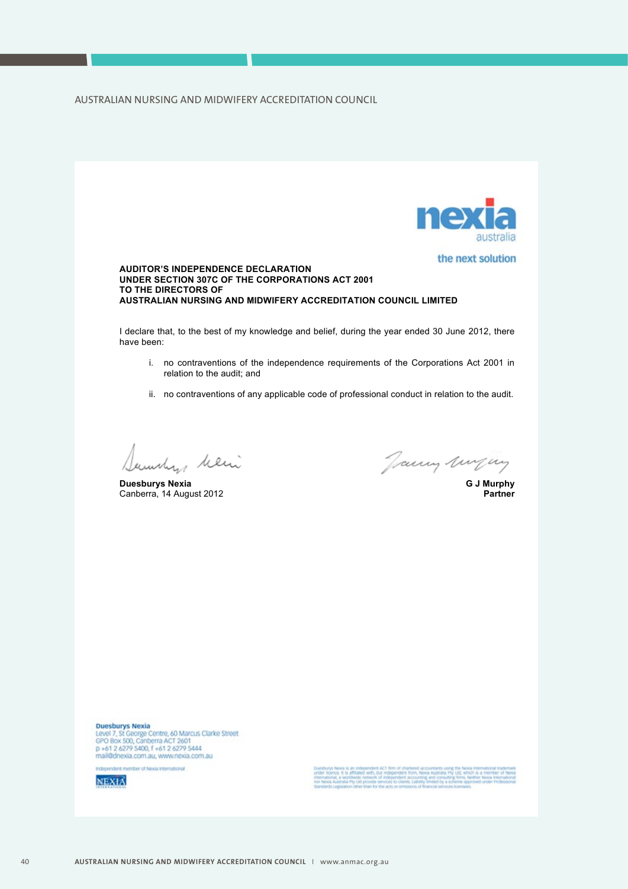nexia australia

the next solution

**AUDITOR'S INDEPENDENCE DECLARATION**
**UNDER SECTION 307C OF THE CORPORATIONS ACT 2001**
**TO THE DIRECTORS OF**
**AUSTRALIAN NURSING AND MIDWIFERY ACCREDITATION COUNCIL LIMITED**

I declare that, to the best of my knowledge and belief, during the year ended 30 June 2012, there have been:

i. no contraventions of the independence requirements of the Corporations Act 2001 in relation to the audit; and

ii. no contraventions of any applicable code of professional conduct in relation to the audit.

**Duesburys Nexia**
Canberra, 14 August 2012

**G J Murphy**
**Partner**

**Duesburys Nexia**
Level 7, St George Centre, 60 Marcus Clarke Street
GPO Box 500, Canberra ACT 2601
p +61 2 6279 5400, f +61 2 6279 5444
mail@dnexia.com.au, www.nexia.com.au

Independent member of Nexia International

Duesburys Nexia is an independent ACT firm of chartered accountants using the Nexia International trademark under licence. It is affiliated with, but independent from, Nexia Australia Pty Ltd, which is a member of Nexia International, a worldwide network of independent accounting and consulting firms. Neither Nexia International nor Nexia Australia Pty Ltd provide services to clients. Liability limited by a scheme approved under Professional Standards Legislation other than for the acts or omissions of financial services licensees.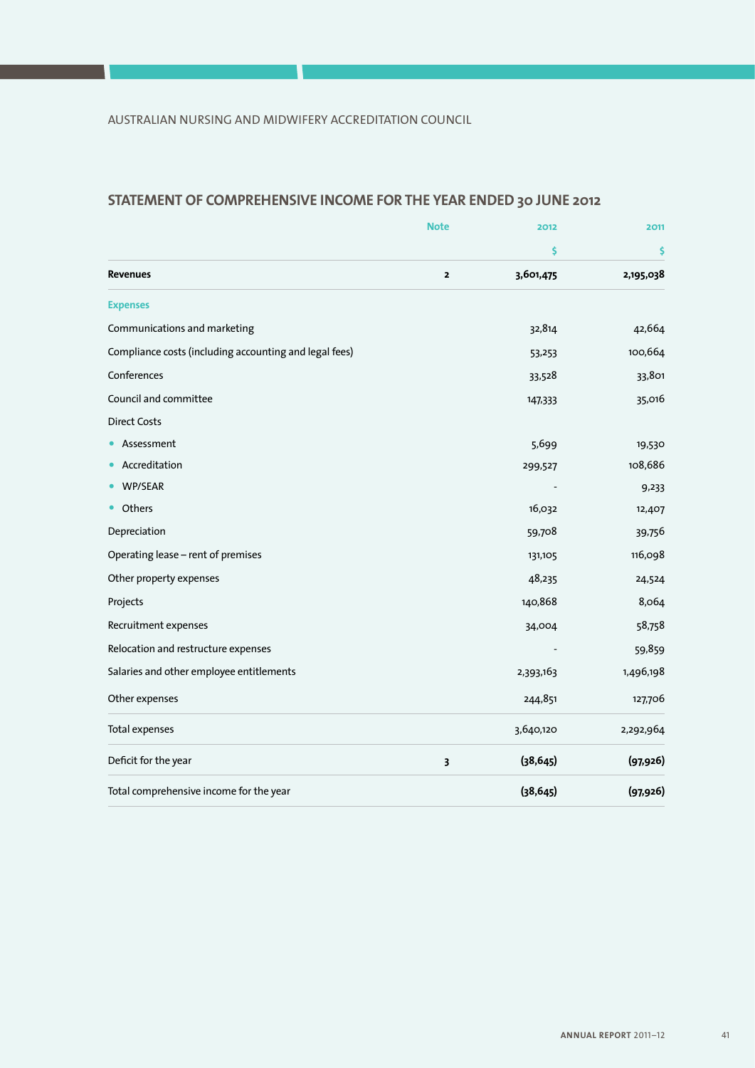## STATEMENT OF COMPREHENSIVE INCOME FOR THE YEAR ENDED 30 JUNE 2012

| | Note | 2012 | 2011 |
|---|---|---|---|
| | | $ | $ |
| **Revenues** | **2** | **3,601,475** | **2,195,038** |
| **Expenses** | | | |
| Communications and marketing | | 32,814 | 42,664 |
| Compliance costs (including accounting and legal fees) | | 53,253 | 100,664 |
| Conferences | | 33,528 | 33,801 |
| Council and committee | | 147,333 | 35,016 |
| Direct Costs | | | |
| • Assessment | | 5,699 | 19,530 |
| • Accreditation | | 299,527 | 108,686 |
| • WP/SEAR | | - | 9,233 |
| • Others | | 16,032 | 12,407 |
| Depreciation | | 59,708 | 39,756 |
| Operating lease – rent of premises | | 131,105 | 116,098 |
| Other property expenses | | 48,235 | 24,524 |
| Projects | | 140,868 | 8,064 |
| Recruitment expenses | | 34,004 | 58,758 |
| Relocation and restructure expenses | | - | 59,859 |
| Salaries and other employee entitlements | | 2,393,163 | 1,496,198 |
| Other expenses | | 244,851 | 127,706 |
| Total expenses | | 3,640,120 | 2,292,964 |
| Deficit for the year | **3** | **(38,645)** | **(97,926)** |
| Total comprehensive income for the year | | **(38,645)** | **(97,926)** |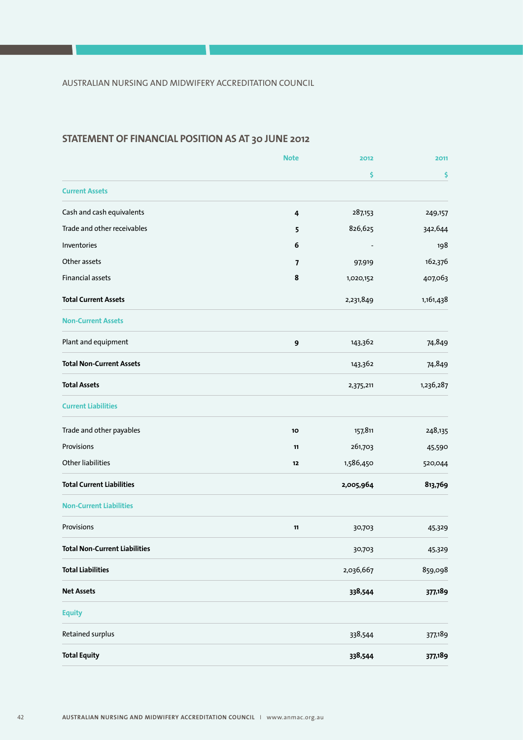AUSTRALIAN NURSING AND MIDWIFERY ACCREDITATION COUNCIL

## STATEMENT OF FINANCIAL POSITION AS AT 30 JUNE 2012

| | Note | 2012 | 2011 |
|---|---|---|---|
| | | $ | $ |
| **Current Assets** | | | |
| Cash and cash equivalents | 4 | 287,153 | 249,157 |
| Trade and other receivables | 5 | 826,625 | 342,644 |
| Inventories | 6 | - | 198 |
| Other assets | 7 | 97,919 | 162,376 |
| Financial assets | 8 | 1,020,152 | 407,063 |
| **Total Current Assets** | | 2,231,849 | 1,161,438 |
| **Non-Current Assets** | | | |
| Plant and equipment | 9 | 143,362 | 74,849 |
| **Total Non-Current Assets** | | 143,362 | 74,849 |
| **Total Assets** | | 2,375,211 | 1,236,287 |
| **Current Liabilities** | | | |
| Trade and other payables | 10 | 157,811 | 248,135 |
| Provisions | 11 | 261,703 | 45,590 |
| Other liabilities | 12 | 1,586,450 | 520,044 |
| **Total Current Liabilities** | | **2,005,964** | **813,769** |
| **Non-Current Liabilities** | | | |
| Provisions | 11 | 30,703 | 45,329 |
| **Total Non-Current Liabilities** | | 30,703 | 45,329 |
| **Total Liabilities** | | 2,036,667 | 859,098 |
| **Net Assets** | | **338,544** | **377,189** |
| **Equity** | | | |
| Retained surplus | | 338,544 | 377,189 |
| **Total Equity** | | **338,544** | **377,189** |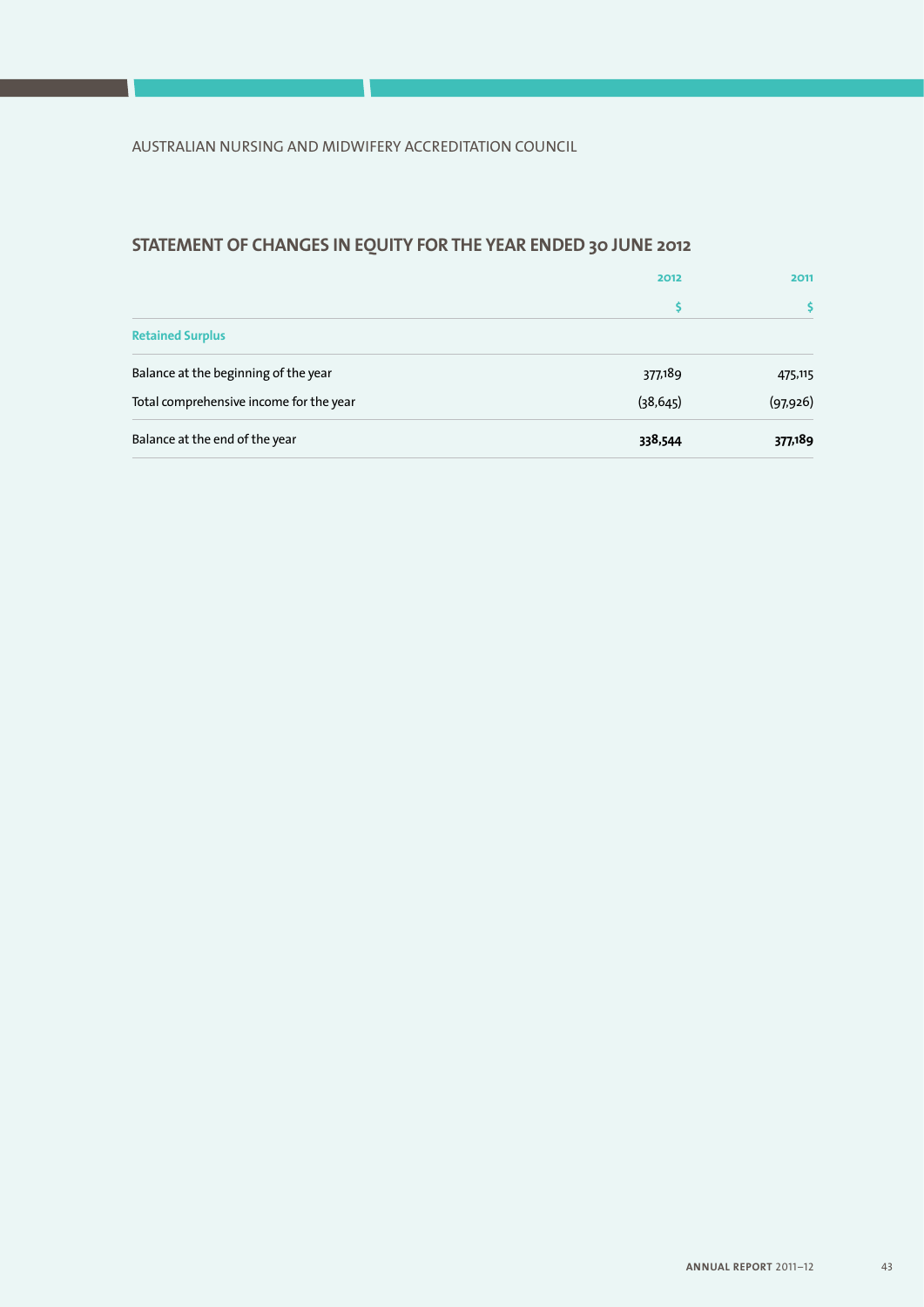AUSTRALIAN NURSING AND MIDWIFERY ACCREDITATION COUNCIL

## STATEMENT OF CHANGES IN EQUITY FOR THE YEAR ENDED 30 JUNE 2012

| | 2012 | 2011 |
|---|---|---|
| | $ | $ |
| **Retained Surplus** | | |
| Balance at the beginning of the year | 377,189 | 475,115 |
| Total comprehensive income for the year | (38,645) | (97,926) |
| Balance at the end of the year | **338,544** | **377,189** |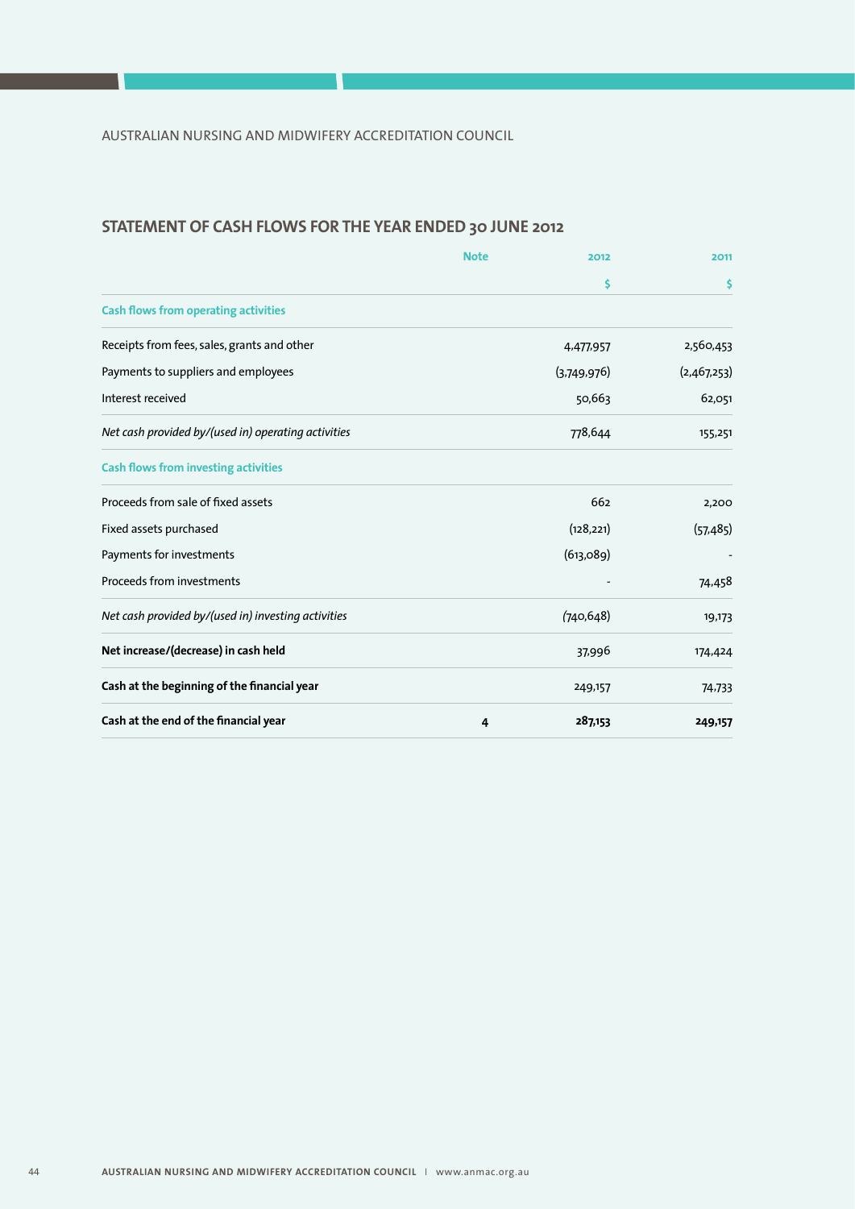## STATEMENT OF CASH FLOWS FOR THE YEAR ENDED 30 JUNE 2012

| | Note | 2012 | 2011 |
|---|---|---|---|
| | | $ | $ |
| **Cash flows from operating activities** | | | |
| Receipts from fees, sales, grants and other | | 4,477,957 | 2,560,453 |
| Payments to suppliers and employees | | (3,749,976) | (2,467,253) |
| Interest received | | 50,663 | 62,051 |
| *Net cash provided by/(used in) operating activities* | | 778,644 | 155,251 |
| **Cash flows from investing activities** | | | |
| Proceeds from sale of fixed assets | | 662 | 2,200 |
| Fixed assets purchased | | (128,221) | (57,485) |
| Payments for investments | | (613,089) | - |
| Proceeds from investments | | - | 74,458 |
| *Net cash provided by/(used in) investing activities* | | (740,648) | 19,173 |
| **Net increase/(decrease) in cash held** | | 37,996 | 174,424 |
| **Cash at the beginning of the financial year** | | 249,157 | 74,733 |
| **Cash at the end of the financial year** | **4** | **287,153** | **249,157** |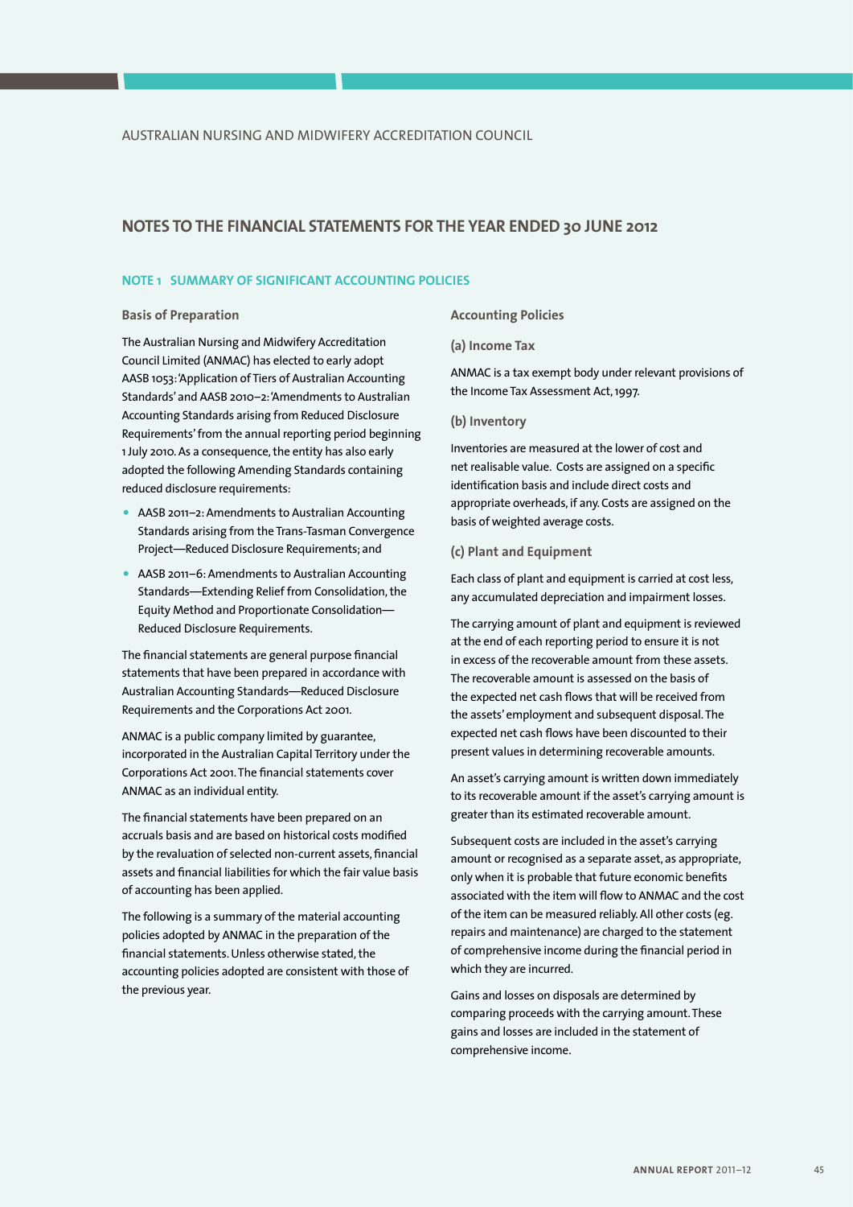# NOTES TO THE FINANCIAL STATEMENTS FOR THE YEAR ENDED 30 JUNE 2012

## NOTE 1 SUMMARY OF SIGNIFICANT ACCOUNTING POLICIES

### Basis of Preparation

The Australian Nursing and Midwifery Accreditation Council Limited (ANMAC) has elected to early adopt AASB 1053: 'Application of Tiers of Australian Accounting Standards' and AASB 2010–2: 'Amendments to Australian Accounting Standards arising from Reduced Disclosure Requirements' from the annual reporting period beginning 1 July 2010. As a consequence, the entity has also early adopted the following Amending Standards containing reduced disclosure requirements:

- AASB 2011–2: Amendments to Australian Accounting Standards arising from the Trans-Tasman Convergence Project—Reduced Disclosure Requirements; and
- AASB 2011–6: Amendments to Australian Accounting Standards—Extending Relief from Consolidation, the Equity Method and Proportionate Consolidation—Reduced Disclosure Requirements.

The financial statements are general purpose financial statements that have been prepared in accordance with Australian Accounting Standards—Reduced Disclosure Requirements and the Corporations Act 2001.

ANMAC is a public company limited by guarantee, incorporated in the Australian Capital Territory under the Corporations Act 2001. The financial statements cover ANMAC as an individual entity.

The financial statements have been prepared on an accruals basis and are based on historical costs modified by the revaluation of selected non-current assets, financial assets and financial liabilities for which the fair value basis of accounting has been applied.

The following is a summary of the material accounting policies adopted by ANMAC in the preparation of the financial statements. Unless otherwise stated, the accounting policies adopted are consistent with those of the previous year.

### Accounting Policies

#### (a) Income Tax

ANMAC is a tax exempt body under relevant provisions of the Income Tax Assessment Act, 1997.

#### (b) Inventory

Inventories are measured at the lower of cost and net realisable value. Costs are assigned on a specific identification basis and include direct costs and appropriate overheads, if any. Costs are assigned on the basis of weighted average costs.

#### (c) Plant and Equipment

Each class of plant and equipment is carried at cost less, any accumulated depreciation and impairment losses.

The carrying amount of plant and equipment is reviewed at the end of each reporting period to ensure it is not in excess of the recoverable amount from these assets. The recoverable amount is assessed on the basis of the expected net cash flows that will be received from the assets' employment and subsequent disposal. The expected net cash flows have been discounted to their present values in determining recoverable amounts.

An asset's carrying amount is written down immediately to its recoverable amount if the asset's carrying amount is greater than its estimated recoverable amount.

Subsequent costs are included in the asset's carrying amount or recognised as a separate asset, as appropriate, only when it is probable that future economic benefits associated with the item will flow to ANMAC and the cost of the item can be measured reliably. All other costs (eg. repairs and maintenance) are charged to the statement of comprehensive income during the financial period in which they are incurred.

Gains and losses on disposals are determined by comparing proceeds with the carrying amount. These gains and losses are included in the statement of comprehensive income.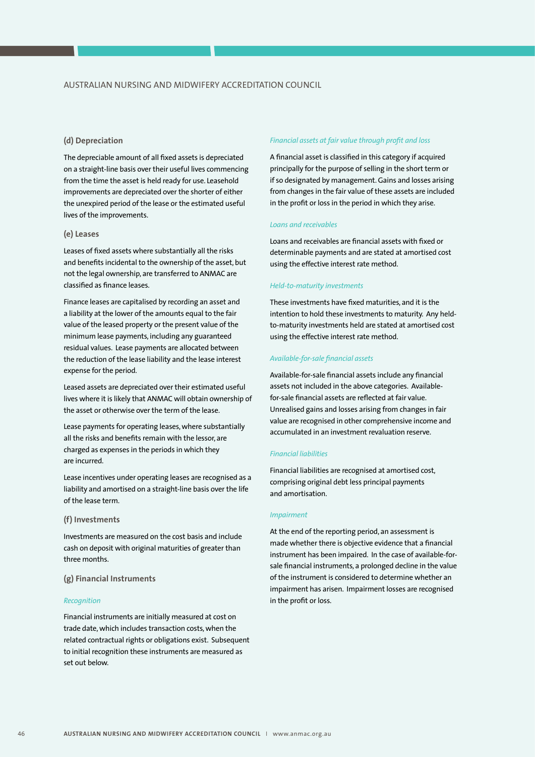### (d) Depreciation

The depreciable amount of all fixed assets is depreciated on a straight-line basis over their useful lives commencing from the time the asset is held ready for use. Leasehold improvements are depreciated over the shorter of either the unexpired period of the lease or the estimated useful lives of the improvements.

### (e) Leases

Leases of fixed assets where substantially all the risks and benefits incidental to the ownership of the asset, but not the legal ownership, are transferred to ANMAC are classified as finance leases.

Finance leases are capitalised by recording an asset and a liability at the lower of the amounts equal to the fair value of the leased property or the present value of the minimum lease payments, including any guaranteed residual values. Lease payments are allocated between the reduction of the lease liability and the lease interest expense for the period.

Leased assets are depreciated over their estimated useful lives where it is likely that ANMAC will obtain ownership of the asset or otherwise over the term of the lease.

Lease payments for operating leases, where substantially all the risks and benefits remain with the lessor, are charged as expenses in the periods in which they are incurred.

Lease incentives under operating leases are recognised as a liability and amortised on a straight-line basis over the life of the lease term.

### (f) Investments

Investments are measured on the cost basis and include cash on deposit with original maturities of greater than three months.

### (g) Financial Instruments

*Recognition*

Financial instruments are initially measured at cost on trade date, which includes transaction costs, when the related contractual rights or obligations exist. Subsequent to initial recognition these instruments are measured as set out below.

*Financial assets at fair value through profit and loss*

A financial asset is classified in this category if acquired principally for the purpose of selling in the short term or if so designated by management. Gains and losses arising from changes in the fair value of these assets are included in the profit or loss in the period in which they arise.

*Loans and receivables*

Loans and receivables are financial assets with fixed or determinable payments and are stated at amortised cost using the effective interest rate method.

*Held-to-maturity investments*

These investments have fixed maturities, and it is the intention to hold these investments to maturity. Any held-to-maturity investments held are stated at amortised cost using the effective interest rate method.

*Available-for-sale financial assets*

Available-for-sale financial assets include any financial assets not included in the above categories. Available-for-sale financial assets are reflected at fair value. Unrealised gains and losses arising from changes in fair value are recognised in other comprehensive income and accumulated in an investment revaluation reserve.

*Financial liabilities*

Financial liabilities are recognised at amortised cost, comprising original debt less principal payments and amortisation.

*Impairment*

At the end of the reporting period, an assessment is made whether there is objective evidence that a financial instrument has been impaired. In the case of available-for-sale financial instruments, a prolonged decline in the value of the instrument is considered to determine whether an impairment has arisen. Impairment losses are recognised in the profit or loss.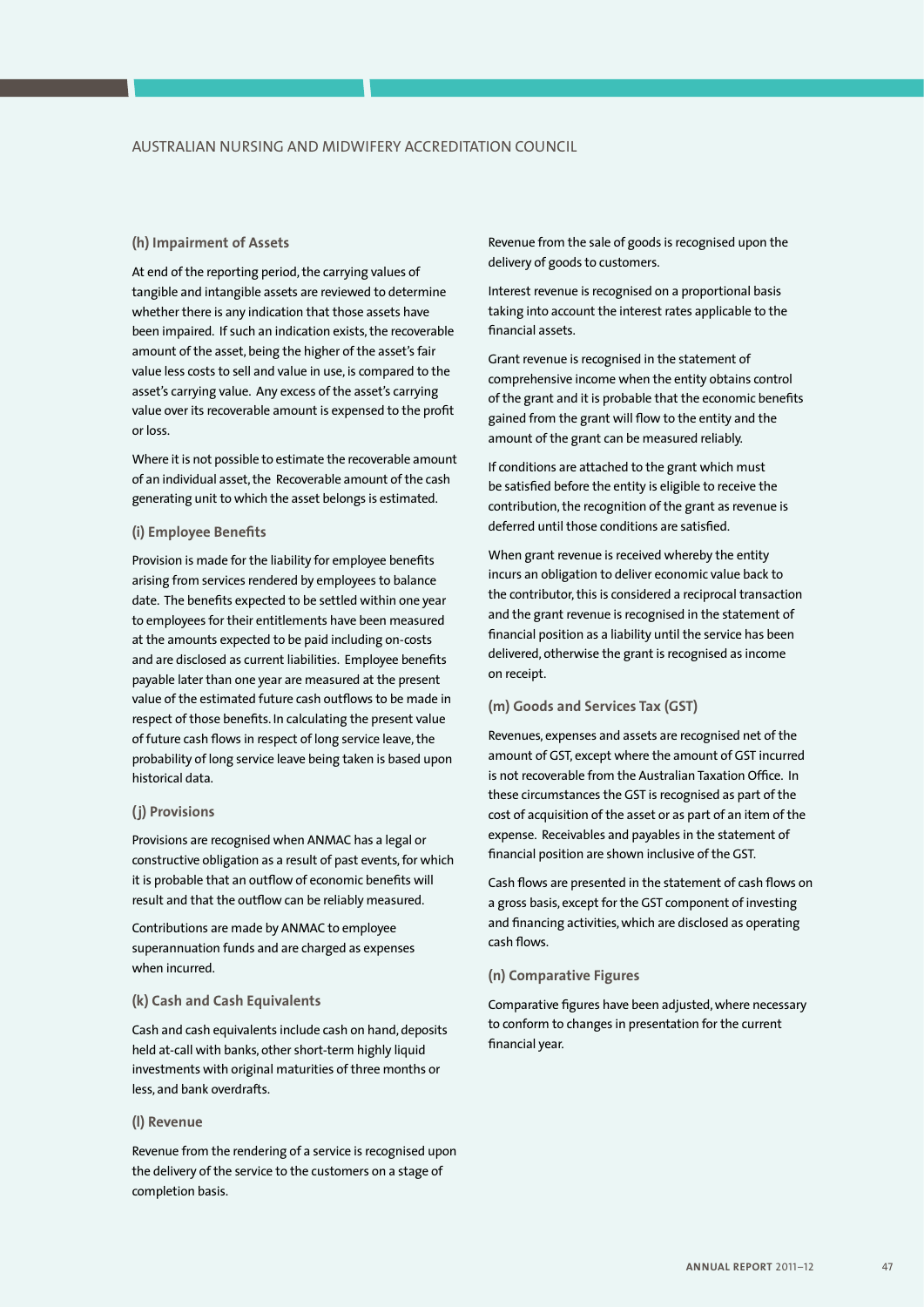### (h) Impairment of Assets

At end of the reporting period, the carrying values of tangible and intangible assets are reviewed to determine whether there is any indication that those assets have been impaired. If such an indication exists, the recoverable amount of the asset, being the higher of the asset's fair value less costs to sell and value in use, is compared to the asset's carrying value. Any excess of the asset's carrying value over its recoverable amount is expensed to the profit or loss.

Where it is not possible to estimate the recoverable amount of an individual asset, the Recoverable amount of the cash generating unit to which the asset belongs is estimated.

### (i) Employee Benefits

Provision is made for the liability for employee benefits arising from services rendered by employees to balance date. The benefits expected to be settled within one year to employees for their entitlements have been measured at the amounts expected to be paid including on-costs and are disclosed as current liabilities. Employee benefits payable later than one year are measured at the present value of the estimated future cash outflows to be made in respect of those benefits. In calculating the present value of future cash flows in respect of long service leave, the probability of long service leave being taken is based upon historical data.

### (j) Provisions

Provisions are recognised when ANMAC has a legal or constructive obligation as a result of past events, for which it is probable that an outflow of economic benefits will result and that the outflow can be reliably measured.

Contributions are made by ANMAC to employee superannuation funds and are charged as expenses when incurred.

### (k) Cash and Cash Equivalents

Cash and cash equivalents include cash on hand, deposits held at-call with banks, other short-term highly liquid investments with original maturities of three months or less, and bank overdrafts.

### (l) Revenue

Revenue from the rendering of a service is recognised upon the delivery of the service to the customers on a stage of completion basis.

Revenue from the sale of goods is recognised upon the delivery of goods to customers.

Interest revenue is recognised on a proportional basis taking into account the interest rates applicable to the financial assets.

Grant revenue is recognised in the statement of comprehensive income when the entity obtains control of the grant and it is probable that the economic benefits gained from the grant will flow to the entity and the amount of the grant can be measured reliably.

If conditions are attached to the grant which must be satisfied before the entity is eligible to receive the contribution, the recognition of the grant as revenue is deferred until those conditions are satisfied.

When grant revenue is received whereby the entity incurs an obligation to deliver economic value back to the contributor, this is considered a reciprocal transaction and the grant revenue is recognised in the statement of financial position as a liability until the service has been delivered, otherwise the grant is recognised as income on receipt.

### (m) Goods and Services Tax (GST)

Revenues, expenses and assets are recognised net of the amount of GST, except where the amount of GST incurred is not recoverable from the Australian Taxation Office. In these circumstances the GST is recognised as part of the cost of acquisition of the asset or as part of an item of the expense. Receivables and payables in the statement of financial position are shown inclusive of the GST.

Cash flows are presented in the statement of cash flows on a gross basis, except for the GST component of investing and financing activities, which are disclosed as operating cash flows.

### (n) Comparative Figures

Comparative figures have been adjusted, where necessary to conform to changes in presentation for the current financial year.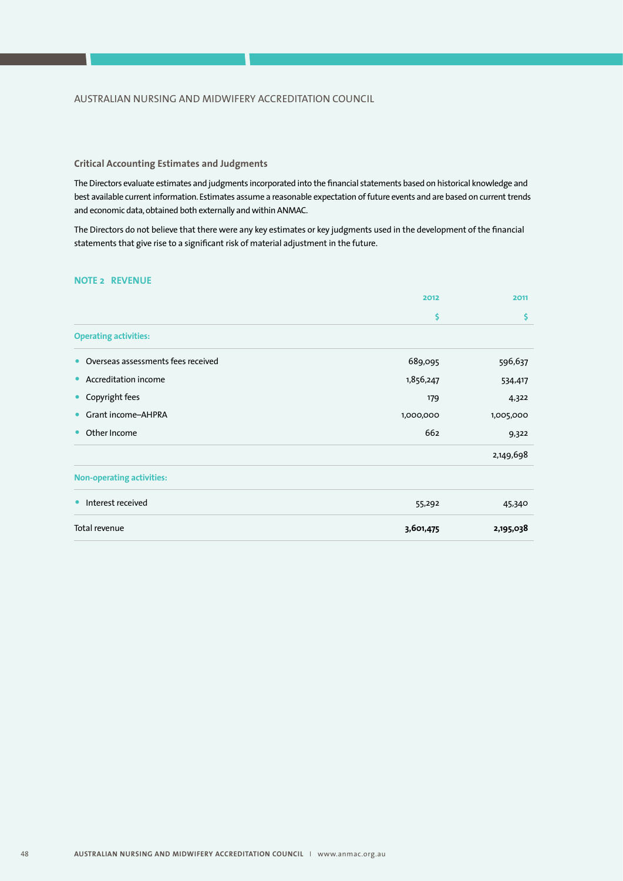AUSTRALIAN NURSING AND MIDWIFERY ACCREDITATION COUNCIL

### Critical Accounting Estimates and Judgments

The Directors evaluate estimates and judgments incorporated into the financial statements based on historical knowledge and best available current information. Estimates assume a reasonable expectation of future events and are based on current trends and economic data, obtained both externally and within ANMAC.

The Directors do not believe that there were any key estimates or key judgments used in the development of the financial statements that give rise to a significant risk of material adjustment in the future.

### NOTE 2 REVENUE

| | 2012 | 2011 |
|---|---|---|
| | $ | $ |
| **Operating activities:** | | |
| • Overseas assessments fees received | 689,095 | 596,637 |
| • Accreditation income | 1,856,247 | 534,417 |
| • Copyright fees | 179 | 4,322 |
| • Grant income–AHPRA | 1,000,000 | 1,005,000 |
| • Other Income | 662 | 9,322 |
| | | 2,149,698 |
| **Non-operating activities:** | | |
| • Interest received | 55,292 | 45,340 |
| Total revenue | **3,601,475** | **2,195,038** |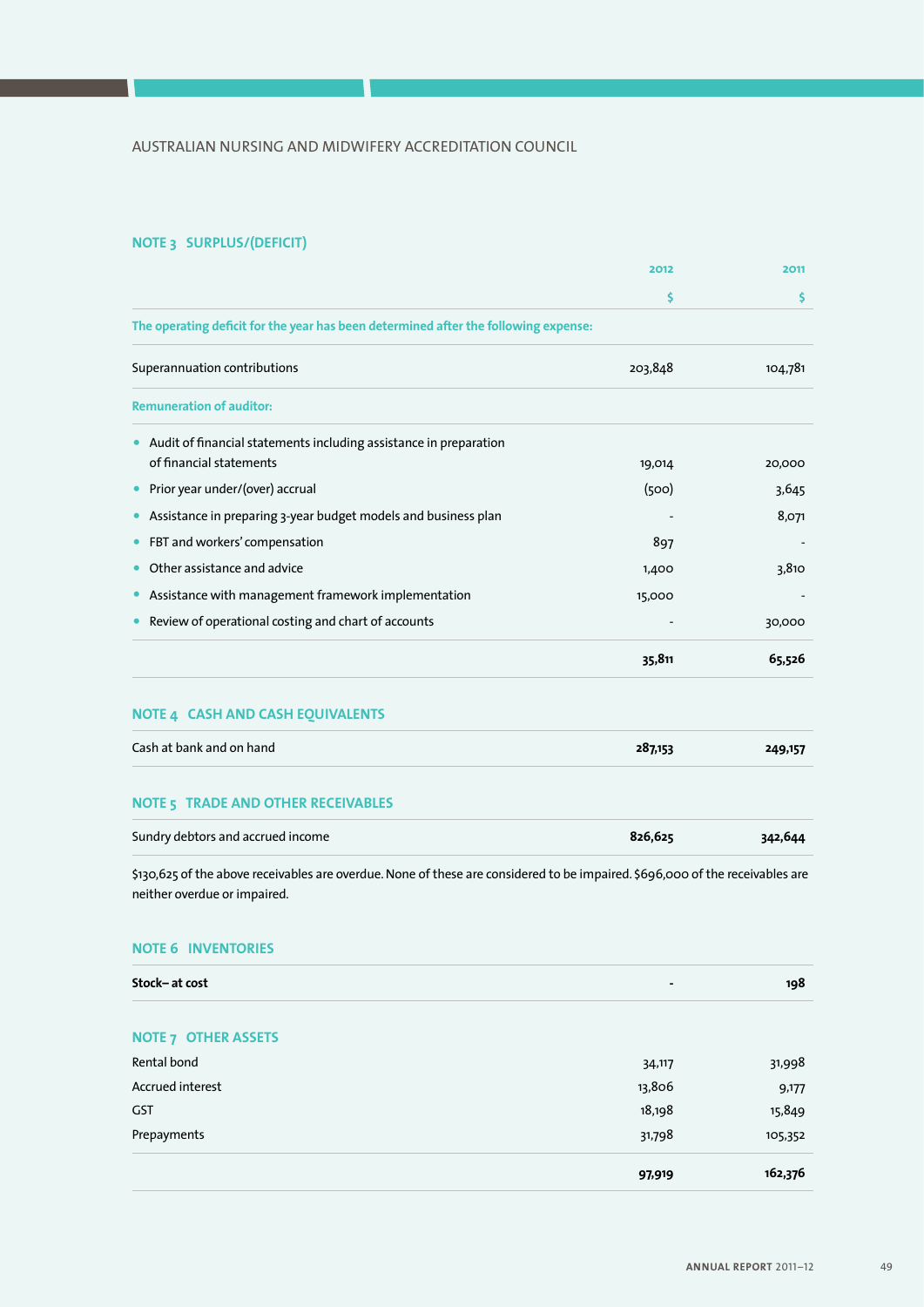## NOTE 3 SURPLUS/(DEFICIT)

| | 2012 | 2011 |
|---|---|---|
| | $ | $ |
| **The operating deficit for the year has been determined after the following expense:** | | |
| Superannuation contributions | 203,848 | 104,781 |
| **Remuneration of auditor:** | | |
| • Audit of financial statements including assistance in preparation of financial statements | 19,014 | 20,000 |
| • Prior year under/(over) accrual | (500) | 3,645 |
| • Assistance in preparing 3-year budget models and business plan | - | 8,071 |
| • FBT and workers' compensation | 897 | - |
| • Other assistance and advice | 1,400 | 3,810 |
| • Assistance with management framework implementation | 15,000 | - |
| • Review of operational costing and chart of accounts | - | 30,000 |
| | **35,811** | **65,526** |

## NOTE 4 CASH AND CASH EQUIVALENTS

| | 2012 | 2011 |
|---|---|---|
| Cash at bank and on hand | **287,153** | **249,157** |

## NOTE 5 TRADE AND OTHER RECEIVABLES

| | 2012 | 2011 |
|---|---|---|
| Sundry debtors and accrued income | **826,625** | **342,644** |

$130,625 of the above receivables are overdue. None of these are considered to be impaired. $696,000 of the receivables are neither overdue or impaired.

## NOTE 6 INVENTORIES

| | 2012 | 2011 |
|---|---|---|
| **Stock– at cost** | **-** | **198** |

## NOTE 7 OTHER ASSETS

| | 2012 | 2011 |
|---|---|---|
| Rental bond | 34,117 | 31,998 |
| Accrued interest | 13,806 | 9,177 |
| GST | 18,198 | 15,849 |
| Prepayments | 31,798 | 105,352 |
| | **97,919** | **162,376** |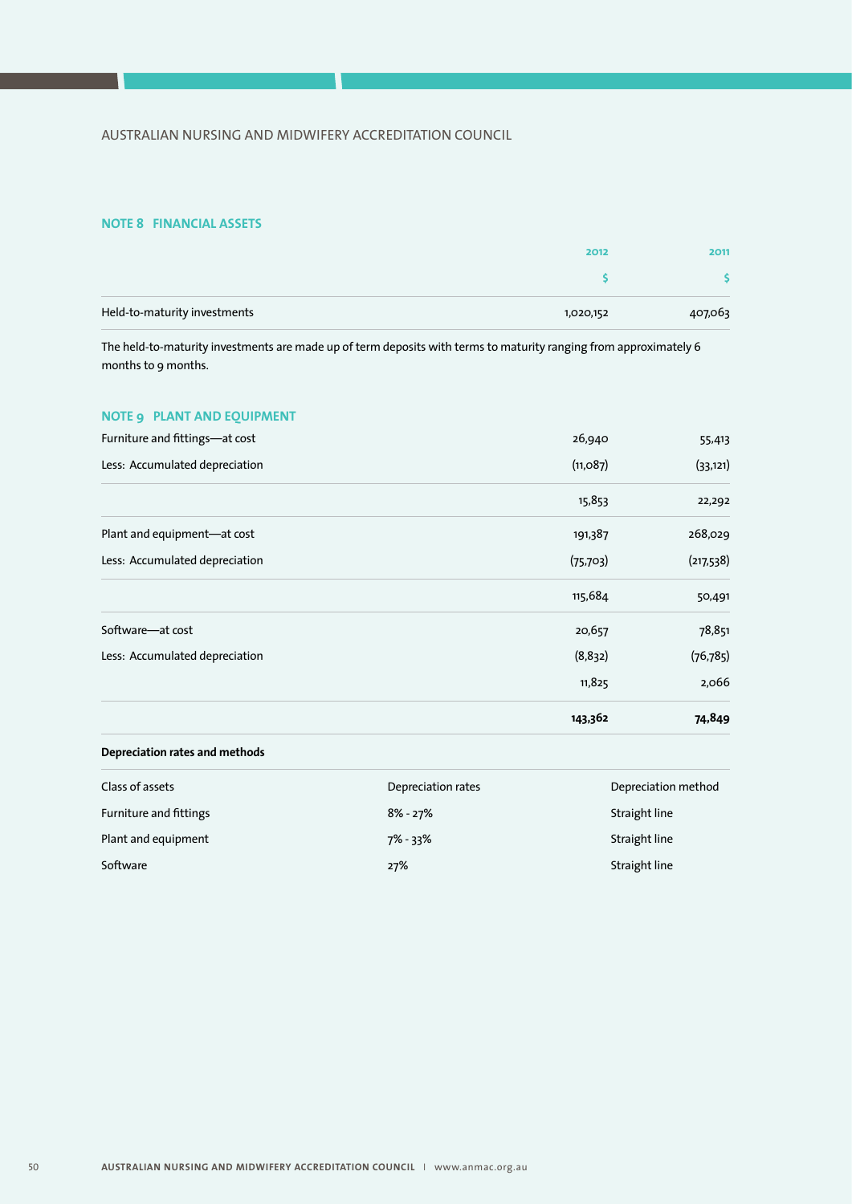AUSTRALIAN NURSING AND MIDWIFERY ACCREDITATION COUNCIL

## NOTE 8 FINANCIAL ASSETS

| | 2012 | 2011 |
|---|---|---|
| | $ | $ |
| Held-to-maturity investments | 1,020,152 | 407,063 |

The held-to-maturity investments are made up of term deposits with terms to maturity ranging from approximately 6 months to 9 months.

## NOTE 9 PLANT AND EQUIPMENT

| | 2012 | 2011 |
|---|---|---|
| Furniture and fittings—at cost | 26,940 | 55,413 |
| Less: Accumulated depreciation | (11,087) | (33,121) |
| | 15,853 | 22,292 |
| Plant and equipment—at cost | 191,387 | 268,029 |
| Less: Accumulated depreciation | (75,703) | (217,538) |
| | 115,684 | 50,491 |
| Software—at cost | 20,657 | 78,851 |
| Less: Accumulated depreciation | (8,832) | (76,785) |
| | 11,825 | 2,066 |
| | **143,362** | **74,849** |

**Depreciation rates and methods**

| Class of assets | Depreciation rates | Depreciation method |
|---|---|---|
| Furniture and fittings | 8% - 27% | Straight line |
| Plant and equipment | 7% - 33% | Straight line |
| Software | 27% | Straight line |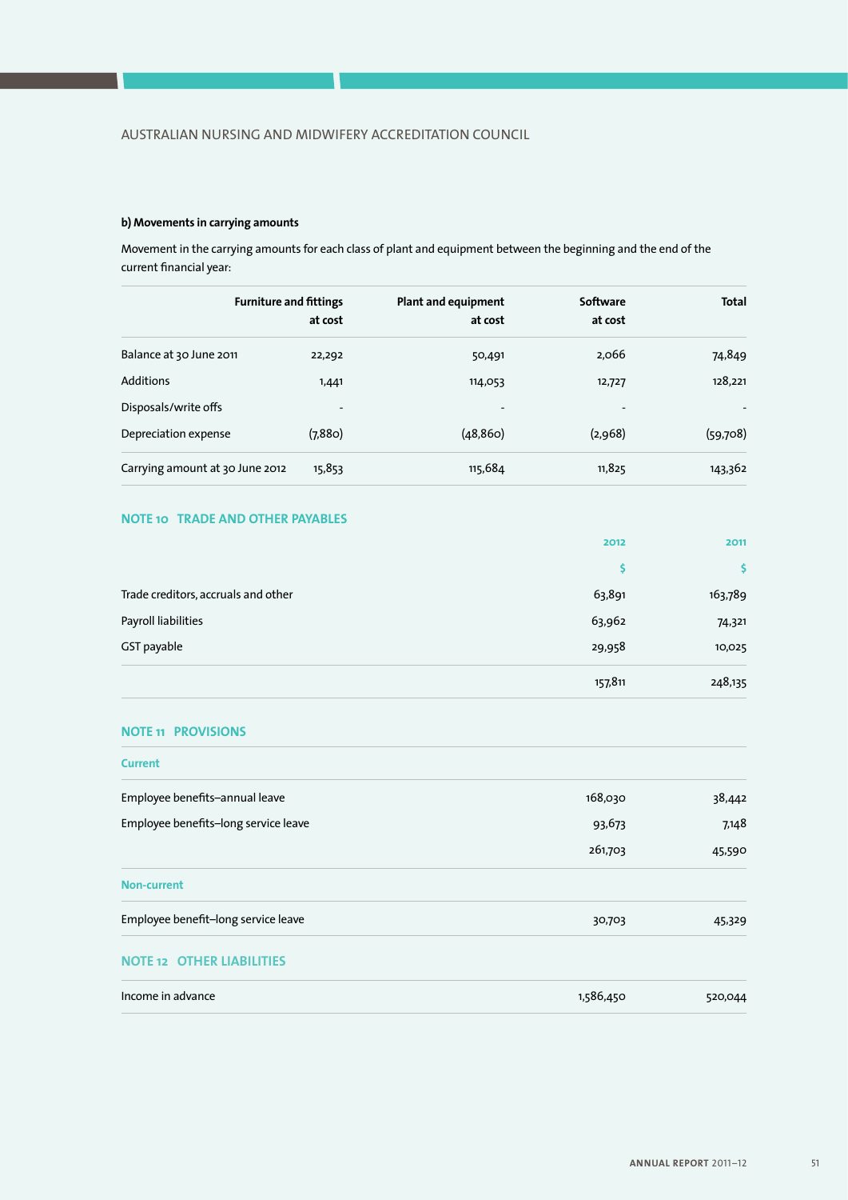**b) Movements in carrying amounts**

Movement in the carrying amounts for each class of plant and equipment between the beginning and the end of the current financial year:

| | Furniture and fittings at cost | Plant and equipment at cost | Software at cost | Total |
|---|---|---|---|---|
| Balance at 30 June 2011 | 22,292 | 50,491 | 2,066 | 74,849 |
| Additions | 1,441 | 114,053 | 12,727 | 128,221 |
| Disposals/write offs | - | - | - | - |
| Depreciation expense | (7,880) | (48,860) | (2,968) | (59,708) |
| Carrying amount at 30 June 2012 | 15,853 | 115,684 | 11,825 | 143,362 |

## NOTE 10 TRADE AND OTHER PAYABLES

| | 2012 | 2011 |
|---|---|---|
| | $ | $ |
| Trade creditors, accruals and other | 63,891 | 163,789 |
| Payroll liabilities | 63,962 | 74,321 |
| GST payable | 29,958 | 10,025 |
| | 157,811 | 248,135 |

## NOTE 11 PROVISIONS

| | | |
|---|---|---|
| **Current** | | |
| Employee benefits–annual leave | 168,030 | 38,442 |
| Employee benefits–long service leave | 93,673 | 7,148 |
| | 261,703 | 45,590 |
| **Non-current** | | |
| Employee benefit–long service leave | 30,703 | 45,329 |

## NOTE 12 OTHER LIABILITIES

| | | |
|---|---|---|
| Income in advance | 1,586,450 | 520,044 |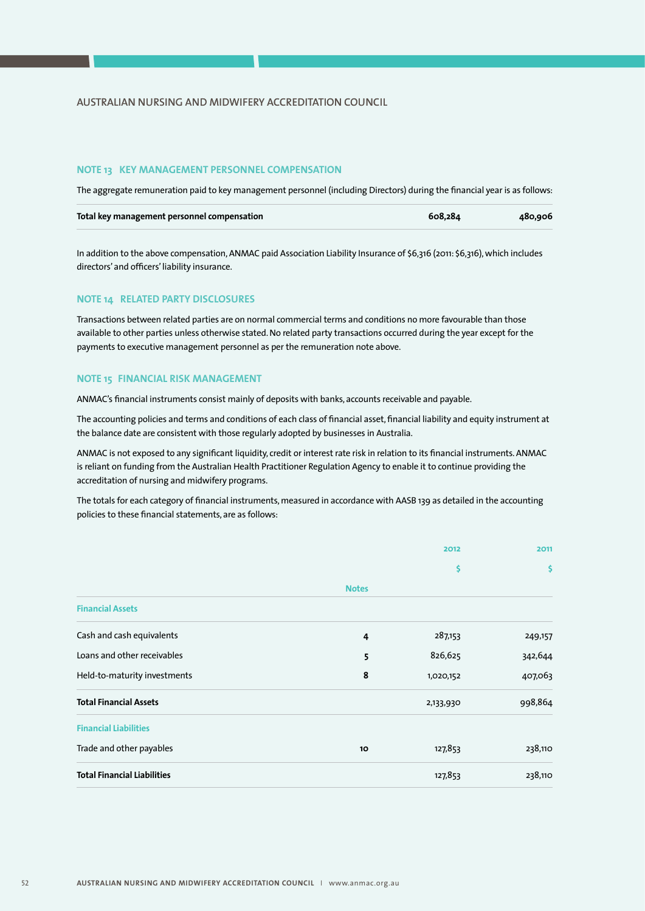## NOTE 13 KEY MANAGEMENT PERSONNEL COMPENSATION

The aggregate remuneration paid to key management personnel (including Directors) during the financial year is as follows:

| | | |
|---|---|---|
| **Total key management personnel compensation** | **608,284** | **480,906** |

In addition to the above compensation, ANMAC paid Association Liability Insurance of $6,316 (2011: $6,316), which includes directors' and officers' liability insurance.

## NOTE 14 RELATED PARTY DISCLOSURES

Transactions between related parties are on normal commercial terms and conditions no more favourable than those available to other parties unless otherwise stated. No related party transactions occurred during the year except for the payments to executive management personnel as per the remuneration note above.

## NOTE 15 FINANCIAL RISK MANAGEMENT

ANMAC's financial instruments consist mainly of deposits with banks, accounts receivable and payable.

The accounting policies and terms and conditions of each class of financial asset, financial liability and equity instrument at the balance date are consistent with those regularly adopted by businesses in Australia.

ANMAC is not exposed to any significant liquidity, credit or interest rate risk in relation to its financial instruments. ANMAC is reliant on funding from the Australian Health Practitioner Regulation Agency to enable it to continue providing the accreditation of nursing and midwifery programs.

The totals for each category of financial instruments, measured in accordance with AASB 139 as detailed in the accounting policies to these financial statements, are as follows:

| | Notes | 2012 $ | 2011 $ |
|---|---|---|---|
| **Financial Assets** | | | |
| Cash and cash equivalents | 4 | 287,153 | 249,157 |
| Loans and other receivables | 5 | 826,625 | 342,644 |
| Held-to-maturity investments | 8 | 1,020,152 | 407,063 |
| **Total Financial Assets** | | 2,133,930 | 998,864 |
| **Financial Liabilities** | | | |
| Trade and other payables | 10 | 127,853 | 238,110 |
| **Total Financial Liabilities** | | 127,853 | 238,110 |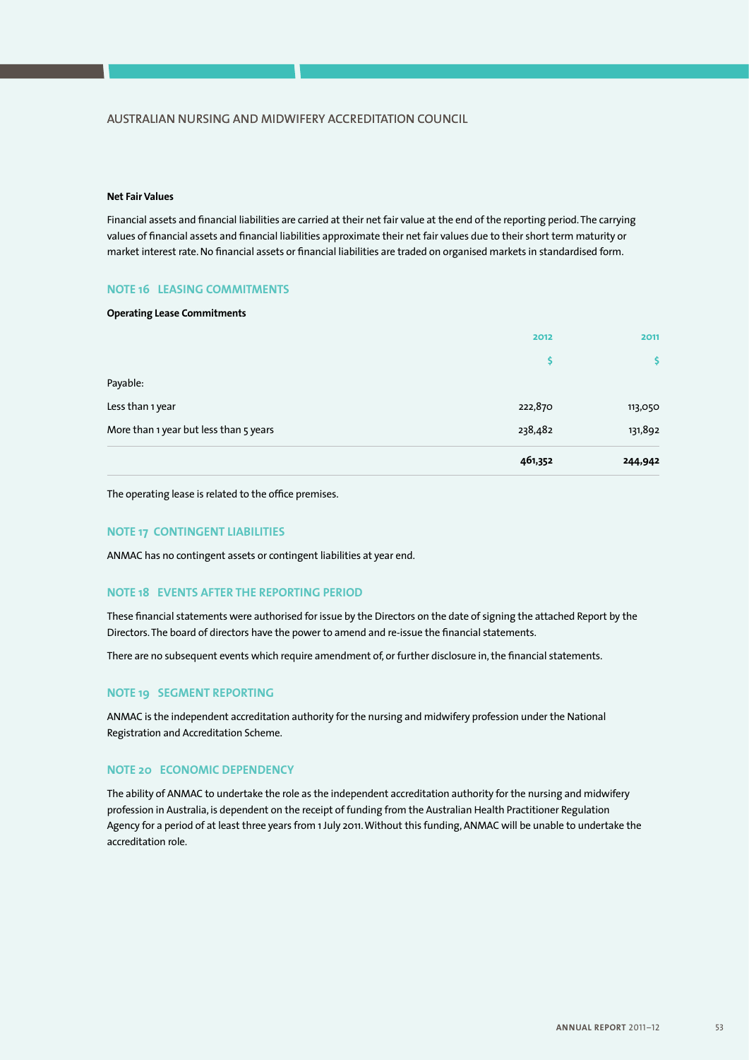**Net Fair Values**

Financial assets and financial liabilities are carried at their net fair value at the end of the reporting period. The carrying values of financial assets and financial liabilities approximate their net fair values due to their short term maturity or market interest rate. No financial assets or financial liabilities are traded on organised markets in standardised form.

## NOTE 16 LEASING COMMITMENTS

**Operating Lease Commitments**

| | 2012 | 2011 |
|---|---|---|
| | $ | $ |
| Payable: | | |
| Less than 1 year | 222,870 | 113,050 |
| More than 1 year but less than 5 years | 238,482 | 131,892 |
| | **461,352** | **244,942** |

The operating lease is related to the office premises.

## NOTE 17 CONTINGENT LIABILITIES

ANMAC has no contingent assets or contingent liabilities at year end.

## NOTE 18 EVENTS AFTER THE REPORTING PERIOD

These financial statements were authorised for issue by the Directors on the date of signing the attached Report by the Directors. The board of directors have the power to amend and re-issue the financial statements.

There are no subsequent events which require amendment of, or further disclosure in, the financial statements.

## NOTE 19 SEGMENT REPORTING

ANMAC is the independent accreditation authority for the nursing and midwifery profession under the National Registration and Accreditation Scheme.

## NOTE 20 ECONOMIC DEPENDENCY

The ability of ANMAC to undertake the role as the independent accreditation authority for the nursing and midwifery profession in Australia, is dependent on the receipt of funding from the Australian Health Practitioner Regulation Agency for a period of at least three years from 1 July 2011. Without this funding, ANMAC will be unable to undertake the accreditation role.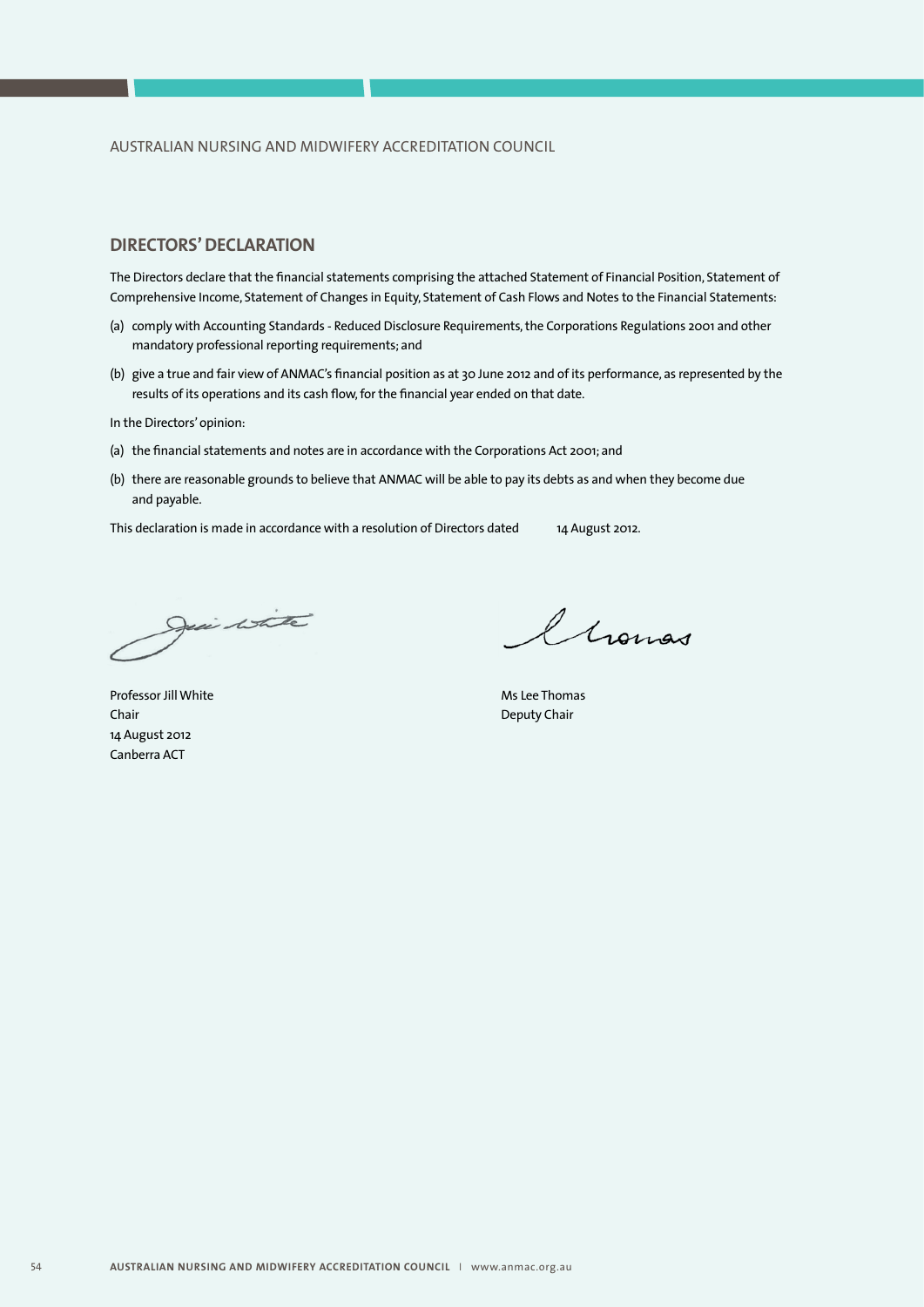## DIRECTORS' DECLARATION

The Directors declare that the financial statements comprising the attached Statement of Financial Position, Statement of Comprehensive Income, Statement of Changes in Equity, Statement of Cash Flows and Notes to the Financial Statements:

(a) comply with Accounting Standards - Reduced Disclosure Requirements, the Corporations Regulations 2001 and other mandatory professional reporting requirements; and

(b) give a true and fair view of ANMAC's financial position as at 30 June 2012 and of its performance, as represented by the results of its operations and its cash flow, for the financial year ended on that date.

In the Directors' opinion:

(a) the financial statements and notes are in accordance with the Corporations Act 2001; and

(b) there are reasonable grounds to believe that ANMAC will be able to pay its debts as and when they become due and payable.

This declaration is made in accordance with a resolution of Directors dated 14 August 2012.

Professor Jill White
Chair
14 August 2012
Canberra ACT

Ms Lee Thomas
Deputy Chair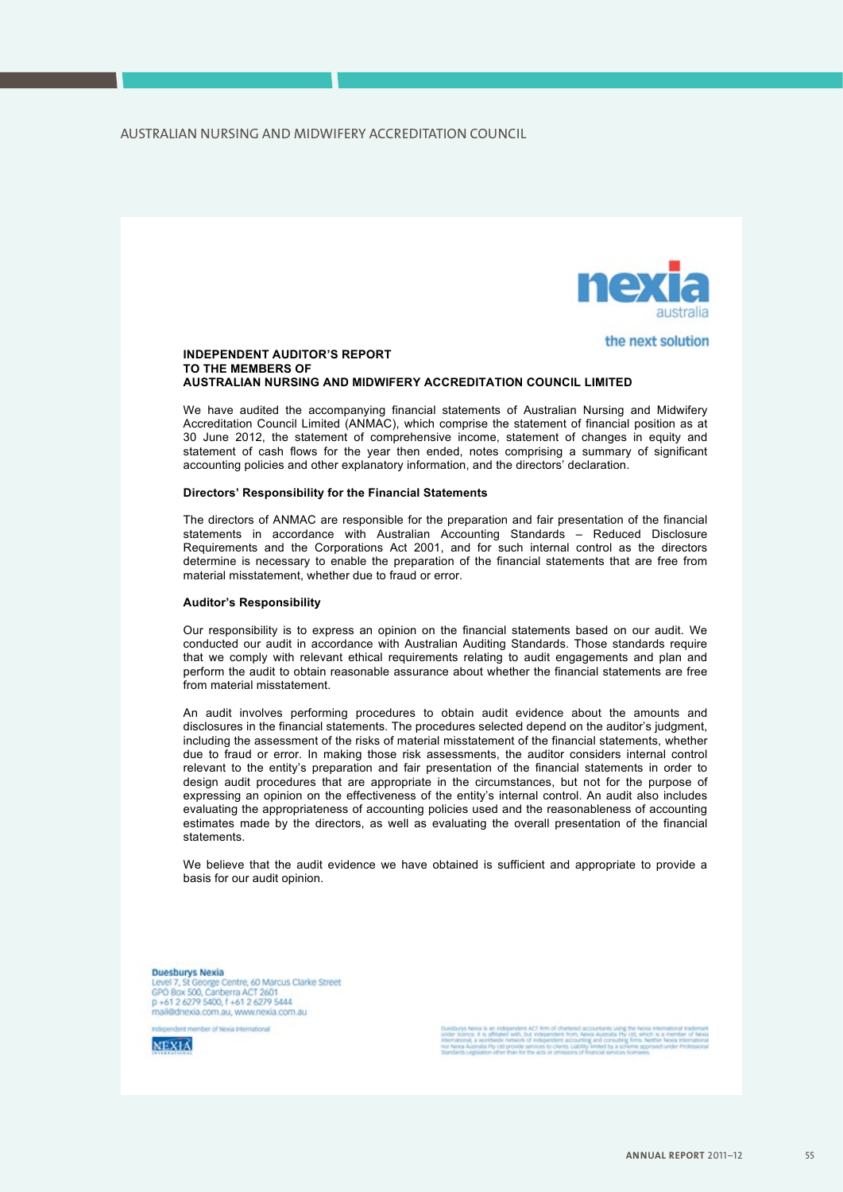**INDEPENDENT AUDITOR'S REPORT**
**TO THE MEMBERS OF**
**AUSTRALIAN NURSING AND MIDWIFERY ACCREDITATION COUNCIL LIMITED**

We have audited the accompanying financial statements of Australian Nursing and Midwifery Accreditation Council Limited (ANMAC), which comprise the statement of financial position as at 30 June 2012, the statement of comprehensive income, statement of changes in equity and statement of cash flows for the year then ended, notes comprising a summary of significant accounting policies and other explanatory information, and the directors' declaration.

**Directors' Responsibility for the Financial Statements**

The directors of ANMAC are responsible for the preparation and fair presentation of the financial statements in accordance with Australian Accounting Standards – Reduced Disclosure Requirements and the Corporations Act 2001, and for such internal control as the directors determine is necessary to enable the preparation of the financial statements that are free from material misstatement, whether due to fraud or error.

**Auditor's Responsibility**

Our responsibility is to express an opinion on the financial statements based on our audit. We conducted our audit in accordance with Australian Auditing Standards. Those standards require that we comply with relevant ethical requirements relating to audit engagements and plan and perform the audit to obtain reasonable assurance about whether the financial statements are free from material misstatement.

An audit involves performing procedures to obtain audit evidence about the amounts and disclosures in the financial statements. The procedures selected depend on the auditor's judgment, including the assessment of the risks of material misstatement of the financial statements, whether due to fraud or error. In making those risk assessments, the auditor considers internal control relevant to the entity's preparation and fair presentation of the financial statements in order to design audit procedures that are appropriate in the circumstances, but not for the purpose of expressing an opinion on the effectiveness of the entity's internal control. An audit also includes evaluating the appropriateness of accounting policies used and the reasonableness of accounting estimates made by the directors, as well as evaluating the overall presentation of the financial statements.

We believe that the audit evidence we have obtained is sufficient and appropriate to provide a basis for our audit opinion.

**Duesburys Nexia**
Level 7, St George Centre, 60 Marcus Clarke Street
GPO Box 500, Canberra ACT 2601
p +61 2 6279 5400, f +61 2 6279 5444
mail@dnexia.com.au, www.nexia.com.au

Independent member of Nexia International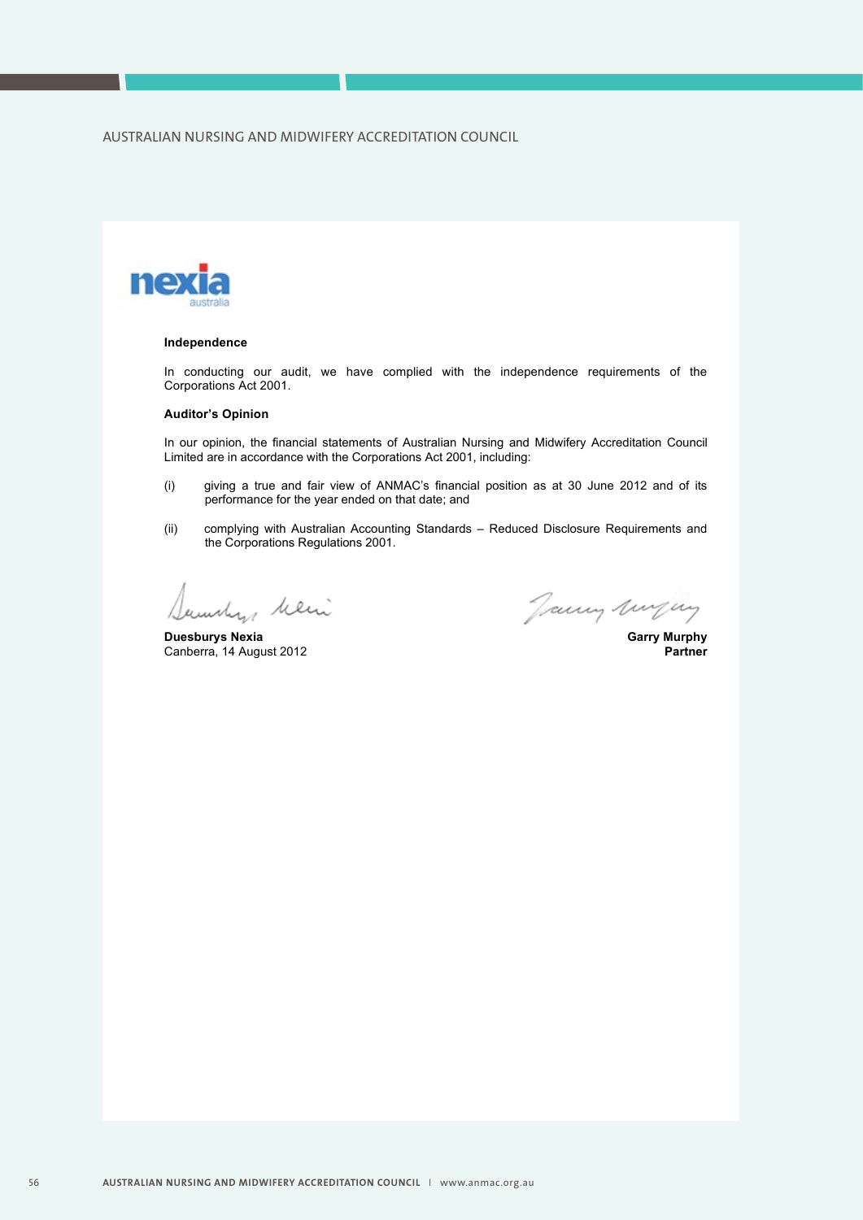nexia australia

**Independence**

In conducting our audit, we have complied with the independence requirements of the Corporations Act 2001.

**Auditor's Opinion**

In our opinion, the financial statements of Australian Nursing and Midwifery Accreditation Council Limited are in accordance with the Corporations Act 2001, including:

(i) giving a true and fair view of ANMAC's financial position as at 30 June 2012 and of its performance for the year ended on that date; and

(ii) complying with Australian Accounting Standards – Reduced Disclosure Requirements and the Corporations Regulations 2001.

**Duesburys Nexia**
Canberra, 14 August 2012

**Garry Murphy**
**Partner**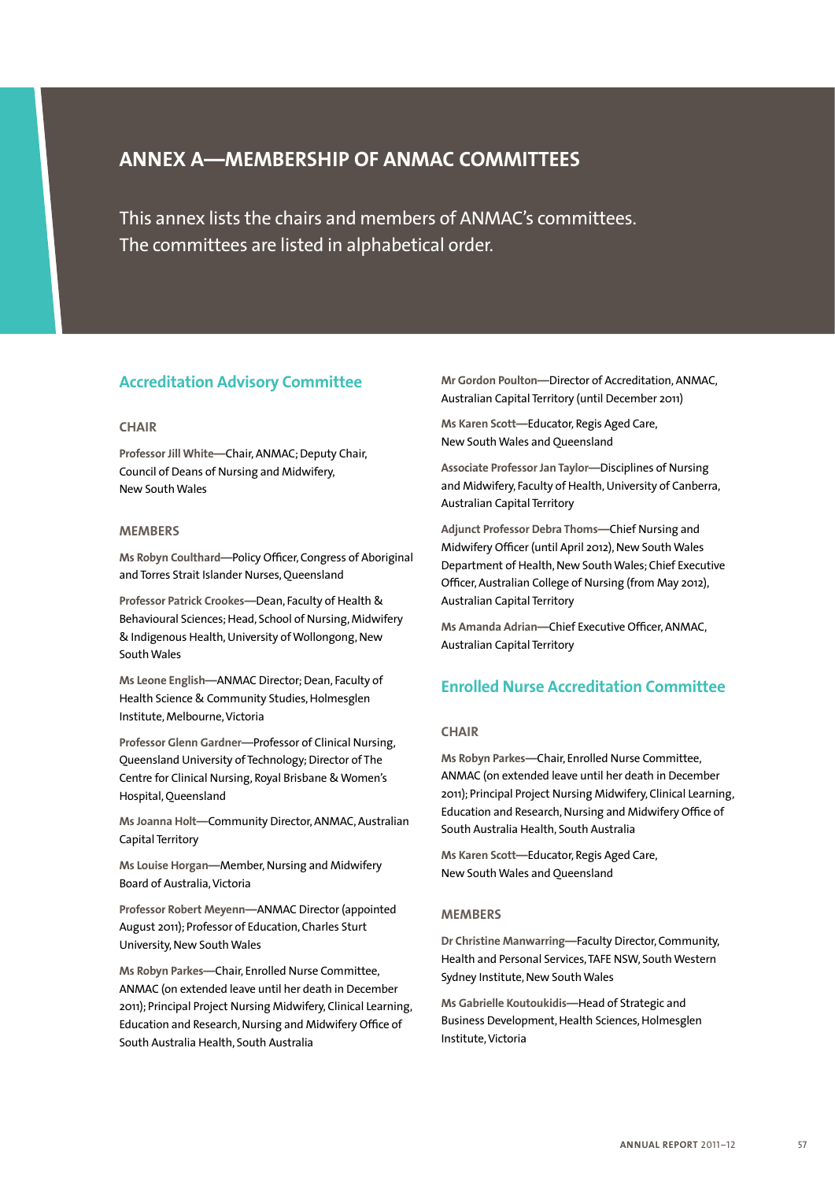# ANNEX A—MEMBERSHIP OF ANMAC COMMITTEES

This annex lists the chairs and members of ANMAC's committees. The committees are listed in alphabetical order.

## Accreditation Advisory Committee

### CHAIR

**Professor Jill White**—Chair, ANMAC; Deputy Chair, Council of Deans of Nursing and Midwifery, New South Wales

### MEMBERS

**Ms Robyn Coulthard**—Policy Officer, Congress of Aboriginal and Torres Strait Islander Nurses, Queensland

**Professor Patrick Crookes**—Dean, Faculty of Health & Behavioural Sciences; Head, School of Nursing, Midwifery & Indigenous Health, University of Wollongong, New South Wales

**Ms Leone English**—ANMAC Director; Dean, Faculty of Health Science & Community Studies, Holmesglen Institute, Melbourne, Victoria

**Professor Glenn Gardner**—Professor of Clinical Nursing, Queensland University of Technology; Director of The Centre for Clinical Nursing, Royal Brisbane & Women's Hospital, Queensland

**Ms Joanna Holt**—Community Director, ANMAC, Australian Capital Territory

**Ms Louise Horgan**—Member, Nursing and Midwifery Board of Australia, Victoria

**Professor Robert Meyenn**—ANMAC Director (appointed August 2011); Professor of Education, Charles Sturt University, New South Wales

**Ms Robyn Parkes**—Chair, Enrolled Nurse Committee, ANMAC (on extended leave until her death in December 2011); Principal Project Nursing Midwifery, Clinical Learning, Education and Research, Nursing and Midwifery Office of South Australia Health, South Australia

**Mr Gordon Poulton**—Director of Accreditation, ANMAC, Australian Capital Territory (until December 2011)

**Ms Karen Scott**—Educator, Regis Aged Care, New South Wales and Queensland

**Associate Professor Jan Taylor**—Disciplines of Nursing and Midwifery, Faculty of Health, University of Canberra, Australian Capital Territory

**Adjunct Professor Debra Thoms**—Chief Nursing and Midwifery Officer (until April 2012), New South Wales Department of Health, New South Wales; Chief Executive Officer, Australian College of Nursing (from May 2012), Australian Capital Territory

**Ms Amanda Adrian**—Chief Executive Officer, ANMAC, Australian Capital Territory

## Enrolled Nurse Accreditation Committee

### CHAIR

**Ms Robyn Parkes**—Chair, Enrolled Nurse Committee, ANMAC (on extended leave until her death in December 2011); Principal Project Nursing Midwifery, Clinical Learning, Education and Research, Nursing and Midwifery Office of South Australia Health, South Australia

**Ms Karen Scott**—Educator, Regis Aged Care, New South Wales and Queensland

### MEMBERS

**Dr Christine Manwarring**—Faculty Director, Community, Health and Personal Services, TAFE NSW, South Western Sydney Institute, New South Wales

**Ms Gabrielle Koutoukidis**—Head of Strategic and Business Development, Health Sciences, Holmesglen Institute, Victoria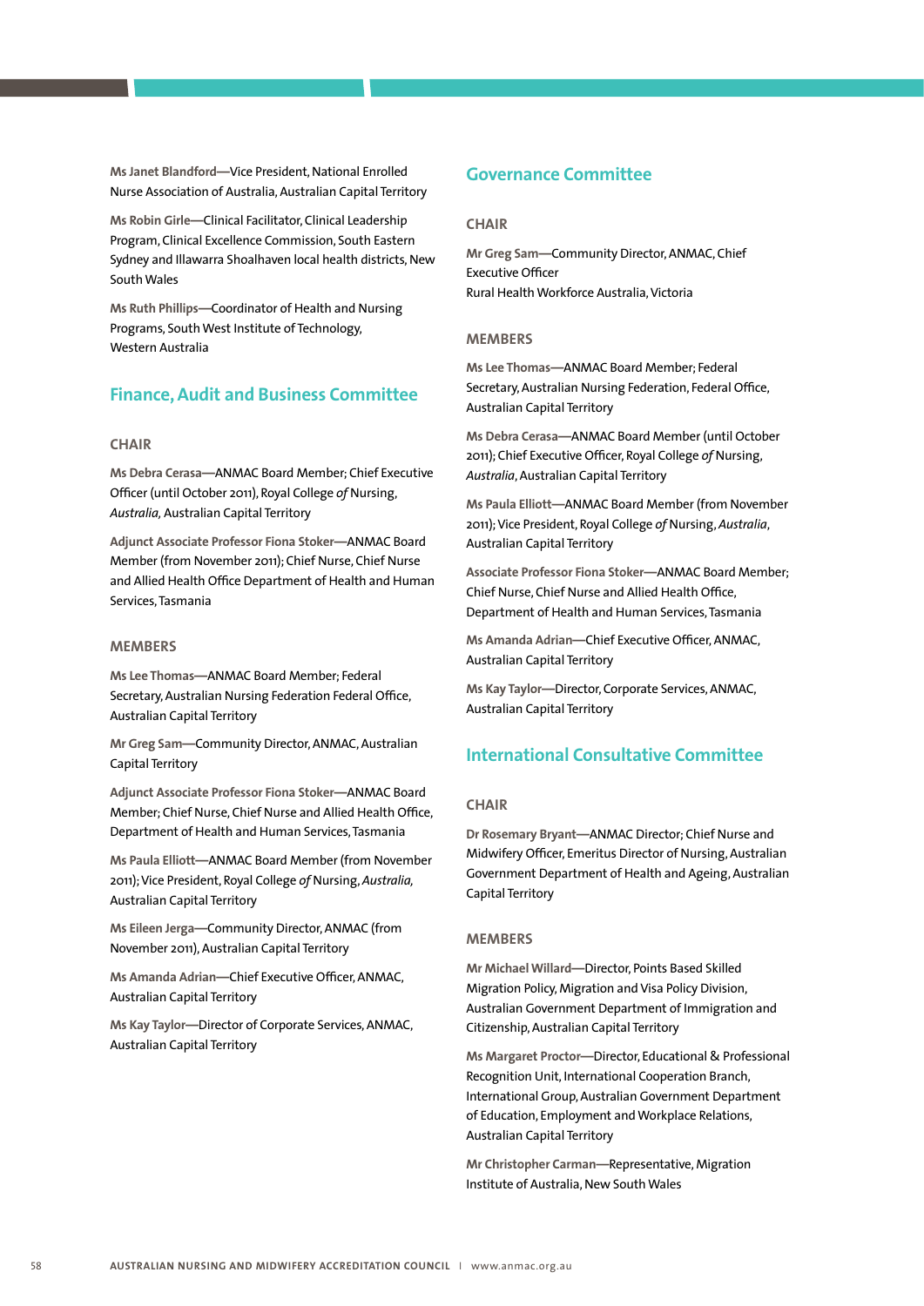**Ms Janet Blandford**—Vice President, National Enrolled Nurse Association of Australia, Australian Capital Territory

**Ms Robin Girle**—Clinical Facilitator, Clinical Leadership Program, Clinical Excellence Commission, South Eastern Sydney and Illawarra Shoalhaven local health districts, New South Wales

**Ms Ruth Phillips**—Coordinator of Health and Nursing Programs, South West Institute of Technology, Western Australia

## Finance, Audit and Business Committee

### CHAIR

**Ms Debra Cerasa**—ANMAC Board Member; Chief Executive Officer (until October 2011), Royal College *of* Nursing, *Australia*, Australian Capital Territory

**Adjunct Associate Professor Fiona Stoker**—ANMAC Board Member (from November 2011); Chief Nurse, Chief Nurse and Allied Health Office Department of Health and Human Services, Tasmania

### MEMBERS

**Ms Lee Thomas**—ANMAC Board Member; Federal Secretary, Australian Nursing Federation Federal Office, Australian Capital Territory

**Mr Greg Sam**—Community Director, ANMAC, Australian Capital Territory

**Adjunct Associate Professor Fiona Stoker**—ANMAC Board Member; Chief Nurse, Chief Nurse and Allied Health Office, Department of Health and Human Services, Tasmania

**Ms Paula Elliott**—ANMAC Board Member (from November 2011); Vice President, Royal College *of* Nursing, *Australia*, Australian Capital Territory

**Ms Eileen Jerga**—Community Director, ANMAC (from November 2011), Australian Capital Territory

**Ms Amanda Adrian**—Chief Executive Officer, ANMAC, Australian Capital Territory

**Ms Kay Taylor**—Director of Corporate Services, ANMAC, Australian Capital Territory

## Governance Committee

### CHAIR

**Mr Greg Sam**—Community Director, ANMAC, Chief Executive Officer
Rural Health Workforce Australia, Victoria

### MEMBERS

**Ms Lee Thomas**—ANMAC Board Member; Federal Secretary, Australian Nursing Federation, Federal Office, Australian Capital Territory

**Ms Debra Cerasa**—ANMAC Board Member (until October 2011); Chief Executive Officer, Royal College *of* Nursing, *Australia*, Australian Capital Territory

**Ms Paula Elliott**—ANMAC Board Member (from November 2011); Vice President, Royal College *of* Nursing, *Australia*, Australian Capital Territory

**Associate Professor Fiona Stoker**—ANMAC Board Member; Chief Nurse, Chief Nurse and Allied Health Office, Department of Health and Human Services, Tasmania

**Ms Amanda Adrian**—Chief Executive Officer, ANMAC, Australian Capital Territory

**Ms Kay Taylor**—Director, Corporate Services, ANMAC, Australian Capital Territory

## International Consultative Committee

### CHAIR

**Dr Rosemary Bryant**—ANMAC Director; Chief Nurse and Midwifery Officer, Emeritus Director of Nursing, Australian Government Department of Health and Ageing, Australian Capital Territory

### MEMBERS

**Mr Michael Willard**—Director, Points Based Skilled Migration Policy, Migration and Visa Policy Division, Australian Government Department of Immigration and Citizenship, Australian Capital Territory

**Ms Margaret Proctor**—Director, Educational & Professional Recognition Unit, International Cooperation Branch, International Group, Australian Government Department of Education, Employment and Workplace Relations, Australian Capital Territory

**Mr Christopher Carman**—Representative, Migration Institute of Australia, New South Wales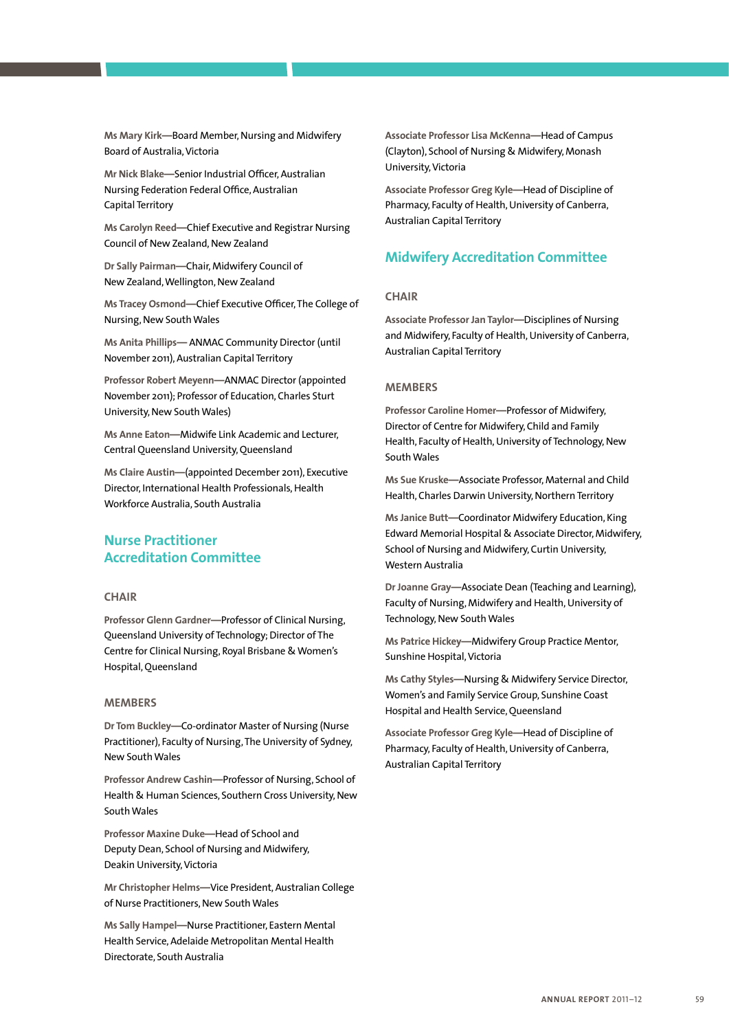**Ms Mary Kirk**—Board Member, Nursing and Midwifery Board of Australia, Victoria

**Mr Nick Blake**—Senior Industrial Officer, Australian Nursing Federation Federal Office, Australian Capital Territory

**Ms Carolyn Reed**—Chief Executive and Registrar Nursing Council of New Zealand, New Zealand

**Dr Sally Pairman**—Chair, Midwifery Council of New Zealand, Wellington, New Zealand

**Ms Tracey Osmond**—Chief Executive Officer, The College of Nursing, New South Wales

**Ms Anita Phillips**— ANMAC Community Director (until November 2011), Australian Capital Territory

**Professor Robert Meyenn**—ANMAC Director (appointed November 2011); Professor of Education, Charles Sturt University, New South Wales)

**Ms Anne Eaton**—Midwife Link Academic and Lecturer, Central Queensland University, Queensland

**Ms Claire Austin**—(appointed December 2011), Executive Director, International Health Professionals, Health Workforce Australia, South Australia

## Nurse Practitioner Accreditation Committee

### CHAIR

**Professor Glenn Gardner**—Professor of Clinical Nursing, Queensland University of Technology; Director of The Centre for Clinical Nursing, Royal Brisbane & Women's Hospital, Queensland

### MEMBERS

**Dr Tom Buckley**—Co-ordinator Master of Nursing (Nurse Practitioner), Faculty of Nursing, The University of Sydney, New South Wales

**Professor Andrew Cashin**—Professor of Nursing, School of Health & Human Sciences, Southern Cross University, New South Wales

**Professor Maxine Duke**—Head of School and Deputy Dean, School of Nursing and Midwifery, Deakin University, Victoria

**Mr Christopher Helms**—Vice President, Australian College of Nurse Practitioners, New South Wales

**Ms Sally Hampel**—Nurse Practitioner, Eastern Mental Health Service, Adelaide Metropolitan Mental Health Directorate, South Australia

**Associate Professor Lisa McKenna**—Head of Campus (Clayton), School of Nursing & Midwifery, Monash University, Victoria

**Associate Professor Greg Kyle**—Head of Discipline of Pharmacy, Faculty of Health, University of Canberra, Australian Capital Territory

## Midwifery Accreditation Committee

### CHAIR

**Associate Professor Jan Taylor**—Disciplines of Nursing and Midwifery, Faculty of Health, University of Canberra, Australian Capital Territory

### MEMBERS

**Professor Caroline Homer**—Professor of Midwifery, Director of Centre for Midwifery, Child and Family Health, Faculty of Health, University of Technology, New South Wales

**Ms Sue Kruske**—Associate Professor, Maternal and Child Health, Charles Darwin University, Northern Territory

**Ms Janice Butt**—Coordinator Midwifery Education, King Edward Memorial Hospital & Associate Director, Midwifery, School of Nursing and Midwifery, Curtin University, Western Australia

**Dr Joanne Gray**—Associate Dean (Teaching and Learning), Faculty of Nursing, Midwifery and Health, University of Technology, New South Wales

**Ms Patrice Hickey**—Midwifery Group Practice Mentor, Sunshine Hospital, Victoria

**Ms Cathy Styles**—Nursing & Midwifery Service Director, Women's and Family Service Group, Sunshine Coast Hospital and Health Service, Queensland

**Associate Professor Greg Kyle**—Head of Discipline of Pharmacy, Faculty of Health, University of Canberra, Australian Capital Territory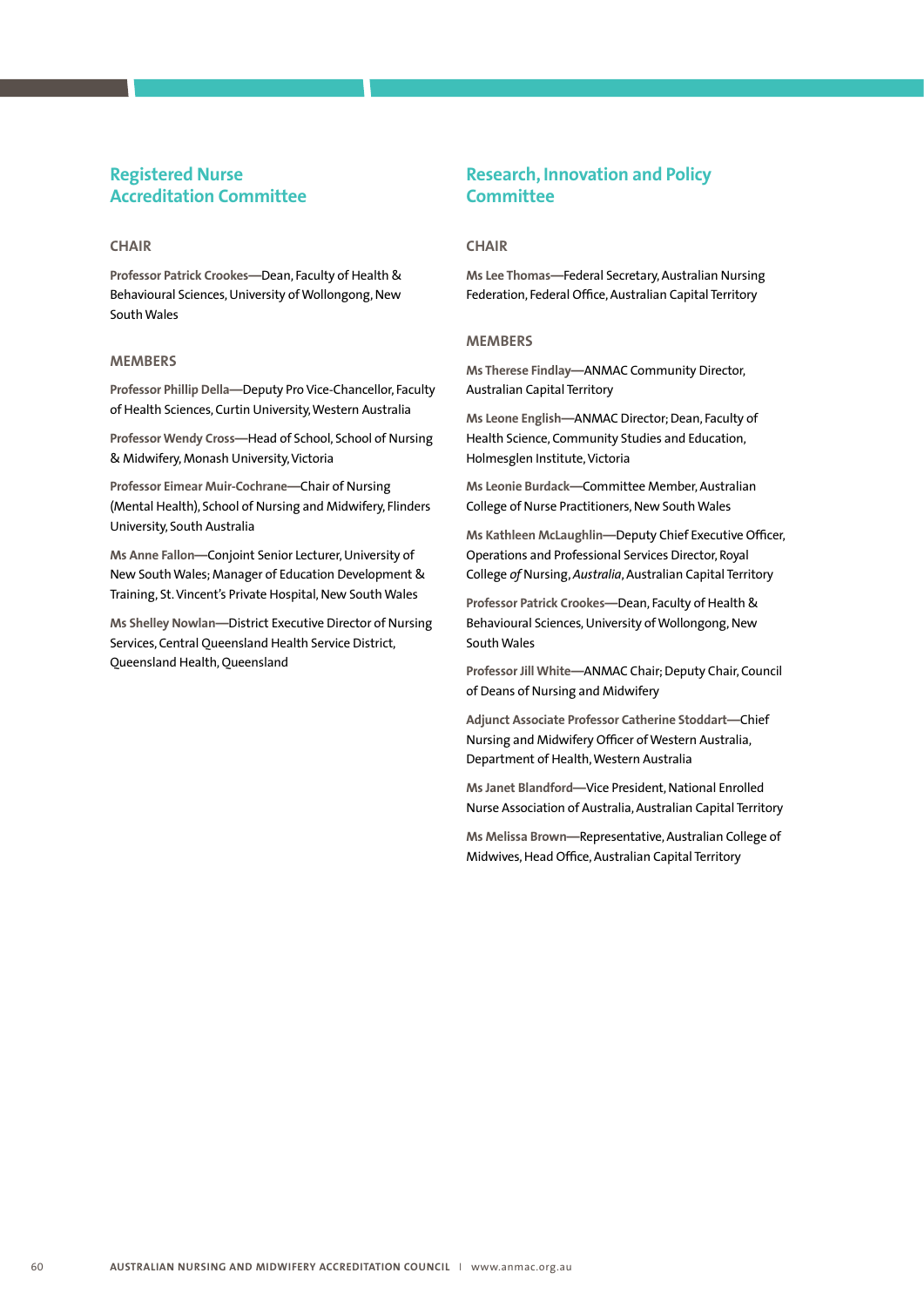## Registered Nurse Accreditation Committee

### CHAIR

**Professor Patrick Crookes**—Dean, Faculty of Health & Behavioural Sciences, University of Wollongong, New South Wales

### MEMBERS

**Professor Phillip Della**—Deputy Pro Vice-Chancellor, Faculty of Health Sciences, Curtin University, Western Australia

**Professor Wendy Cross**—Head of School, School of Nursing & Midwifery, Monash University, Victoria

**Professor Eimear Muir-Cochrane**—Chair of Nursing (Mental Health), School of Nursing and Midwifery, Flinders University, South Australia

**Ms Anne Fallon**—Conjoint Senior Lecturer, University of New South Wales; Manager of Education Development & Training, St. Vincent's Private Hospital, New South Wales

**Ms Shelley Nowlan**—District Executive Director of Nursing Services, Central Queensland Health Service District, Queensland Health, Queensland

## Research, Innovation and Policy Committee

### CHAIR

**Ms Lee Thomas**—Federal Secretary, Australian Nursing Federation, Federal Office, Australian Capital Territory

### MEMBERS

**Ms Therese Findlay**—ANMAC Community Director, Australian Capital Territory

**Ms Leone English**—ANMAC Director; Dean, Faculty of Health Science, Community Studies and Education, Holmesglen Institute, Victoria

**Ms Leonie Burdack**—Committee Member, Australian College of Nurse Practitioners, New South Wales

**Ms Kathleen McLaughlin**—Deputy Chief Executive Officer, Operations and Professional Services Director, Royal College *of* Nursing, *Australia*, Australian Capital Territory

**Professor Patrick Crookes**—Dean, Faculty of Health & Behavioural Sciences, University of Wollongong, New South Wales

**Professor Jill White**—ANMAC Chair; Deputy Chair, Council of Deans of Nursing and Midwifery

**Adjunct Associate Professor Catherine Stoddart**—Chief Nursing and Midwifery Officer of Western Australia, Department of Health, Western Australia

**Ms Janet Blandford**—Vice President, National Enrolled Nurse Association of Australia, Australian Capital Territory

**Ms Melissa Brown**—Representative, Australian College of Midwives, Head Office, Australian Capital Territory